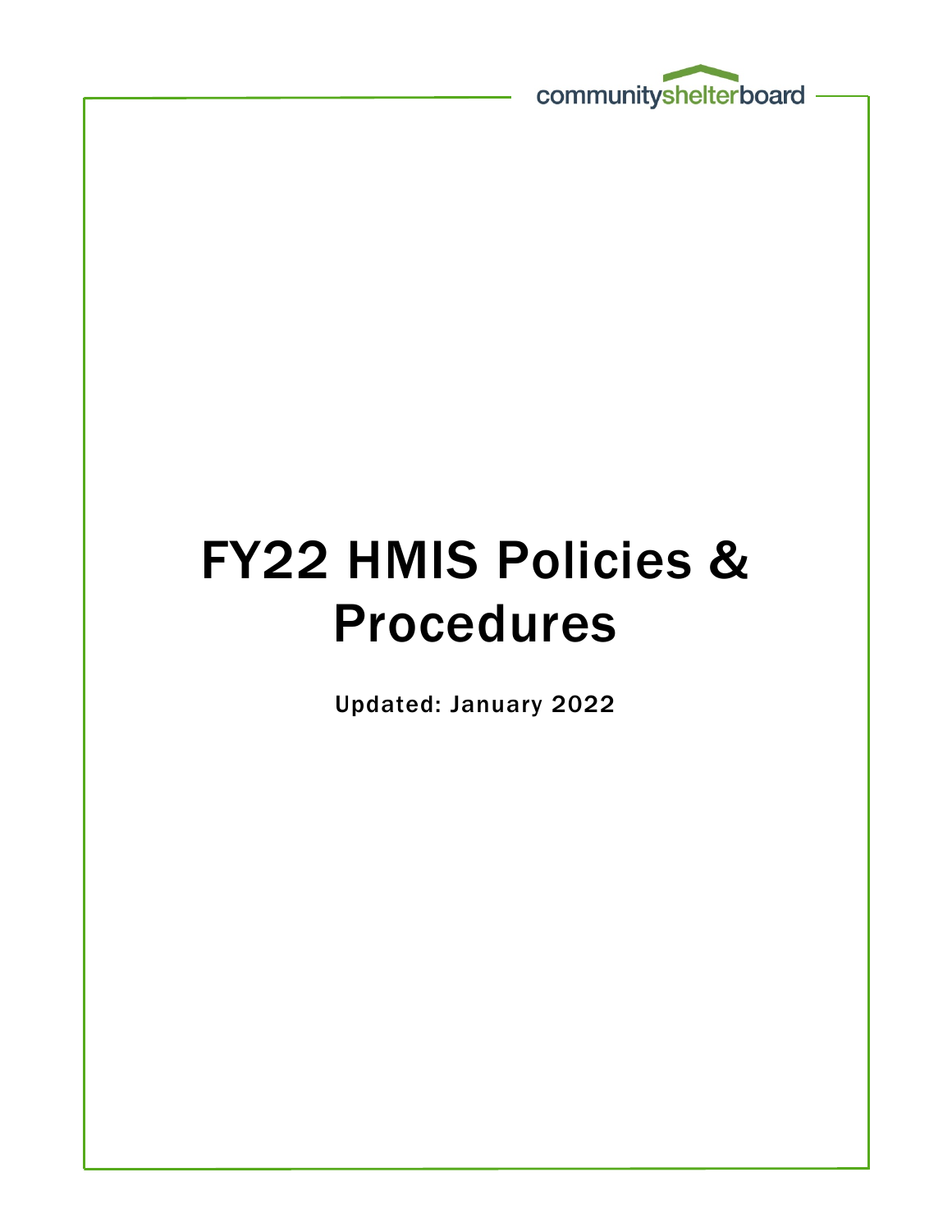communityshelterboard

# FY22 HMIS Policies & Procedures

Updated: January 2022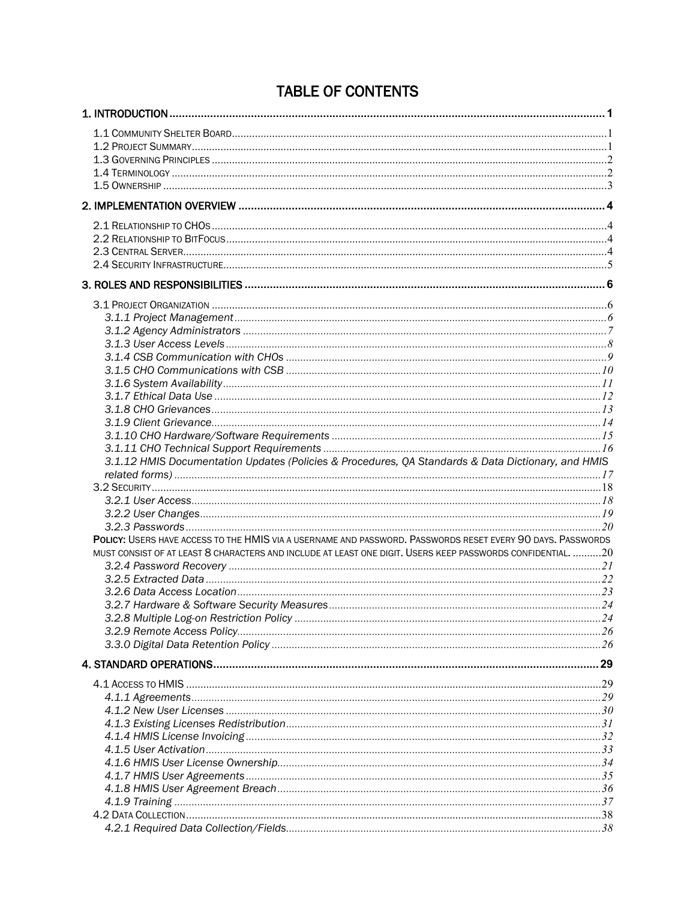# TABLE OF CONTENTS

**1. INTRODUCTION** ........ 1

1.1 Community Shelter Board ........ 1
1.2 Project Summary ........ 1
1.3 Governing Principles ........ 2
1.4 Terminology ........ 2
1.5 Ownership ........ 3

**2. IMPLEMENTATION OVERVIEW** ........ 4

2.1 Relationship to CHOs ........ 4
2.2 Relationship to BitFocus ........ 4
2.3 Central Server ........ 4
2.4 Security Infrastructure ........ 5

**3. ROLES AND RESPONSIBILITIES** ........ 6

3.1 Project Organization ........ 6
*3.1.1 Project Management* ........ 6
*3.1.2 Agency Administrators* ........ 7
*3.1.3 User Access Levels* ........ 8
*3.1.4 CSB Communication with CHOs* ........ 9
*3.1.5 CHO Communications with CSB* ........ 10
*3.1.6 System Availability* ........ 11
*3.1.7 Ethical Data Use* ........ 12
*3.1.8 CHO Grievances* ........ 13
*3.1.9 Client Grievance* ........ 14
*3.1.10 CHO Hardware/Software Requirements* ........ 15
*3.1.11 CHO Technical Support Requirements* ........ 16
*3.1.12 HMIS Documentation Updates (Policies & Procedures, QA Standards & Data Dictionary, and HMIS related forms)* ........ 17
3.2 Security ........ 18
*3.2.1 User Access* ........ 18
*3.2.2 User Changes* ........ 19
*3.2.3 Passwords* ........ 20
**Policy:** Users have access to the HMIS via a username and password. Passwords reset every 90 days. Passwords must consist of at least 8 characters and include at least one digit. Users keep passwords confidential. ........ 20
*3.2.4 Password Recovery* ........ 21
*3.2.5 Extracted Data* ........ 22
*3.2.6 Data Access Location* ........ 23
*3.2.7 Hardware & Software Security Measures* ........ 24
*3.2.8 Multiple Log-on Restriction Policy* ........ 24
*3.2.9 Remote Access Policy* ........ 26
*3.3.0 Digital Data Retention Policy* ........ 26

**4. STANDARD OPERATIONS** ........ 29

4.1 Access to HMIS ........ 29
*4.1.1 Agreements* ........ 29
*4.1.2 New User Licenses* ........ 30
*4.1.3 Existing Licenses Redistribution* ........ 31
*4.1.4 HMIS License Invoicing* ........ 32
*4.1.5 User Activation* ........ 33
*4.1.6 HMIS User License Ownership* ........ 34
*4.1.7 HMIS User Agreements* ........ 35
*4.1.8 HMIS User Agreement Breach* ........ 36
*4.1.9 Training* ........ 37
4.2 Data Collection ........ 38
*4.2.1 Required Data Collection/Fields* ........ 38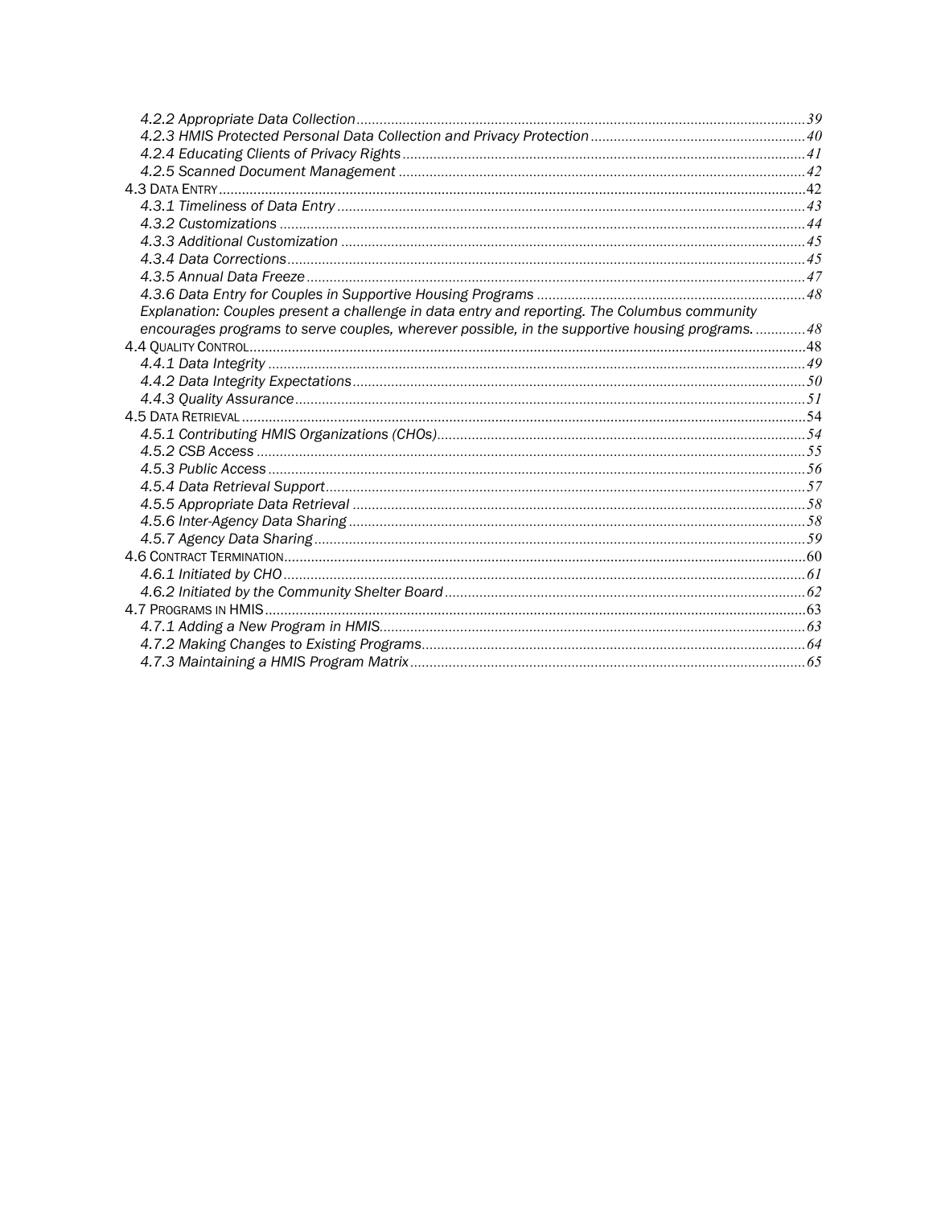*4.2.2 Appropriate Data Collection* ........ *39*
*4.2.3 HMIS Protected Personal Data Collection and Privacy Protection* ........ *40*
*4.2.4 Educating Clients of Privacy Rights* ........ *41*
*4.2.5 Scanned Document Management* ........ *42*
4.3 DATA ENTRY ........ 42
*4.3.1 Timeliness of Data Entry* ........ *43*
*4.3.2 Customizations* ........ *44*
*4.3.3 Additional Customization* ........ *45*
*4.3.4 Data Corrections* ........ *45*
*4.3.5 Annual Data Freeze* ........ *47*
*4.3.6 Data Entry for Couples in Supportive Housing Programs* ........ *48*
*Explanation: Couples present a challenge in data entry and reporting. The Columbus community encourages programs to serve couples, wherever possible, in the supportive housing programs.* ........ *48*
4.4 QUALITY CONTROL ........ 48
*4.4.1 Data Integrity* ........ *49*
*4.4.2 Data Integrity Expectations* ........ *50*
*4.4.3 Quality Assurance* ........ *51*
4.5 DATA RETRIEVAL ........ 54
*4.5.1 Contributing HMIS Organizations (CHOs)* ........ *54*
*4.5.2 CSB Access* ........ *55*
*4.5.3 Public Access* ........ *56*
*4.5.4 Data Retrieval Support* ........ *57*
*4.5.5 Appropriate Data Retrieval* ........ *58*
*4.5.6 Inter-Agency Data Sharing* ........ *58*
*4.5.7 Agency Data Sharing* ........ *59*
4.6 CONTRACT TERMINATION ........ 60
*4.6.1 Initiated by CHO* ........ *61*
*4.6.2 Initiated by the Community Shelter Board* ........ *62*
4.7 PROGRAMS IN HMIS ........ 63
*4.7.1 Adding a New Program in HMIS* ........ *63*
*4.7.2 Making Changes to Existing Programs* ........ *64*
*4.7.3 Maintaining a HMIS Program Matrix* ........ *65*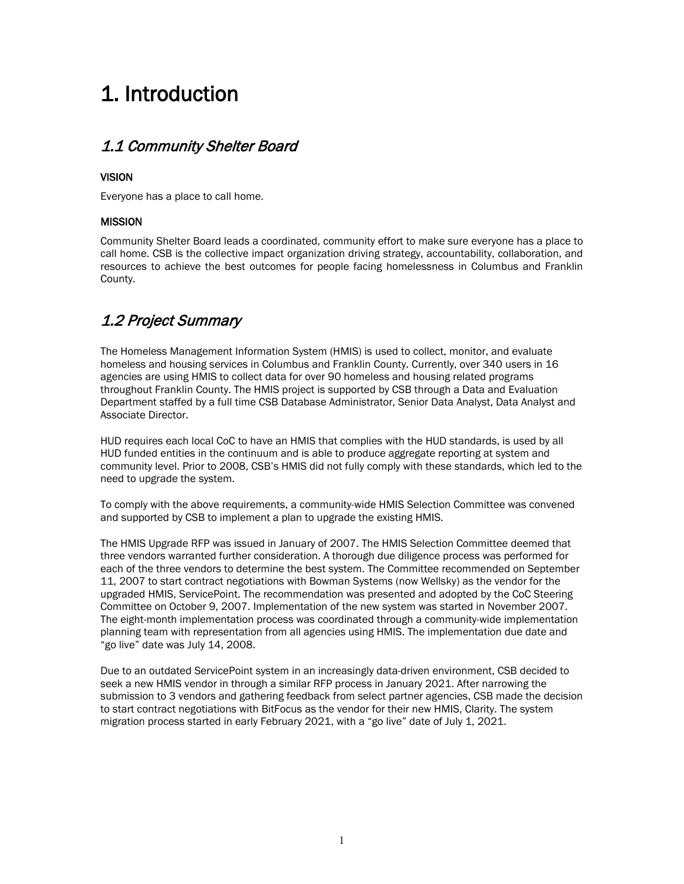# 1. Introduction

## *1.1 Community Shelter Board*

### VISION

Everyone has a place to call home.

### MISSION

Community Shelter Board leads a coordinated, community effort to make sure everyone has a place to call home. CSB is the collective impact organization driving strategy, accountability, collaboration, and resources to achieve the best outcomes for people facing homelessness in Columbus and Franklin County.

## *1.2 Project Summary*

The Homeless Management Information System (HMIS) is used to collect, monitor, and evaluate homeless and housing services in Columbus and Franklin County. Currently, over 340 users in 16 agencies are using HMIS to collect data for over 90 homeless and housing related programs throughout Franklin County. The HMIS project is supported by CSB through a Data and Evaluation Department staffed by a full time CSB Database Administrator, Senior Data Analyst, Data Analyst and Associate Director.

HUD requires each local CoC to have an HMIS that complies with the HUD standards, is used by all HUD funded entities in the continuum and is able to produce aggregate reporting at system and community level. Prior to 2008, CSB's HMIS did not fully comply with these standards, which led to the need to upgrade the system.

To comply with the above requirements, a community-wide HMIS Selection Committee was convened and supported by CSB to implement a plan to upgrade the existing HMIS.

The HMIS Upgrade RFP was issued in January of 2007. The HMIS Selection Committee deemed that three vendors warranted further consideration. A thorough due diligence process was performed for each of the three vendors to determine the best system. The Committee recommended on September 11, 2007 to start contract negotiations with Bowman Systems (now Wellsky) as the vendor for the upgraded HMIS, ServicePoint. The recommendation was presented and adopted by the CoC Steering Committee on October 9, 2007. Implementation of the new system was started in November 2007. The eight-month implementation process was coordinated through a community-wide implementation planning team with representation from all agencies using HMIS. The implementation due date and "go live" date was July 14, 2008.

Due to an outdated ServicePoint system in an increasingly data-driven environment, CSB decided to seek a new HMIS vendor in through a similar RFP process in January 2021. After narrowing the submission to 3 vendors and gathering feedback from select partner agencies, CSB made the decision to start contract negotiations with BitFocus as the vendor for their new HMIS, Clarity. The system migration process started in early February 2021, with a "go live" date of July 1, 2021.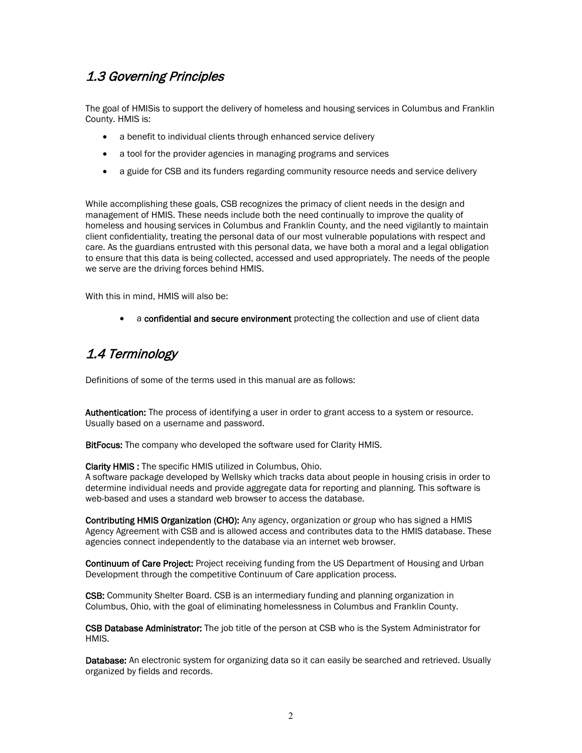## *1.3 Governing Principles*

The goal of HMISis to support the delivery of homeless and housing services in Columbus and Franklin County. HMIS is:

- a benefit to individual clients through enhanced service delivery
- a tool for the provider agencies in managing programs and services
- a guide for CSB and its funders regarding community resource needs and service delivery

While accomplishing these goals, CSB recognizes the primacy of client needs in the design and management of HMIS. These needs include both the need continually to improve the quality of homeless and housing services in Columbus and Franklin County, and the need vigilantly to maintain client confidentiality, treating the personal data of our most vulnerable populations with respect and care. As the guardians entrusted with this personal data, we have both a moral and a legal obligation to ensure that this data is being collected, accessed and used appropriately. The needs of the people we serve are the driving forces behind HMIS.

With this in mind, HMIS will also be:

- a **confidential and secure environment** protecting the collection and use of client data

## *1.4 Terminology*

Definitions of some of the terms used in this manual are as follows:

**Authentication:** The process of identifying a user in order to grant access to a system or resource. Usually based on a username and password.

**BitFocus:** The company who developed the software used for Clarity HMIS.

**Clarity HMIS :** The specific HMIS utilized in Columbus, Ohio.
A software package developed by Wellsky which tracks data about people in housing crisis in order to determine individual needs and provide aggregate data for reporting and planning. This software is web-based and uses a standard web browser to access the database.

**Contributing HMIS Organization (CHO):** Any agency, organization or group who has signed a HMIS Agency Agreement with CSB and is allowed access and contributes data to the HMIS database. These agencies connect independently to the database via an internet web browser.

**Continuum of Care Project:** Project receiving funding from the US Department of Housing and Urban Development through the competitive Continuum of Care application process.

**CSB:** Community Shelter Board. CSB is an intermediary funding and planning organization in Columbus, Ohio, with the goal of eliminating homelessness in Columbus and Franklin County.

**CSB Database Administrator:** The job title of the person at CSB who is the System Administrator for HMIS.

**Database:** An electronic system for organizing data so it can easily be searched and retrieved. Usually organized by fields and records.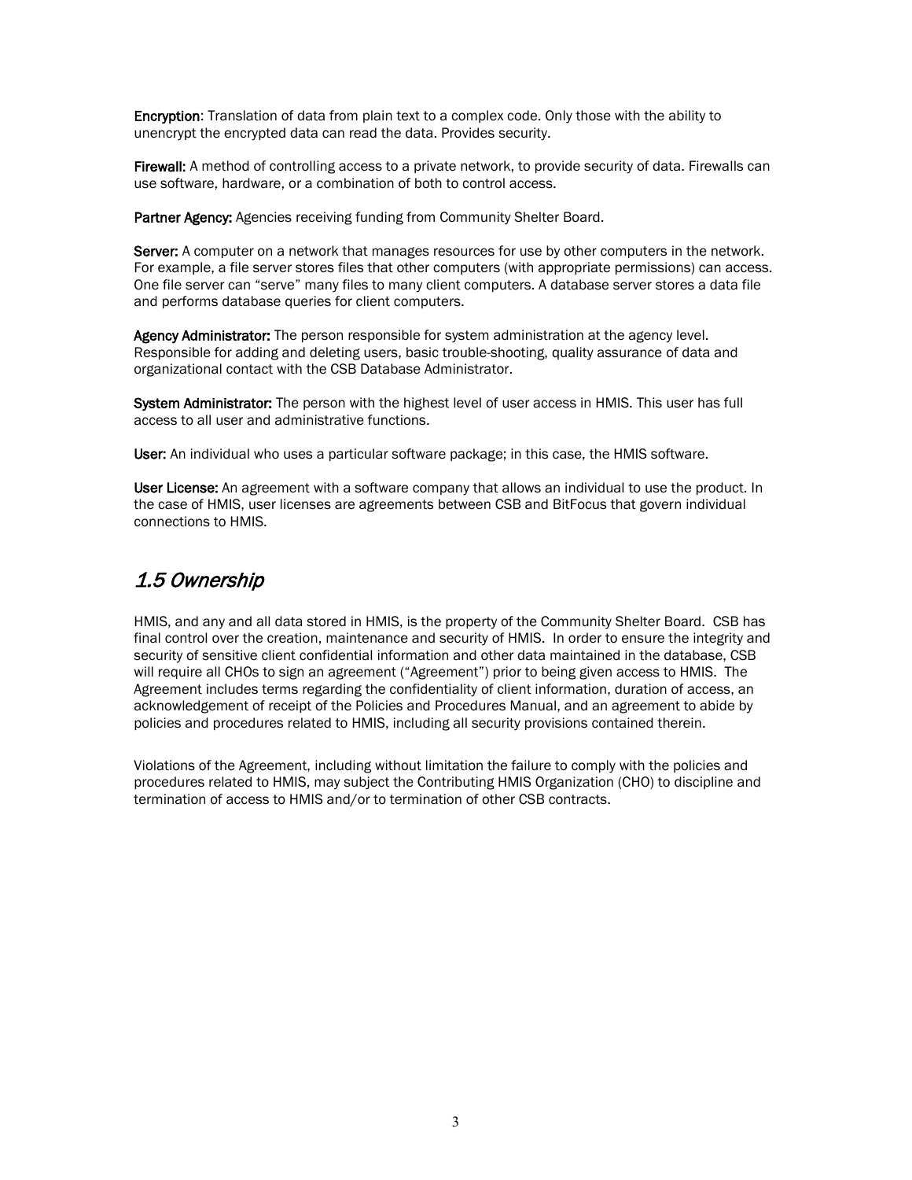**Encryption**: Translation of data from plain text to a complex code. Only those with the ability to unencrypt the encrypted data can read the data. Provides security.

**Firewall:** A method of controlling access to a private network, to provide security of data. Firewalls can use software, hardware, or a combination of both to control access.

**Partner Agency:** Agencies receiving funding from Community Shelter Board.

**Server:** A computer on a network that manages resources for use by other computers in the network. For example, a file server stores files that other computers (with appropriate permissions) can access. One file server can "serve" many files to many client computers. A database server stores a data file and performs database queries for client computers.

**Agency Administrator:** The person responsible for system administration at the agency level. Responsible for adding and deleting users, basic trouble-shooting, quality assurance of data and organizational contact with the CSB Database Administrator.

**System Administrator:** The person with the highest level of user access in HMIS. This user has full access to all user and administrative functions.

**User:** An individual who uses a particular software package; in this case, the HMIS software.

**User License:** An agreement with a software company that allows an individual to use the product. In the case of HMIS, user licenses are agreements between CSB and BitFocus that govern individual connections to HMIS.

## *1.5 Ownership*

HMIS, and any and all data stored in HMIS, is the property of the Community Shelter Board. CSB has final control over the creation, maintenance and security of HMIS. In order to ensure the integrity and security of sensitive client confidential information and other data maintained in the database, CSB will require all CHOs to sign an agreement ("Agreement") prior to being given access to HMIS. The Agreement includes terms regarding the confidentiality of client information, duration of access, an acknowledgement of receipt of the Policies and Procedures Manual, and an agreement to abide by policies and procedures related to HMIS, including all security provisions contained therein.

Violations of the Agreement, including without limitation the failure to comply with the policies and procedures related to HMIS, may subject the Contributing HMIS Organization (CHO) to discipline and termination of access to HMIS and/or to termination of other CSB contracts.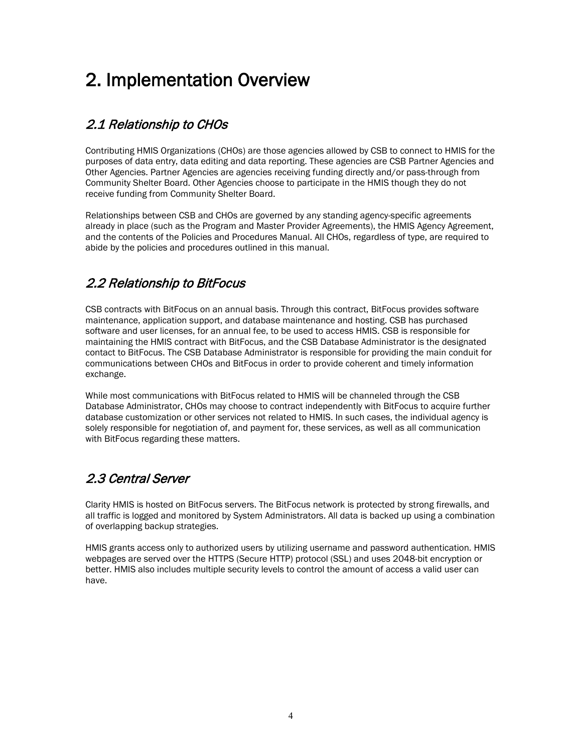# 2. Implementation Overview

## *2.1 Relationship to CHOs*

Contributing HMIS Organizations (CHOs) are those agencies allowed by CSB to connect to HMIS for the purposes of data entry, data editing and data reporting. These agencies are CSB Partner Agencies and Other Agencies. Partner Agencies are agencies receiving funding directly and/or pass-through from Community Shelter Board. Other Agencies choose to participate in the HMIS though they do not receive funding from Community Shelter Board.

Relationships between CSB and CHOs are governed by any standing agency-specific agreements already in place (such as the Program and Master Provider Agreements), the HMIS Agency Agreement, and the contents of the Policies and Procedures Manual. All CHOs, regardless of type, are required to abide by the policies and procedures outlined in this manual.

## *2.2 Relationship to BitFocus*

CSB contracts with BitFocus on an annual basis. Through this contract, BitFocus provides software maintenance, application support, and database maintenance and hosting. CSB has purchased software and user licenses, for an annual fee, to be used to access HMIS. CSB is responsible for maintaining the HMIS contract with BitFocus, and the CSB Database Administrator is the designated contact to BitFocus. The CSB Database Administrator is responsible for providing the main conduit for communications between CHOs and BitFocus in order to provide coherent and timely information exchange.

While most communications with BitFocus related to HMIS will be channeled through the CSB Database Administrator, CHOs may choose to contract independently with BitFocus to acquire further database customization or other services not related to HMIS. In such cases, the individual agency is solely responsible for negotiation of, and payment for, these services, as well as all communication with BitFocus regarding these matters.

## *2.3 Central Server*

Clarity HMIS is hosted on BitFocus servers. The BitFocus network is protected by strong firewalls, and all traffic is logged and monitored by System Administrators. All data is backed up using a combination of overlapping backup strategies.

HMIS grants access only to authorized users by utilizing username and password authentication. HMIS webpages are served over the HTTPS (Secure HTTP) protocol (SSL) and uses 2048-bit encryption or better. HMIS also includes multiple security levels to control the amount of access a valid user can have.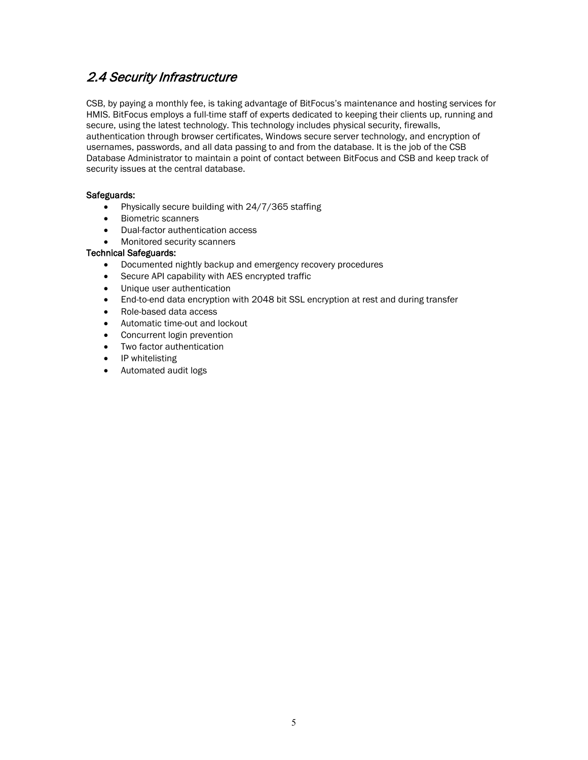## *2.4 Security Infrastructure*

CSB, by paying a monthly fee, is taking advantage of BitFocus's maintenance and hosting services for HMIS. BitFocus employs a full-time staff of experts dedicated to keeping their clients up, running and secure, using the latest technology. This technology includes physical security, firewalls, authentication through browser certificates, Windows secure server technology, and encryption of usernames, passwords, and all data passing to and from the database. It is the job of the CSB Database Administrator to maintain a point of contact between BitFocus and CSB and keep track of security issues at the central database.

Safeguards:

- Physically secure building with 24/7/365 staffing
- Biometric scanners
- Dual-factor authentication access
- Monitored security scanners

Technical Safeguards:

- Documented nightly backup and emergency recovery procedures
- Secure API capability with AES encrypted traffic
- Unique user authentication
- End-to-end data encryption with 2048 bit SSL encryption at rest and during transfer
- Role-based data access
- Automatic time-out and lockout
- Concurrent login prevention
- Two factor authentication
- IP whitelisting
- Automated audit logs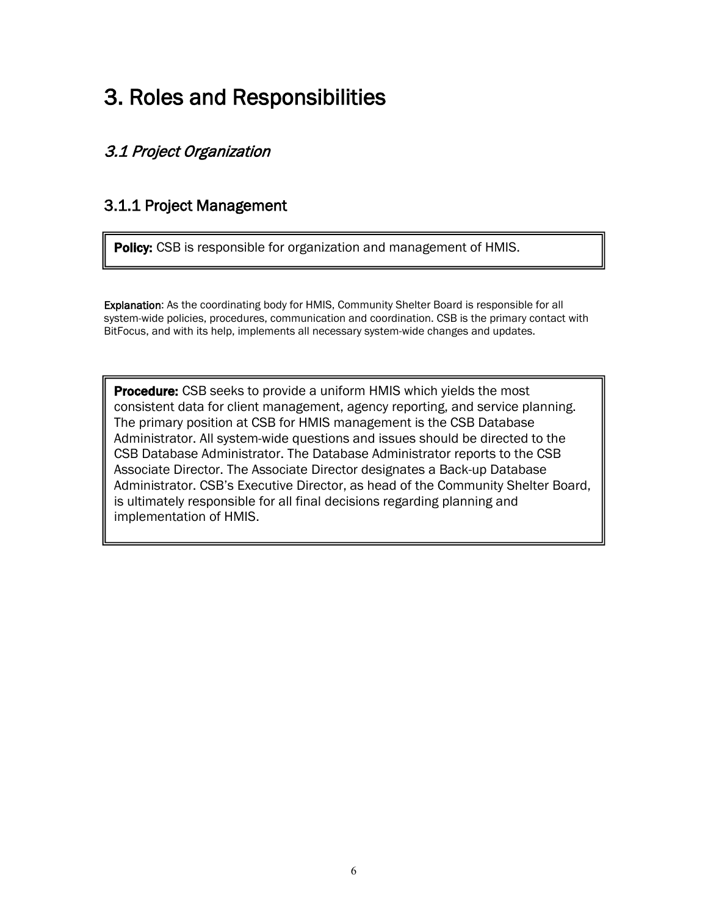# 3. Roles and Responsibilities

## *3.1 Project Organization*

### 3.1.1 Project Management

**Policy:** CSB is responsible for organization and management of HMIS.

**Explanation**: As the coordinating body for HMIS, Community Shelter Board is responsible for all system-wide policies, procedures, communication and coordination. CSB is the primary contact with BitFocus, and with its help, implements all necessary system-wide changes and updates.

**Procedure:** CSB seeks to provide a uniform HMIS which yields the most consistent data for client management, agency reporting, and service planning. The primary position at CSB for HMIS management is the CSB Database Administrator. All system-wide questions and issues should be directed to the CSB Database Administrator. The Database Administrator reports to the CSB Associate Director. The Associate Director designates a Back-up Database Administrator. CSB's Executive Director, as head of the Community Shelter Board, is ultimately responsible for all final decisions regarding planning and implementation of HMIS.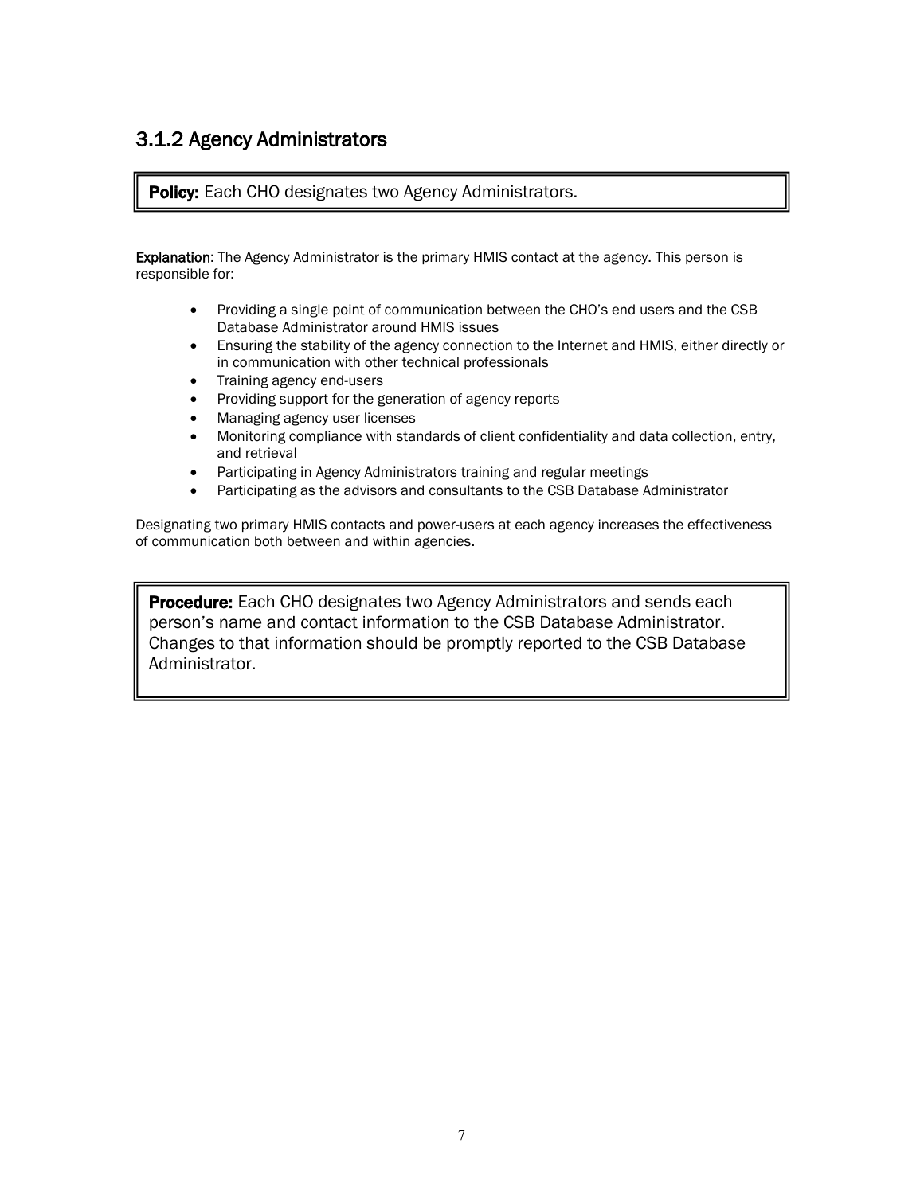### 3.1.2 Agency Administrators

**Policy:** Each CHO designates two Agency Administrators.

**Explanation**: The Agency Administrator is the primary HMIS contact at the agency. This person is responsible for:

- Providing a single point of communication between the CHO's end users and the CSB Database Administrator around HMIS issues
- Ensuring the stability of the agency connection to the Internet and HMIS, either directly or in communication with other technical professionals
- Training agency end-users
- Providing support for the generation of agency reports
- Managing agency user licenses
- Monitoring compliance with standards of client confidentiality and data collection, entry, and retrieval
- Participating in Agency Administrators training and regular meetings
- Participating as the advisors and consultants to the CSB Database Administrator

Designating two primary HMIS contacts and power-users at each agency increases the effectiveness of communication both between and within agencies.

**Procedure:** Each CHO designates two Agency Administrators and sends each person's name and contact information to the CSB Database Administrator. Changes to that information should be promptly reported to the CSB Database Administrator.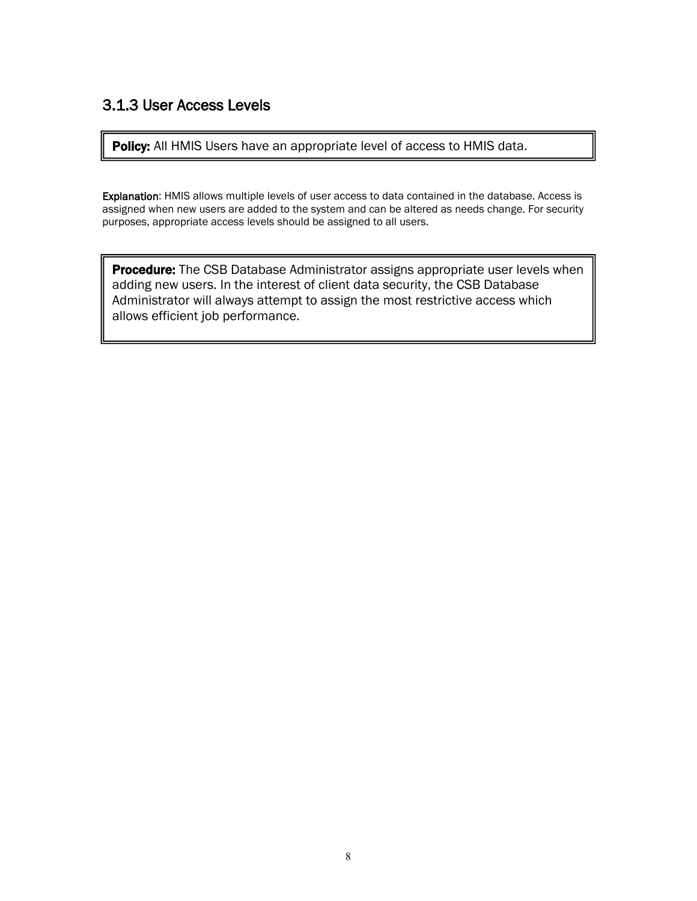### 3.1.3 User Access Levels

**Policy:** All HMIS Users have an appropriate level of access to HMIS data.

**Explanation**: HMIS allows multiple levels of user access to data contained in the database. Access is assigned when new users are added to the system and can be altered as needs change. For security purposes, appropriate access levels should be assigned to all users.

**Procedure:** The CSB Database Administrator assigns appropriate user levels when adding new users. In the interest of client data security, the CSB Database Administrator will always attempt to assign the most restrictive access which allows efficient job performance.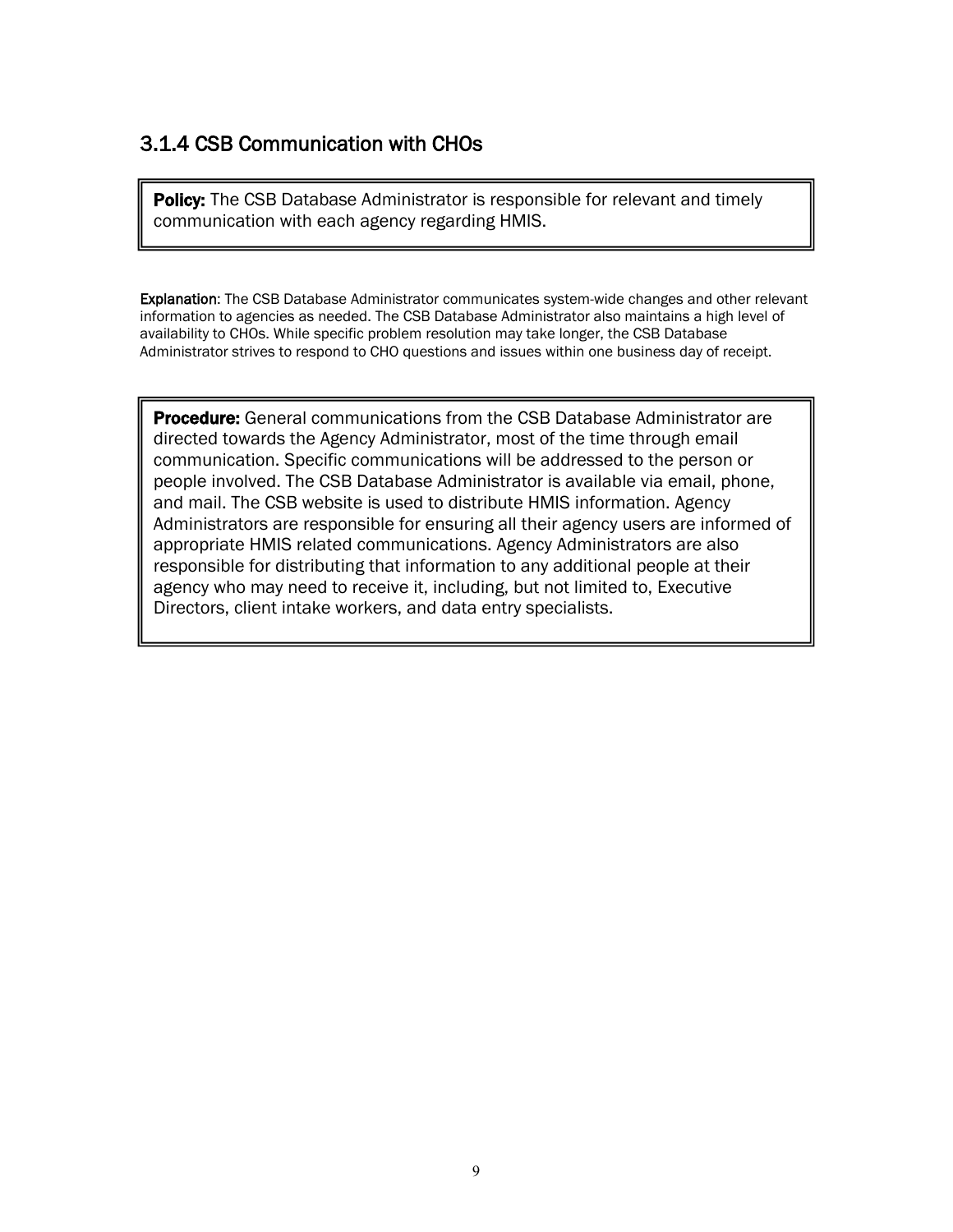### 3.1.4 CSB Communication with CHOs

**Policy:** The CSB Database Administrator is responsible for relevant and timely communication with each agency regarding HMIS.

**Explanation**: The CSB Database Administrator communicates system-wide changes and other relevant information to agencies as needed. The CSB Database Administrator also maintains a high level of availability to CHOs. While specific problem resolution may take longer, the CSB Database Administrator strives to respond to CHO questions and issues within one business day of receipt.

**Procedure:** General communications from the CSB Database Administrator are directed towards the Agency Administrator, most of the time through email communication. Specific communications will be addressed to the person or people involved. The CSB Database Administrator is available via email, phone, and mail. The CSB website is used to distribute HMIS information. Agency Administrators are responsible for ensuring all their agency users are informed of appropriate HMIS related communications. Agency Administrators are also responsible for distributing that information to any additional people at their agency who may need to receive it, including, but not limited to, Executive Directors, client intake workers, and data entry specialists.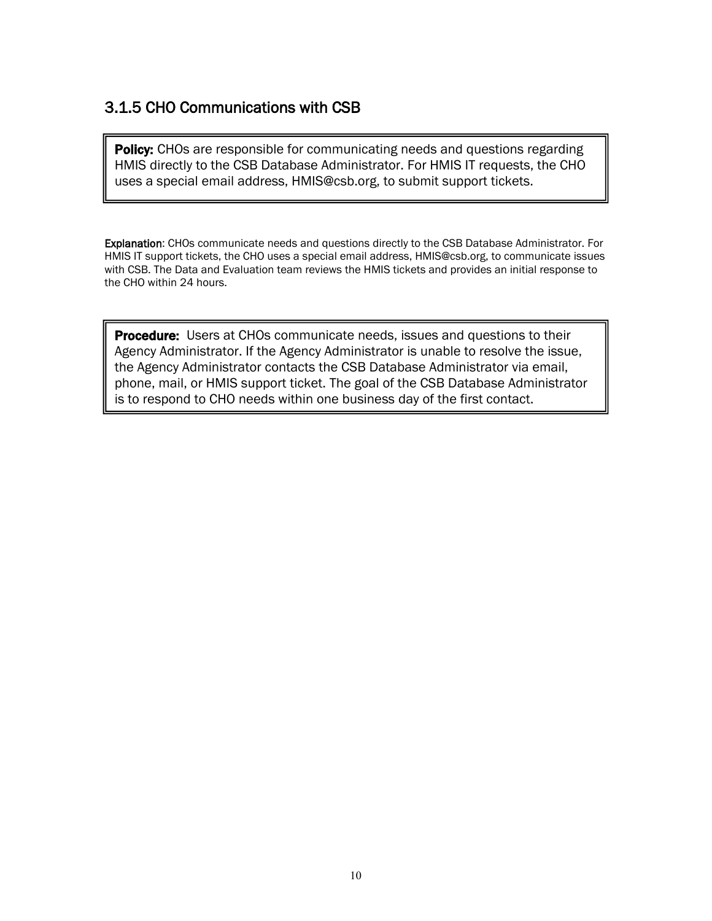### 3.1.5 CHO Communications with CSB

**Policy:** CHOs are responsible for communicating needs and questions regarding HMIS directly to the CSB Database Administrator. For HMIS IT requests, the CHO uses a special email address, HMIS@csb.org, to submit support tickets.

**Explanation**: CHOs communicate needs and questions directly to the CSB Database Administrator. For HMIS IT support tickets, the CHO uses a special email address, HMIS@csb.org, to communicate issues with CSB. The Data and Evaluation team reviews the HMIS tickets and provides an initial response to the CHO within 24 hours.

**Procedure:** Users at CHOs communicate needs, issues and questions to their Agency Administrator. If the Agency Administrator is unable to resolve the issue, the Agency Administrator contacts the CSB Database Administrator via email, phone, mail, or HMIS support ticket. The goal of the CSB Database Administrator is to respond to CHO needs within one business day of the first contact.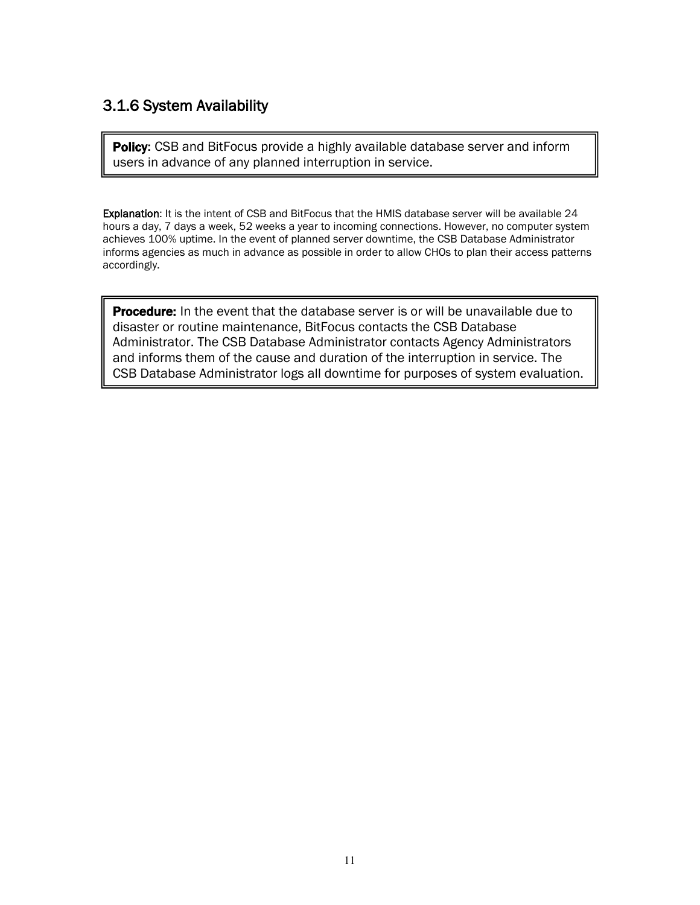### 3.1.6 System Availability

> **Policy**: CSB and BitFocus provide a highly available database server and inform users in advance of any planned interruption in service.

**Explanation**: It is the intent of CSB and BitFocus that the HMIS database server will be available 24 hours a day, 7 days a week, 52 weeks a year to incoming connections. However, no computer system achieves 100% uptime. In the event of planned server downtime, the CSB Database Administrator informs agencies as much in advance as possible in order to allow CHOs to plan their access patterns accordingly.

> **Procedure:** In the event that the database server is or will be unavailable due to disaster or routine maintenance, BitFocus contacts the CSB Database Administrator. The CSB Database Administrator contacts Agency Administrators and informs them of the cause and duration of the interruption in service. The CSB Database Administrator logs all downtime for purposes of system evaluation.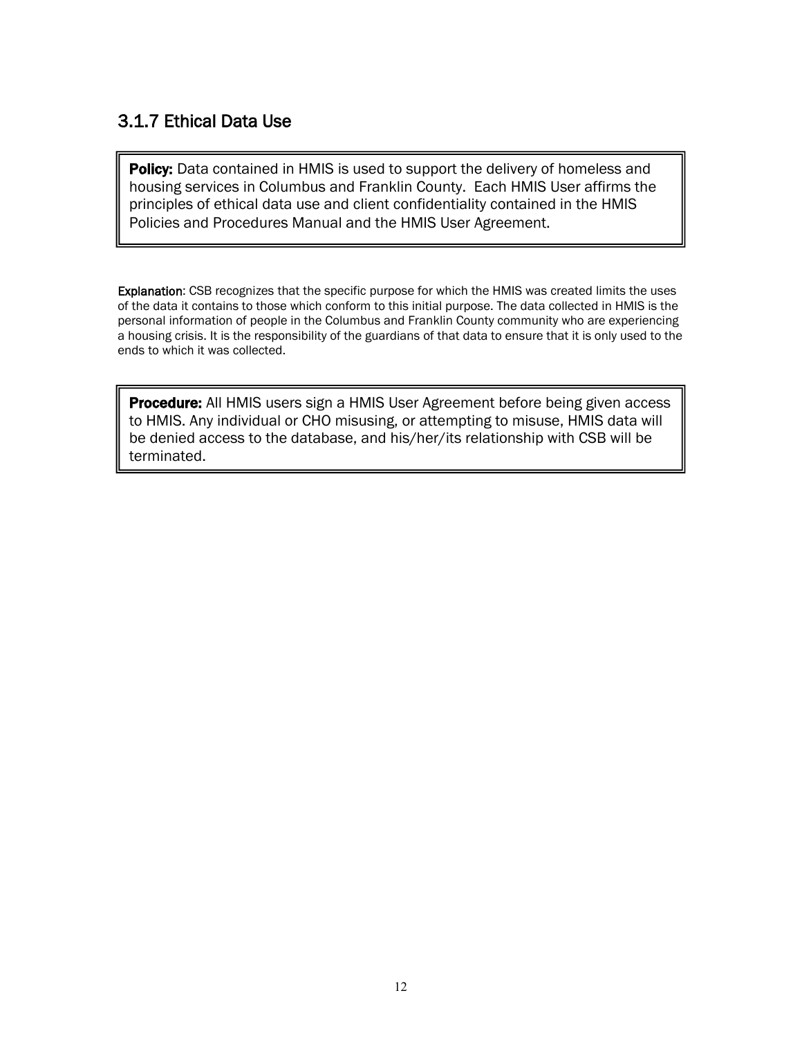### 3.1.7 Ethical Data Use

**Policy:** Data contained in HMIS is used to support the delivery of homeless and housing services in Columbus and Franklin County. Each HMIS User affirms the principles of ethical data use and client confidentiality contained in the HMIS Policies and Procedures Manual and the HMIS User Agreement.

**Explanation**: CSB recognizes that the specific purpose for which the HMIS was created limits the uses of the data it contains to those which conform to this initial purpose. The data collected in HMIS is the personal information of people in the Columbus and Franklin County community who are experiencing a housing crisis. It is the responsibility of the guardians of that data to ensure that it is only used to the ends to which it was collected.

**Procedure:** All HMIS users sign a HMIS User Agreement before being given access to HMIS. Any individual or CHO misusing, or attempting to misuse, HMIS data will be denied access to the database, and his/her/its relationship with CSB will be terminated.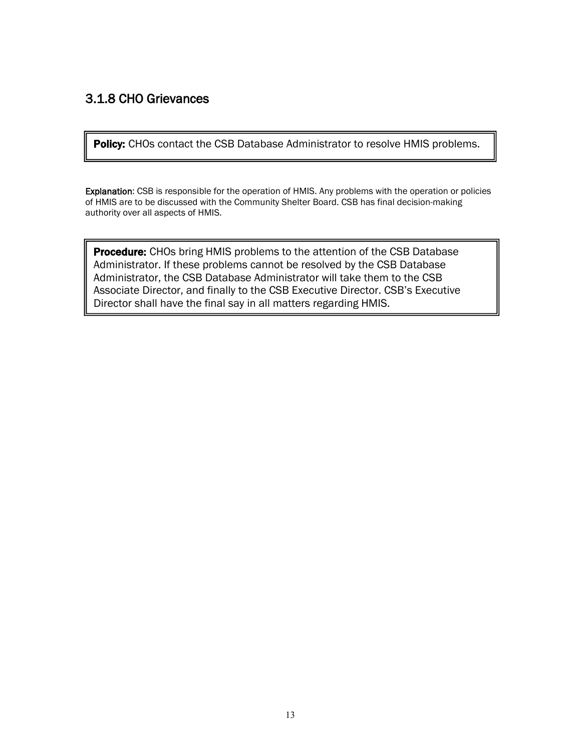### 3.1.8 CHO Grievances

**Policy:** CHOs contact the CSB Database Administrator to resolve HMIS problems.

**Explanation**: CSB is responsible for the operation of HMIS. Any problems with the operation or policies of HMIS are to be discussed with the Community Shelter Board. CSB has final decision-making authority over all aspects of HMIS.

**Procedure:** CHOs bring HMIS problems to the attention of the CSB Database Administrator. If these problems cannot be resolved by the CSB Database Administrator, the CSB Database Administrator will take them to the CSB Associate Director, and finally to the CSB Executive Director. CSB's Executive Director shall have the final say in all matters regarding HMIS.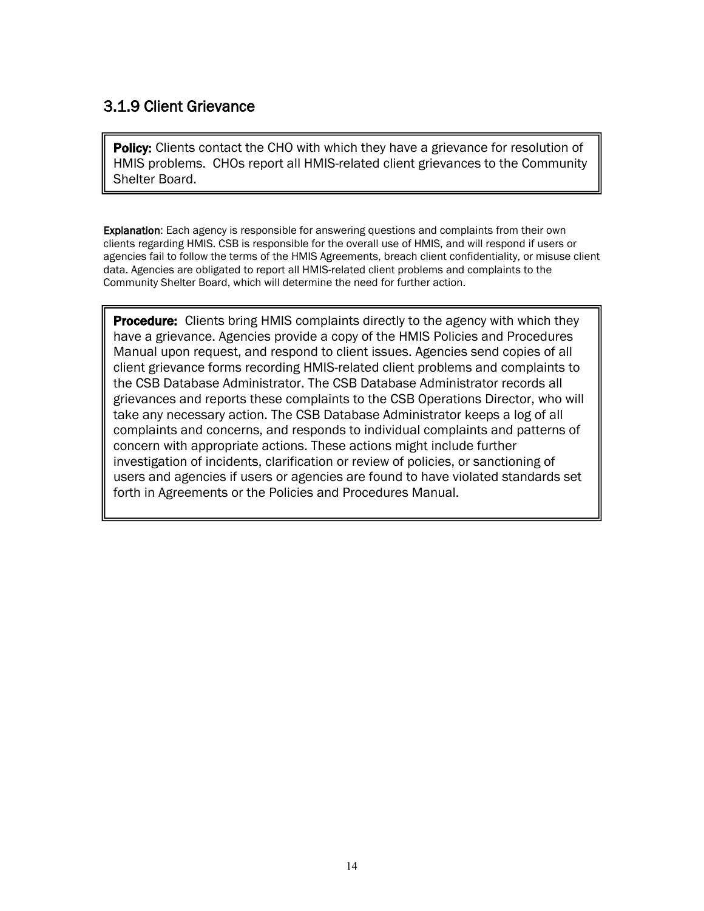### 3.1.9 Client Grievance

**Policy:** Clients contact the CHO with which they have a grievance for resolution of HMIS problems. CHOs report all HMIS-related client grievances to the Community Shelter Board.

**Explanation**: Each agency is responsible for answering questions and complaints from their own clients regarding HMIS. CSB is responsible for the overall use of HMIS, and will respond if users or agencies fail to follow the terms of the HMIS Agreements, breach client confidentiality, or misuse client data. Agencies are obligated to report all HMIS-related client problems and complaints to the Community Shelter Board, which will determine the need for further action.

**Procedure:** Clients bring HMIS complaints directly to the agency with which they have a grievance. Agencies provide a copy of the HMIS Policies and Procedures Manual upon request, and respond to client issues. Agencies send copies of all client grievance forms recording HMIS-related client problems and complaints to the CSB Database Administrator. The CSB Database Administrator records all grievances and reports these complaints to the CSB Operations Director, who will take any necessary action. The CSB Database Administrator keeps a log of all complaints and concerns, and responds to individual complaints and patterns of concern with appropriate actions. These actions might include further investigation of incidents, clarification or review of policies, or sanctioning of users and agencies if users or agencies are found to have violated standards set forth in Agreements or the Policies and Procedures Manual.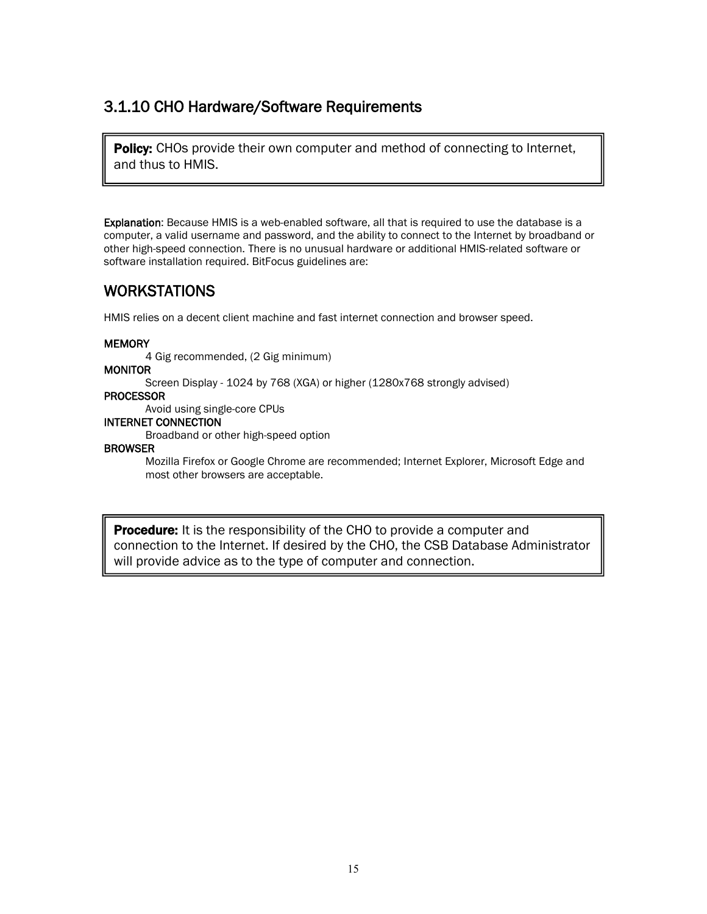### 3.1.10 CHO Hardware/Software Requirements

**Policy:** CHOs provide their own computer and method of connecting to Internet, and thus to HMIS.

**Explanation**: Because HMIS is a web-enabled software, all that is required to use the database is a computer, a valid username and password, and the ability to connect to the Internet by broadband or other high-speed connection. There is no unusual hardware or additional HMIS-related software or software installation required. BitFocus guidelines are:

## WORKSTATIONS

HMIS relies on a decent client machine and fast internet connection and browser speed.

**MEMORY**

4 Gig recommended, (2 Gig minimum)

**MONITOR**

Screen Display - 1024 by 768 (XGA) or higher (1280x768 strongly advised)

**PROCESSOR**

Avoid using single-core CPUs

**INTERNET CONNECTION**

Broadband or other high-speed option

**BROWSER**

Mozilla Firefox or Google Chrome are recommended; Internet Explorer, Microsoft Edge and most other browsers are acceptable.

**Procedure:** It is the responsibility of the CHO to provide a computer and connection to the Internet. If desired by the CHO, the CSB Database Administrator will provide advice as to the type of computer and connection.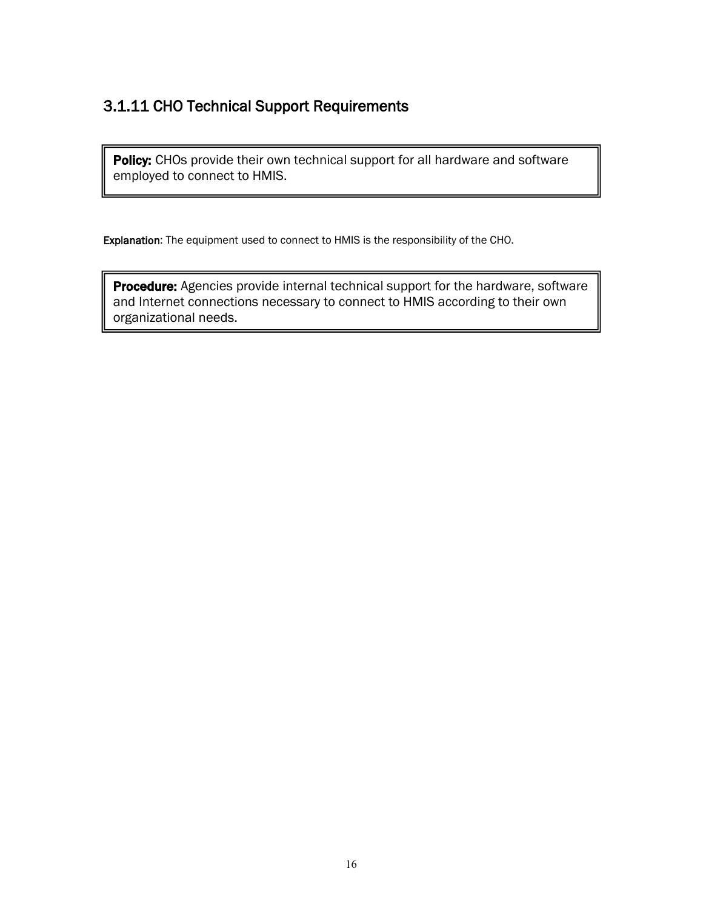### 3.1.11 CHO Technical Support Requirements

**Policy:** CHOs provide their own technical support for all hardware and software employed to connect to HMIS.

**Explanation**: The equipment used to connect to HMIS is the responsibility of the CHO.

**Procedure:** Agencies provide internal technical support for the hardware, software and Internet connections necessary to connect to HMIS according to their own organizational needs.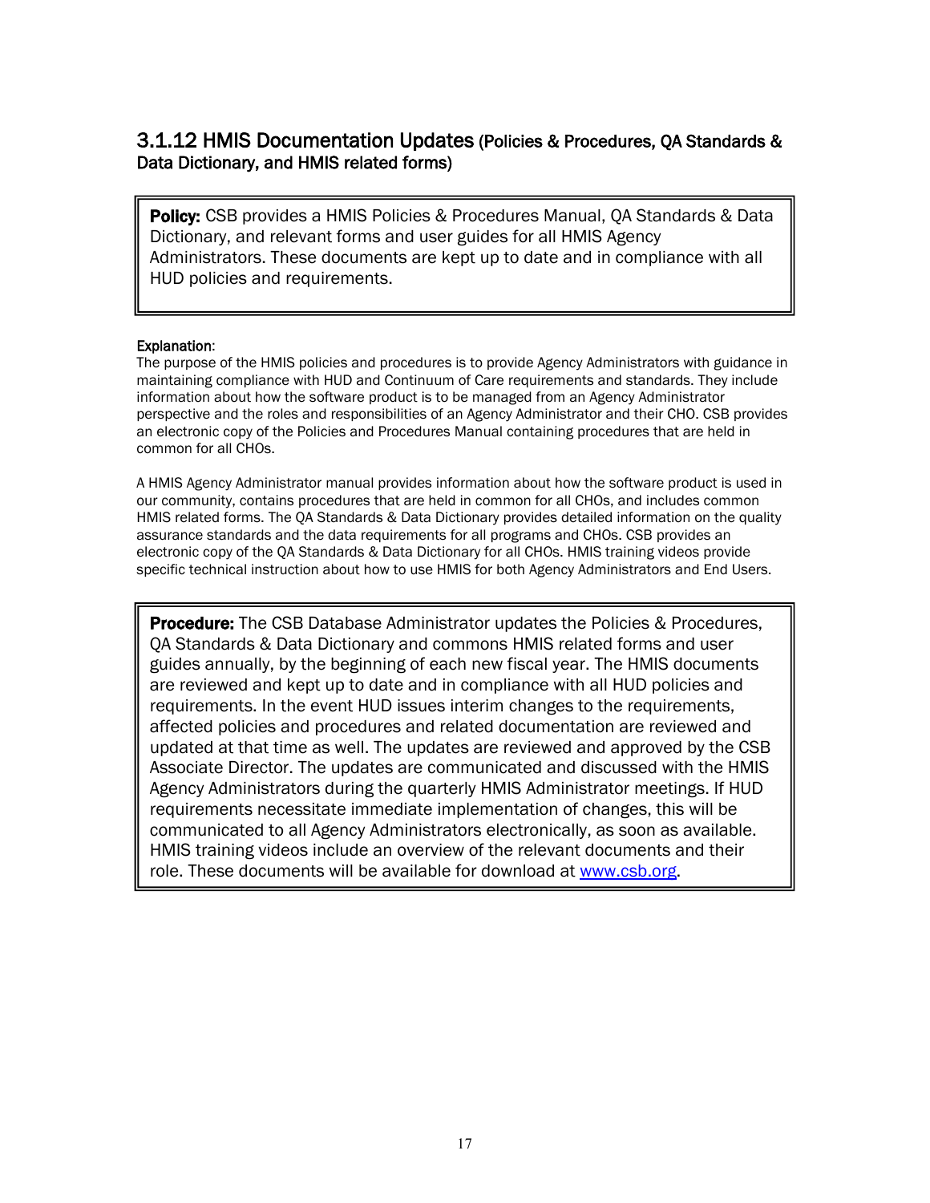### 3.1.12 HMIS Documentation Updates (Policies & Procedures, QA Standards & Data Dictionary, and HMIS related forms)

**Policy:** CSB provides a HMIS Policies & Procedures Manual, QA Standards & Data Dictionary, and relevant forms and user guides for all HMIS Agency Administrators. These documents are kept up to date and in compliance with all HUD policies and requirements.

Explanation:
The purpose of the HMIS policies and procedures is to provide Agency Administrators with guidance in maintaining compliance with HUD and Continuum of Care requirements and standards. They include information about how the software product is to be managed from an Agency Administrator perspective and the roles and responsibilities of an Agency Administrator and their CHO. CSB provides an electronic copy of the Policies and Procedures Manual containing procedures that are held in common for all CHOs.

A HMIS Agency Administrator manual provides information about how the software product is used in our community, contains procedures that are held in common for all CHOs, and includes common HMIS related forms. The QA Standards & Data Dictionary provides detailed information on the quality assurance standards and the data requirements for all programs and CHOs. CSB provides an electronic copy of the QA Standards & Data Dictionary for all CHOs. HMIS training videos provide specific technical instruction about how to use HMIS for both Agency Administrators and End Users.

**Procedure:** The CSB Database Administrator updates the Policies & Procedures, QA Standards & Data Dictionary and commons HMIS related forms and user guides annually, by the beginning of each new fiscal year. The HMIS documents are reviewed and kept up to date and in compliance with all HUD policies and requirements. In the event HUD issues interim changes to the requirements, affected policies and procedures and related documentation are reviewed and updated at that time as well. The updates are reviewed and approved by the CSB Associate Director. The updates are communicated and discussed with the HMIS Agency Administrators during the quarterly HMIS Administrator meetings. If HUD requirements necessitate immediate implementation of changes, this will be communicated to all Agency Administrators electronically, as soon as available. HMIS training videos include an overview of the relevant documents and their role. These documents will be available for download at [www.csb.org](www.csb.org).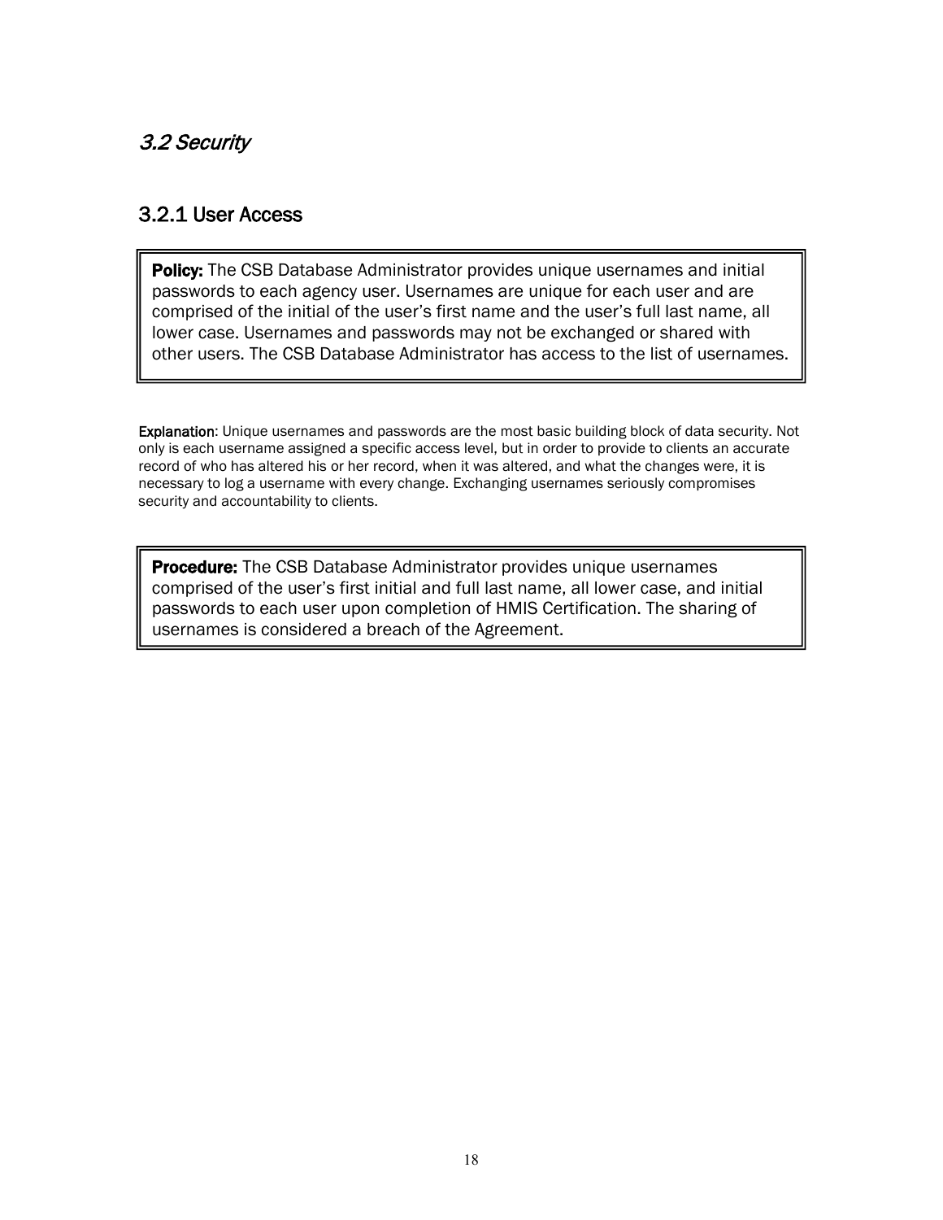## *3.2 Security*

### 3.2.1 User Access

**Policy:** The CSB Database Administrator provides unique usernames and initial passwords to each agency user. Usernames are unique for each user and are comprised of the initial of the user's first name and the user's full last name, all lower case. Usernames and passwords may not be exchanged or shared with other users. The CSB Database Administrator has access to the list of usernames.

**Explanation**: Unique usernames and passwords are the most basic building block of data security. Not only is each username assigned a specific access level, but in order to provide to clients an accurate record of who has altered his or her record, when it was altered, and what the changes were, it is necessary to log a username with every change. Exchanging usernames seriously compromises security and accountability to clients.

**Procedure:** The CSB Database Administrator provides unique usernames comprised of the user's first initial and full last name, all lower case, and initial passwords to each user upon completion of HMIS Certification. The sharing of usernames is considered a breach of the Agreement.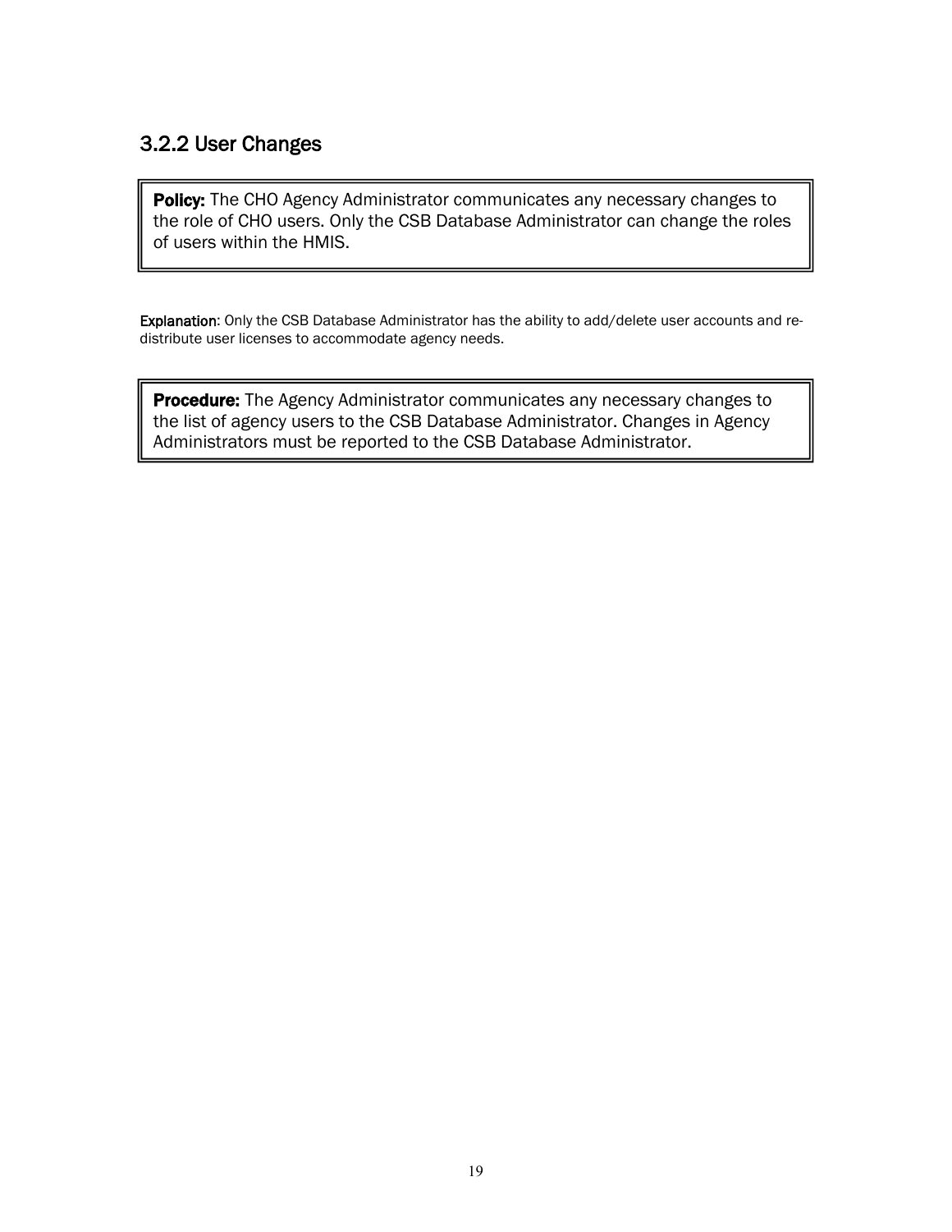### 3.2.2 User Changes

**Policy:** The CHO Agency Administrator communicates any necessary changes to the role of CHO users. Only the CSB Database Administrator can change the roles of users within the HMIS.

**Explanation**: Only the CSB Database Administrator has the ability to add/delete user accounts and re-distribute user licenses to accommodate agency needs.

**Procedure:** The Agency Administrator communicates any necessary changes to the list of agency users to the CSB Database Administrator. Changes in Agency Administrators must be reported to the CSB Database Administrator.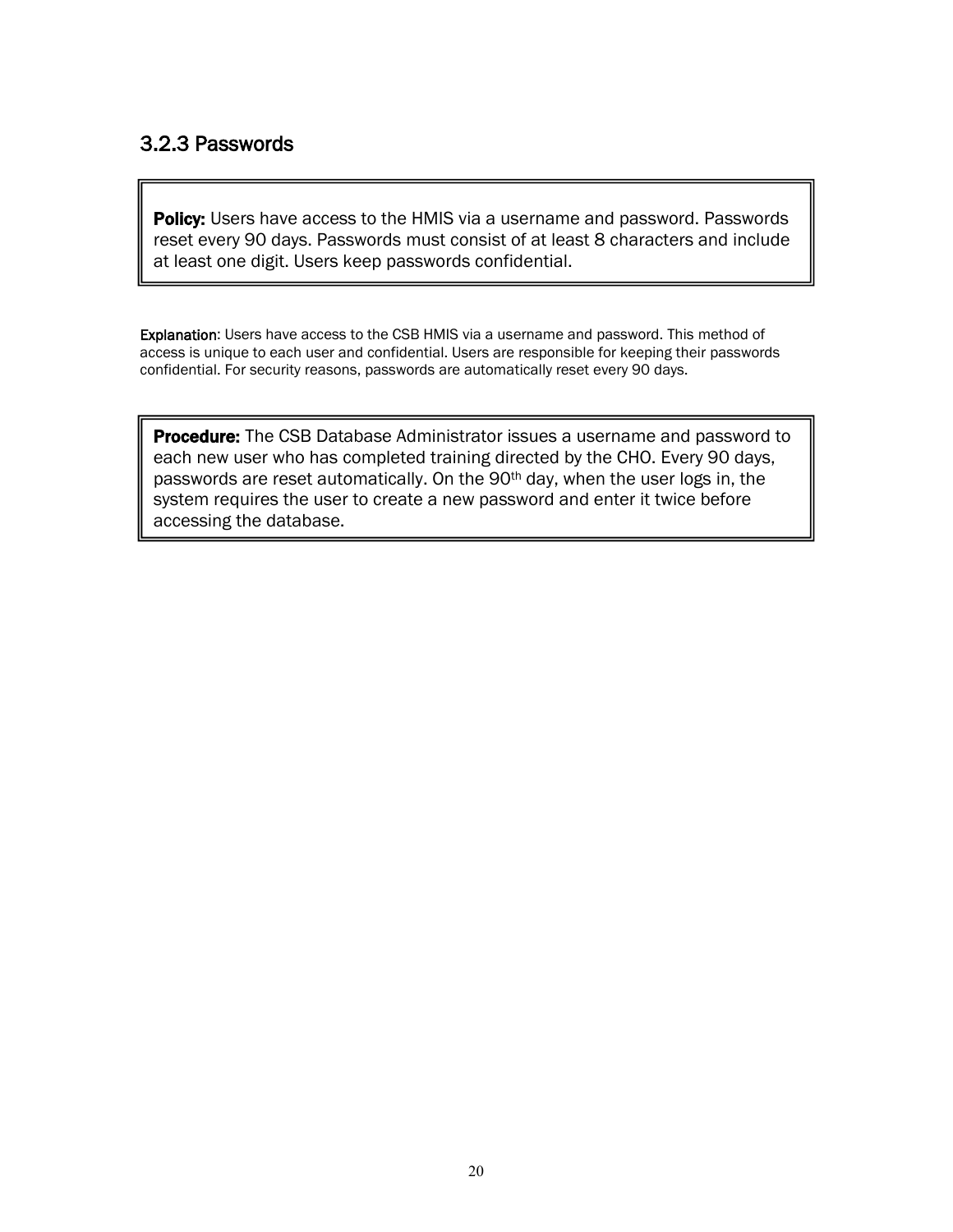### 3.2.3 Passwords

**Policy:** Users have access to the HMIS via a username and password. Passwords reset every 90 days. Passwords must consist of at least 8 characters and include at least one digit. Users keep passwords confidential.

**Explanation**: Users have access to the CSB HMIS via a username and password. This method of access is unique to each user and confidential. Users are responsible for keeping their passwords confidential. For security reasons, passwords are automatically reset every 90 days.

**Procedure:** The CSB Database Administrator issues a username and password to each new user who has completed training directed by the CHO. Every 90 days, passwords are reset automatically. On the 90th day, when the user logs in, the system requires the user to create a new password and enter it twice before accessing the database.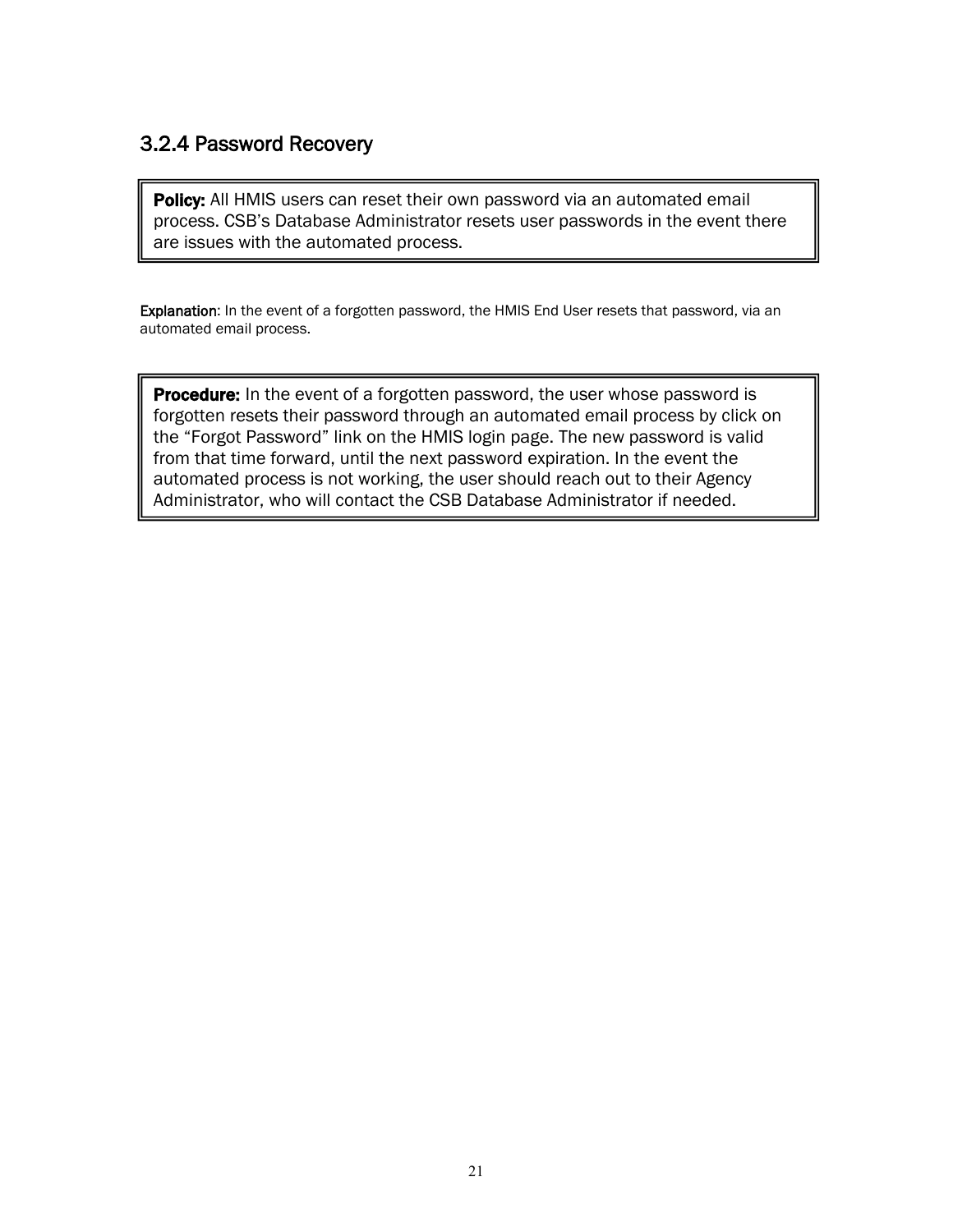### 3.2.4 Password Recovery

> **Policy:** All HMIS users can reset their own password via an automated email process. CSB's Database Administrator resets user passwords in the event there are issues with the automated process.

**Explanation**: In the event of a forgotten password, the HMIS End User resets that password, via an automated email process.

> **Procedure:** In the event of a forgotten password, the user whose password is forgotten resets their password through an automated email process by click on the "Forgot Password" link on the HMIS login page. The new password is valid from that time forward, until the next password expiration. In the event the automated process is not working, the user should reach out to their Agency Administrator, who will contact the CSB Database Administrator if needed.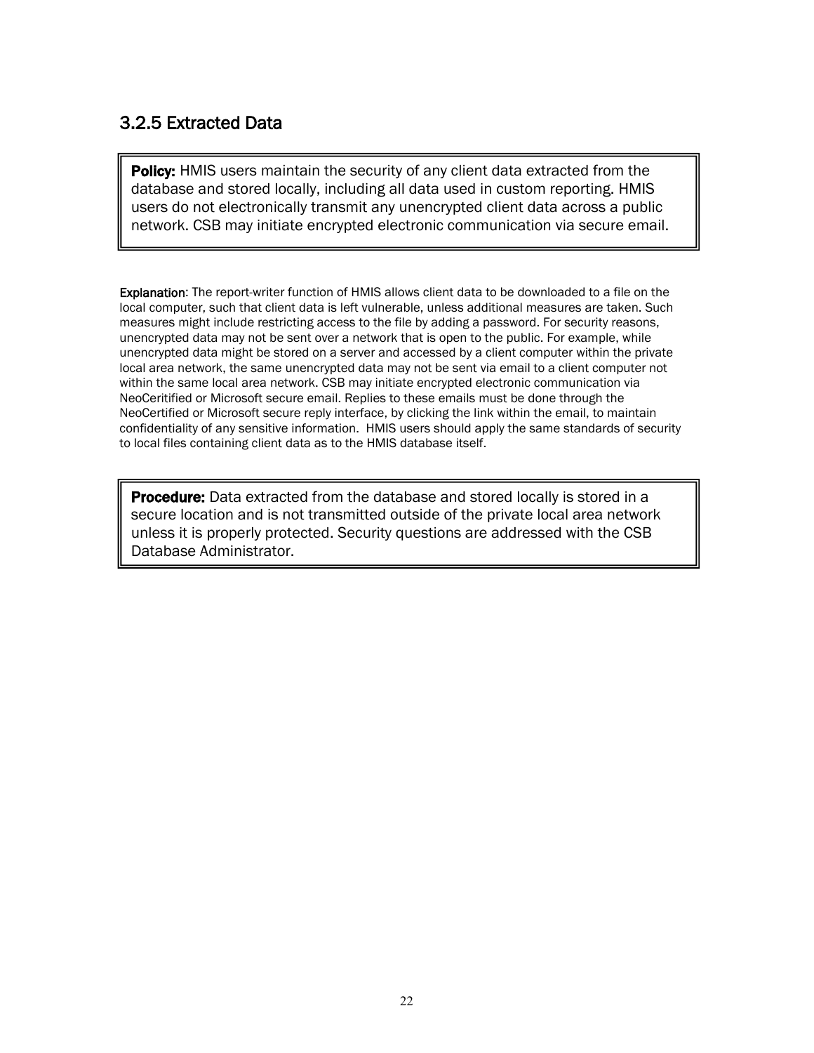### 3.2.5 Extracted Data

**Policy:** HMIS users maintain the security of any client data extracted from the database and stored locally, including all data used in custom reporting. HMIS users do not electronically transmit any unencrypted client data across a public network. CSB may initiate encrypted electronic communication via secure email.

**Explanation**: The report-writer function of HMIS allows client data to be downloaded to a file on the local computer, such that client data is left vulnerable, unless additional measures are taken. Such measures might include restricting access to the file by adding a password. For security reasons, unencrypted data may not be sent over a network that is open to the public. For example, while unencrypted data might be stored on a server and accessed by a client computer within the private local area network, the same unencrypted data may not be sent via email to a client computer not within the same local area network. CSB may initiate encrypted electronic communication via NeoCeritified or Microsoft secure email. Replies to these emails must be done through the NeoCertified or Microsoft secure reply interface, by clicking the link within the email, to maintain confidentiality of any sensitive information. HMIS users should apply the same standards of security to local files containing client data as to the HMIS database itself.

**Procedure:** Data extracted from the database and stored locally is stored in a secure location and is not transmitted outside of the private local area network unless it is properly protected. Security questions are addressed with the CSB Database Administrator.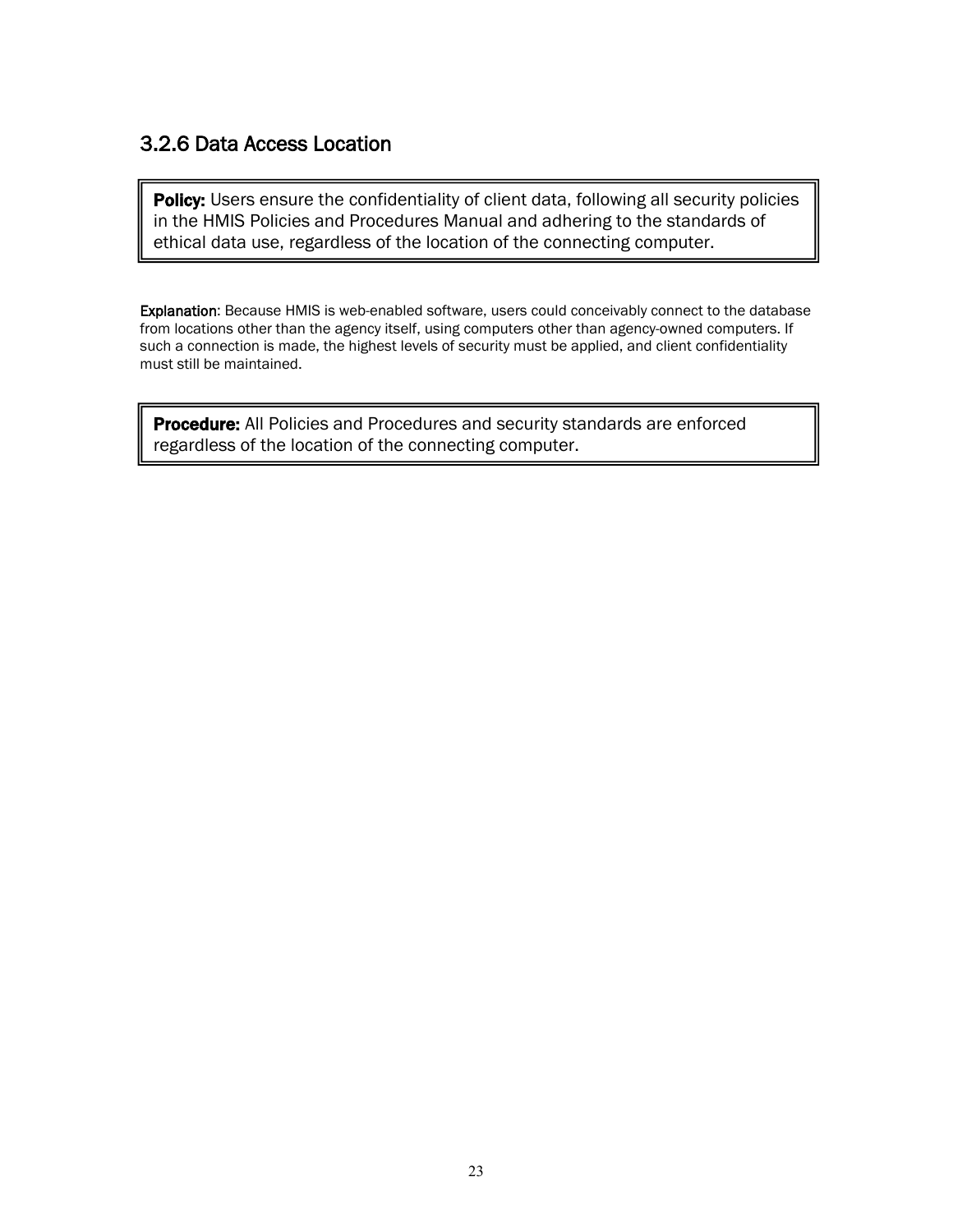### 3.2.6 Data Access Location

**Policy:** Users ensure the confidentiality of client data, following all security policies in the HMIS Policies and Procedures Manual and adhering to the standards of ethical data use, regardless of the location of the connecting computer.

**Explanation**: Because HMIS is web-enabled software, users could conceivably connect to the database from locations other than the agency itself, using computers other than agency-owned computers. If such a connection is made, the highest levels of security must be applied, and client confidentiality must still be maintained.

**Procedure:** All Policies and Procedures and security standards are enforced regardless of the location of the connecting computer.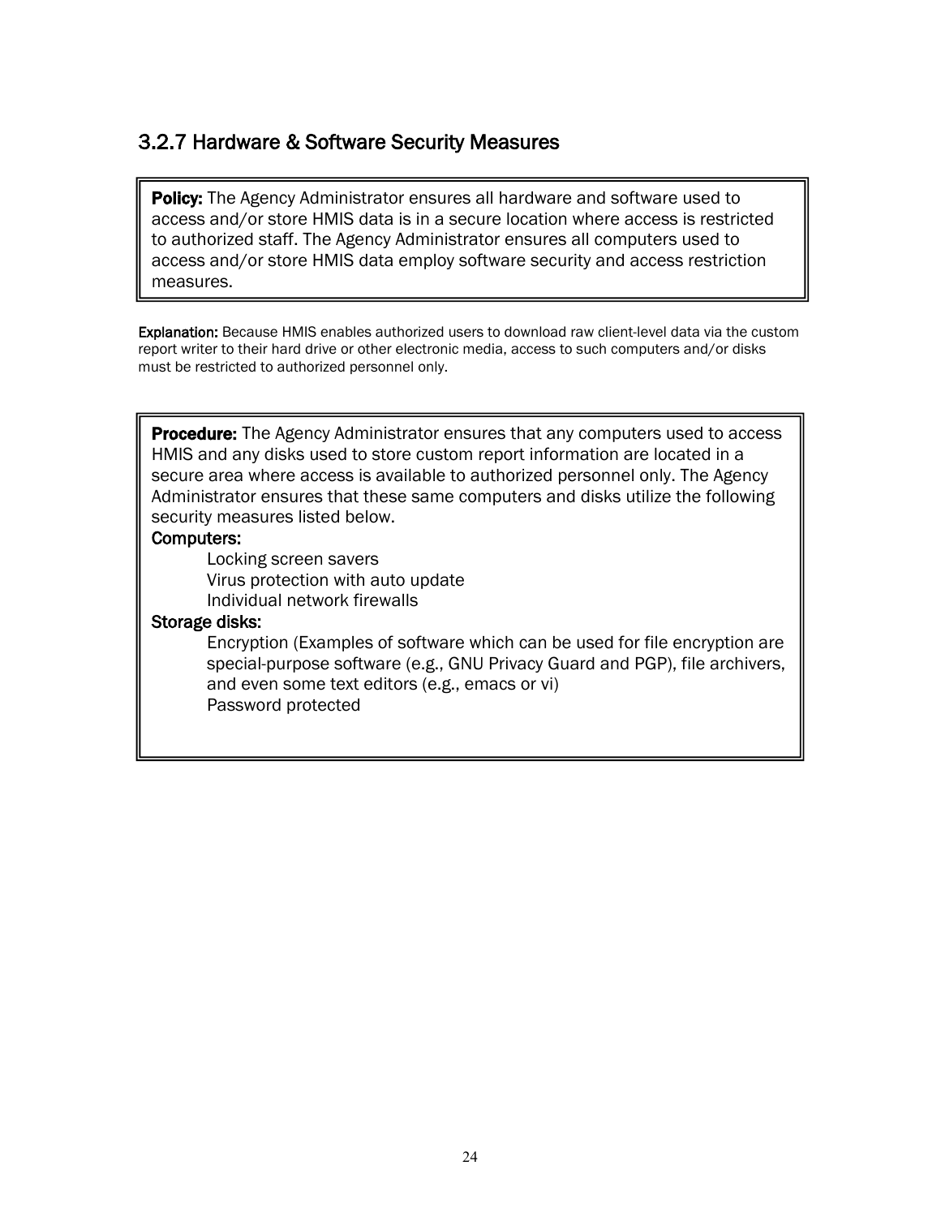### 3.2.7 Hardware & Software Security Measures

**Policy:** The Agency Administrator ensures all hardware and software used to access and/or store HMIS data is in a secure location where access is restricted to authorized staff. The Agency Administrator ensures all computers used to access and/or store HMIS data employ software security and access restriction measures.

**Explanation:** Because HMIS enables authorized users to download raw client-level data via the custom report writer to their hard drive or other electronic media, access to such computers and/or disks must be restricted to authorized personnel only.

**Procedure:** The Agency Administrator ensures that any computers used to access HMIS and any disks used to store custom report information are located in a secure area where access is available to authorized personnel only. The Agency Administrator ensures that these same computers and disks utilize the following security measures listed below.

**Computers:**

- Locking screen savers
- Virus protection with auto update
- Individual network firewalls

**Storage disks:**

- Encryption (Examples of software which can be used for file encryption are special-purpose software (e.g., GNU Privacy Guard and PGP), file archivers, and even some text editors (e.g., emacs or vi)
- Password protected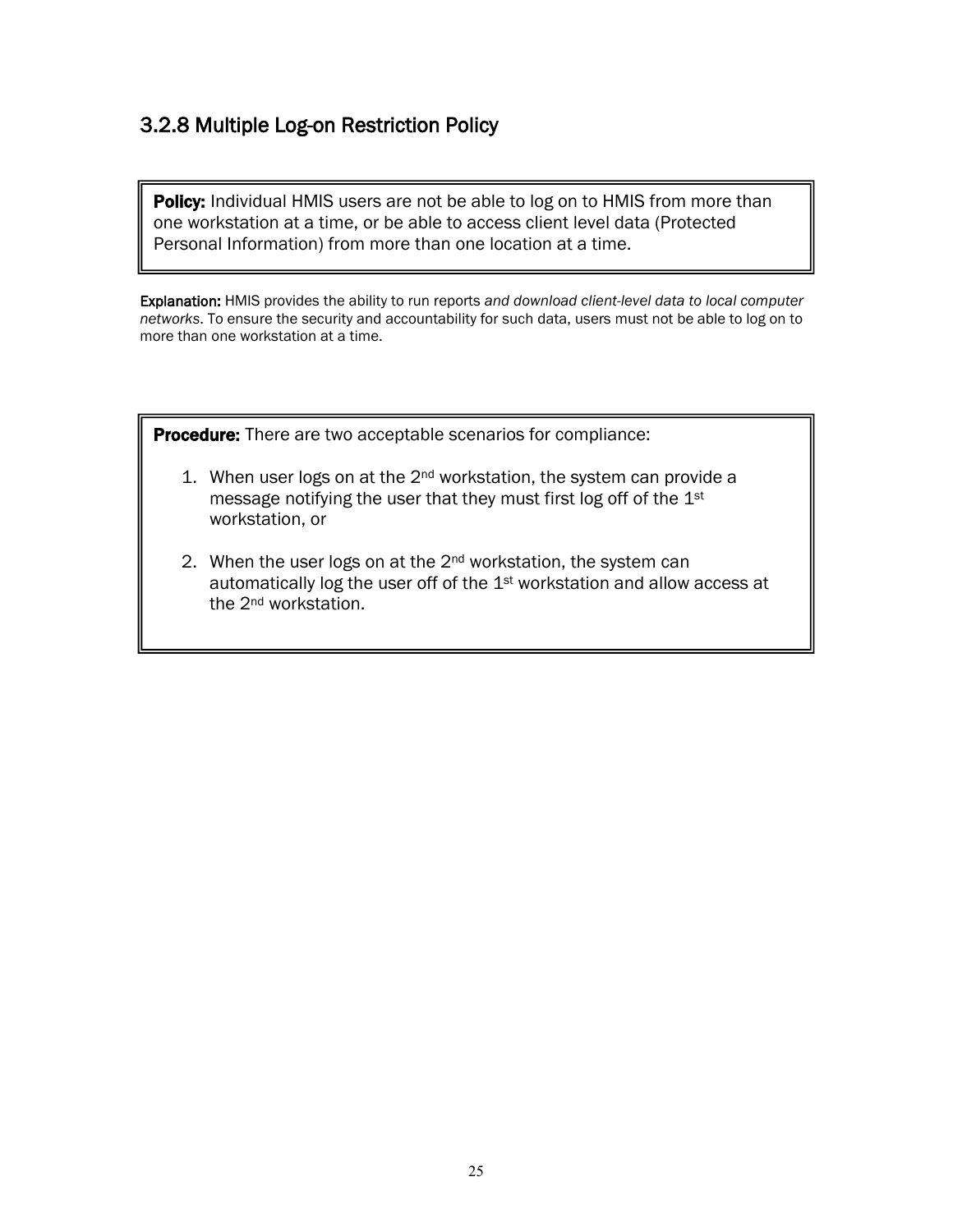### 3.2.8 Multiple Log-on Restriction Policy

**Policy:** Individual HMIS users are not be able to log on to HMIS from more than one workstation at a time, or be able to access client level data (Protected Personal Information) from more than one location at a time.

**Explanation:** HMIS provides the ability to run reports *and download client-level data to local computer networks*. To ensure the security and accountability for such data, users must not be able to log on to more than one workstation at a time.

**Procedure:** There are two acceptable scenarios for compliance:

1. When user logs on at the 2nd workstation, the system can provide a message notifying the user that they must first log off of the 1st workstation, or

2. When the user logs on at the 2nd workstation, the system can automatically log the user off of the 1st workstation and allow access at the 2nd workstation.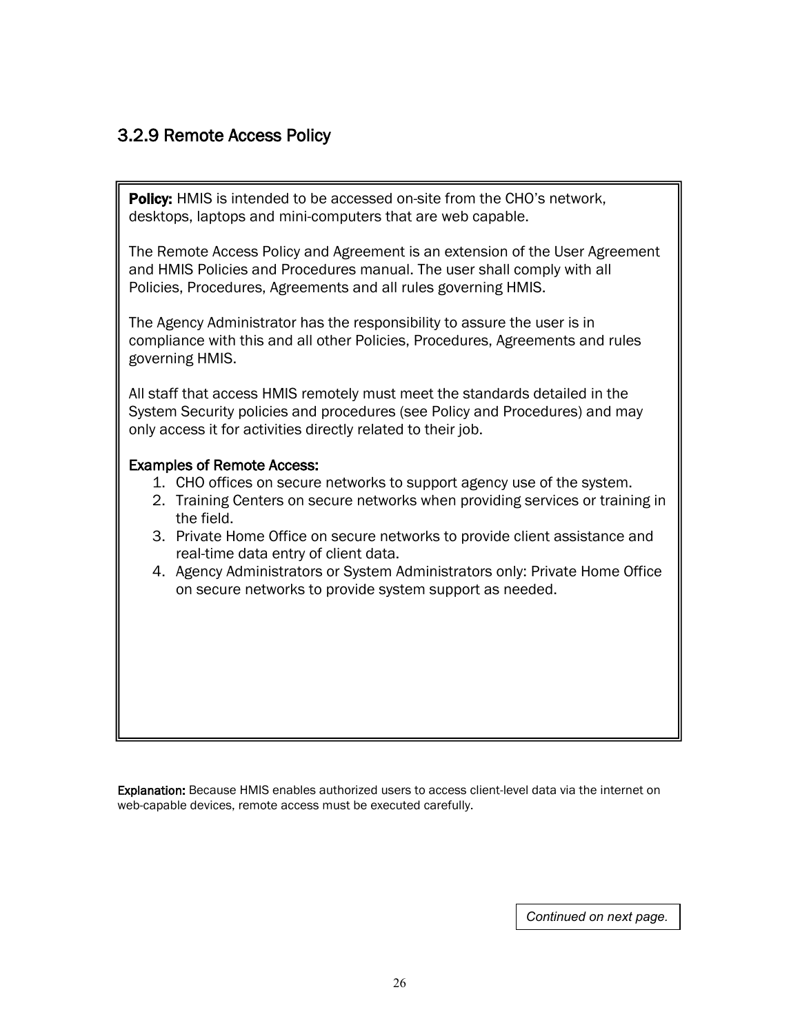### 3.2.9 Remote Access Policy

**Policy:** HMIS is intended to be accessed on-site from the CHO's network, desktops, laptops and mini-computers that are web capable.

The Remote Access Policy and Agreement is an extension of the User Agreement and HMIS Policies and Procedures manual. The user shall comply with all Policies, Procedures, Agreements and all rules governing HMIS.

The Agency Administrator has the responsibility to assure the user is in compliance with this and all other Policies, Procedures, Agreements and rules governing HMIS.

All staff that access HMIS remotely must meet the standards detailed in the System Security policies and procedures (see Policy and Procedures) and may only access it for activities directly related to their job.

**Examples of Remote Access:**

1. CHO offices on secure networks to support agency use of the system.
2. Training Centers on secure networks when providing services or training in the field.
3. Private Home Office on secure networks to provide client assistance and real-time data entry of client data.
4. Agency Administrators or System Administrators only: Private Home Office on secure networks to provide system support as needed.

**Explanation:** Because HMIS enables authorized users to access client-level data via the internet on web-capable devices, remote access must be executed carefully.

*Continued on next page.*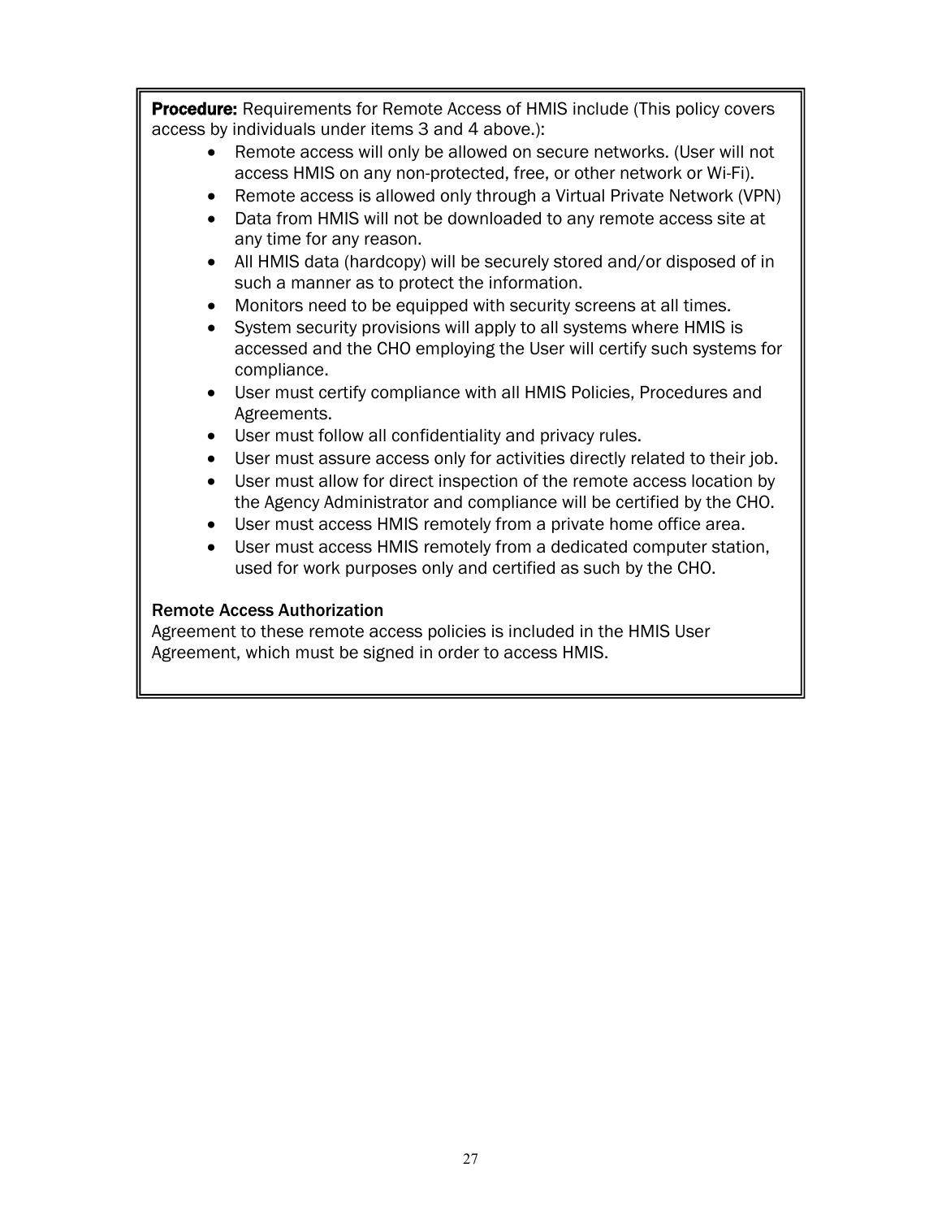**Procedure:** Requirements for Remote Access of HMIS include (This policy covers access by individuals under items 3 and 4 above.):

- Remote access will only be allowed on secure networks. (User will not access HMIS on any non-protected, free, or other network or Wi-Fi).
- Remote access is allowed only through a Virtual Private Network (VPN)
- Data from HMIS will not be downloaded to any remote access site at any time for any reason.
- All HMIS data (hardcopy) will be securely stored and/or disposed of in such a manner as to protect the information.
- Monitors need to be equipped with security screens at all times.
- System security provisions will apply to all systems where HMIS is accessed and the CHO employing the User will certify such systems for compliance.
- User must certify compliance with all HMIS Policies, Procedures and Agreements.
- User must follow all confidentiality and privacy rules.
- User must assure access only for activities directly related to their job.
- User must allow for direct inspection of the remote access location by the Agency Administrator and compliance will be certified by the CHO.
- User must access HMIS remotely from a private home office area.
- User must access HMIS remotely from a dedicated computer station, used for work purposes only and certified as such by the CHO.

Remote Access Authorization

Agreement to these remote access policies is included in the HMIS User Agreement, which must be signed in order to access HMIS.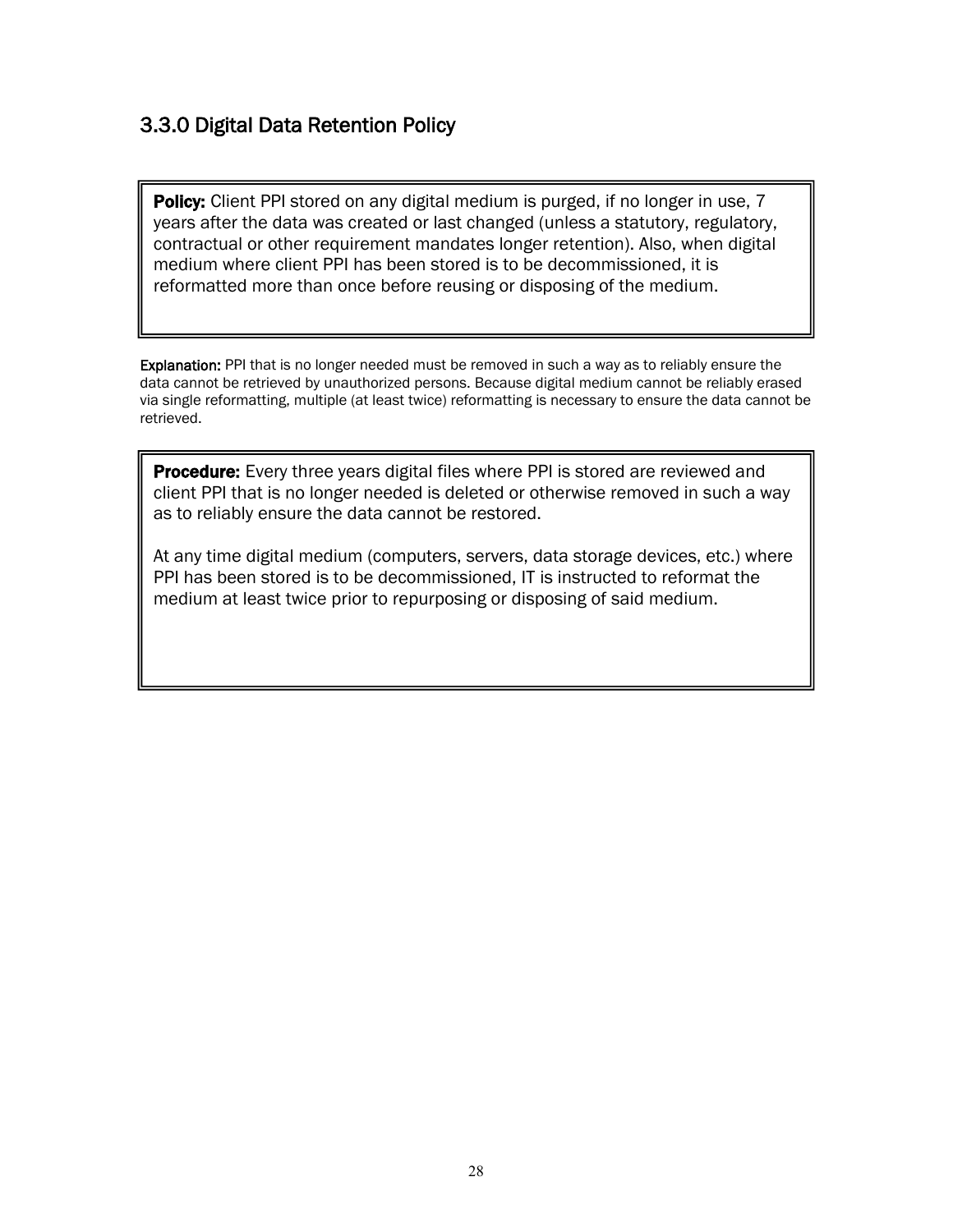### 3.3.0 Digital Data Retention Policy

**Policy:** Client PPI stored on any digital medium is purged, if no longer in use, 7 years after the data was created or last changed (unless a statutory, regulatory, contractual or other requirement mandates longer retention). Also, when digital medium where client PPI has been stored is to be decommissioned, it is reformatted more than once before reusing or disposing of the medium.

**Explanation:** PPI that is no longer needed must be removed in such a way as to reliably ensure the data cannot be retrieved by unauthorized persons. Because digital medium cannot be reliably erased via single reformatting, multiple (at least twice) reformatting is necessary to ensure the data cannot be retrieved.

**Procedure:** Every three years digital files where PPI is stored are reviewed and client PPI that is no longer needed is deleted or otherwise removed in such a way as to reliably ensure the data cannot be restored.

At any time digital medium (computers, servers, data storage devices, etc.) where PPI has been stored is to be decommissioned, IT is instructed to reformat the medium at least twice prior to repurposing or disposing of said medium.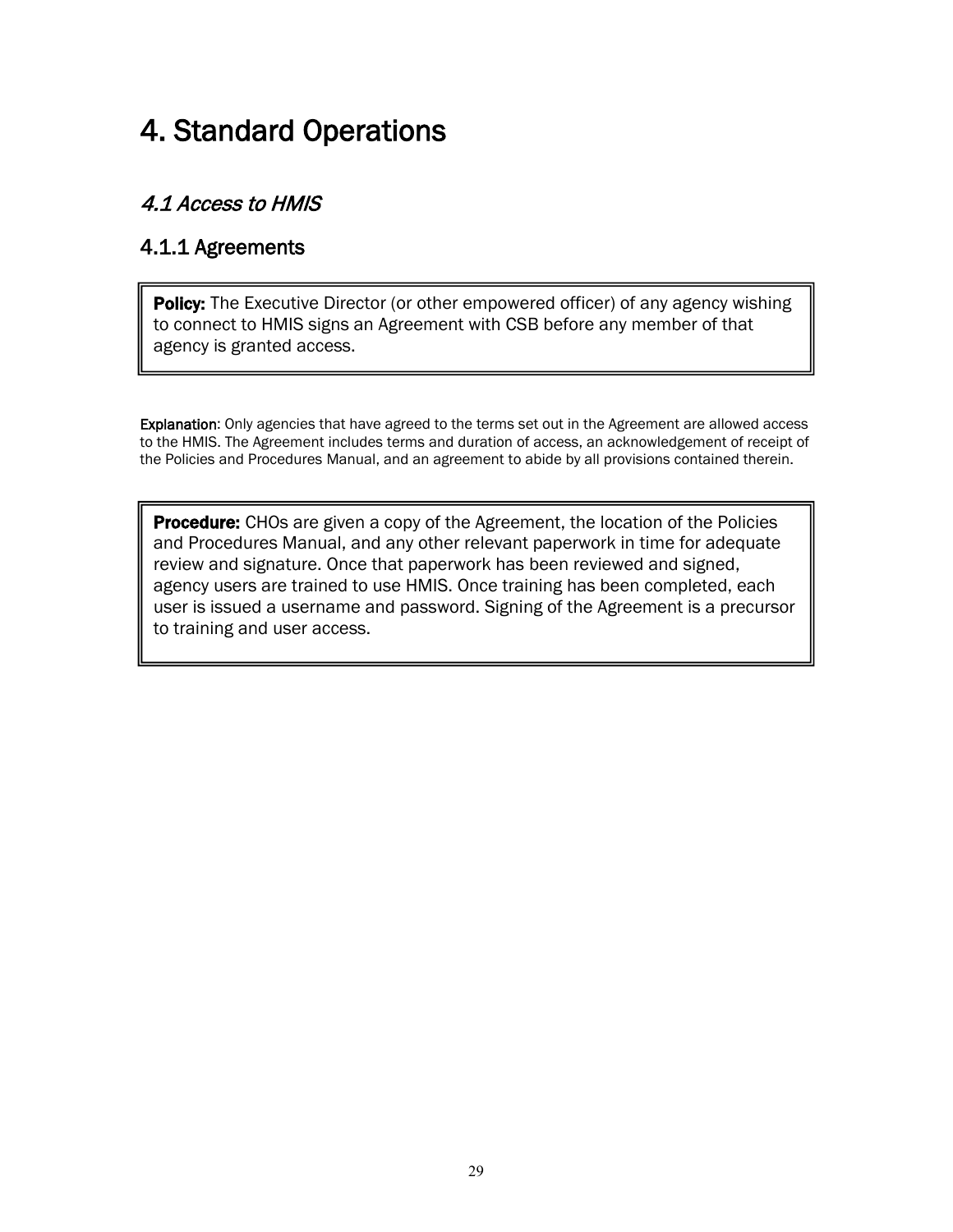# 4. Standard Operations

## *4.1 Access to HMIS*

### 4.1.1 Agreements

**Policy:** The Executive Director (or other empowered officer) of any agency wishing to connect to HMIS signs an Agreement with CSB before any member of that agency is granted access.

**Explanation**: Only agencies that have agreed to the terms set out in the Agreement are allowed access to the HMIS. The Agreement includes terms and duration of access, an acknowledgement of receipt of the Policies and Procedures Manual, and an agreement to abide by all provisions contained therein.

**Procedure:** CHOs are given a copy of the Agreement, the location of the Policies and Procedures Manual, and any other relevant paperwork in time for adequate review and signature. Once that paperwork has been reviewed and signed, agency users are trained to use HMIS. Once training has been completed, each user is issued a username and password. Signing of the Agreement is a precursor to training and user access.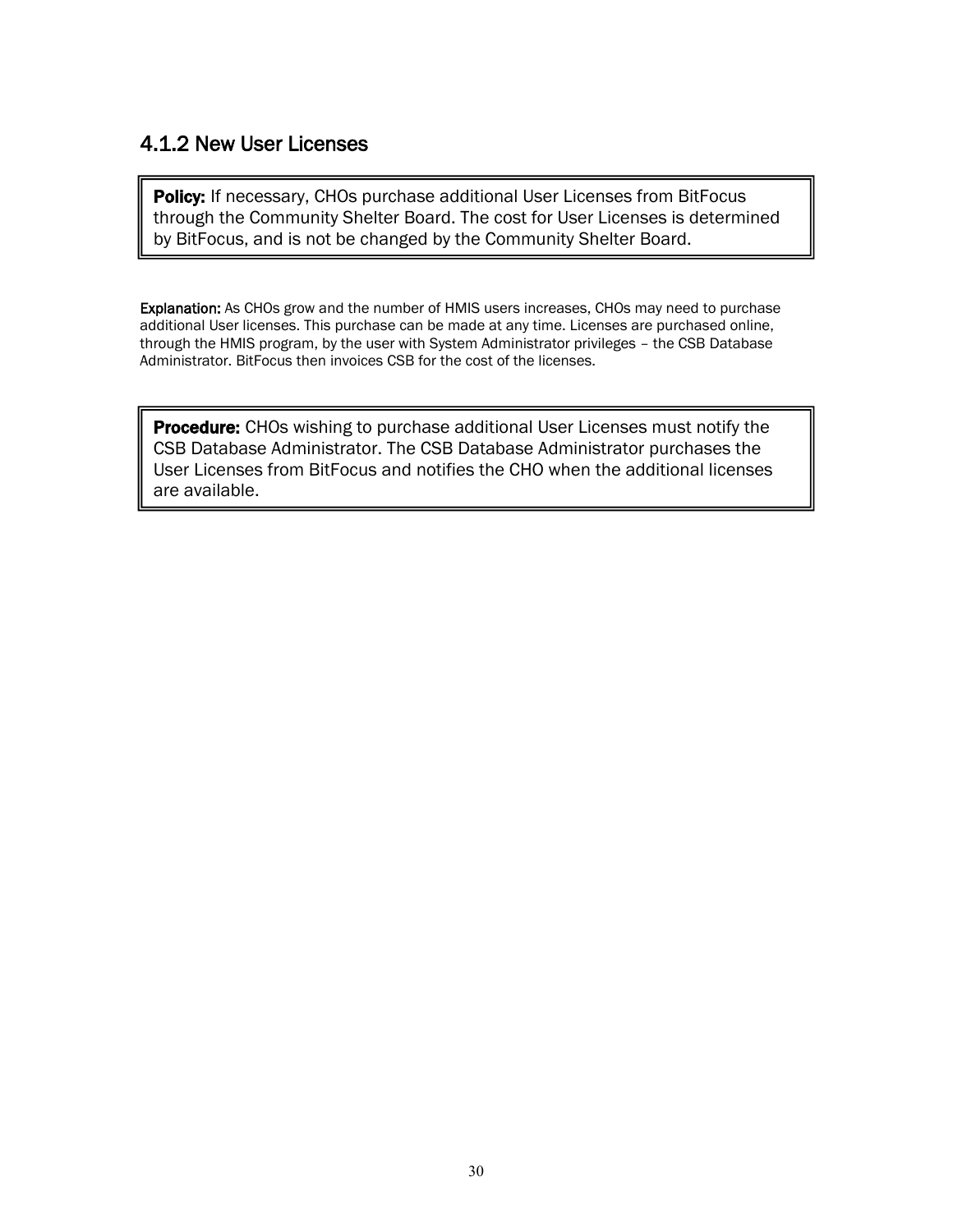### 4.1.2 New User Licenses

**Policy:** If necessary, CHOs purchase additional User Licenses from BitFocus through the Community Shelter Board. The cost for User Licenses is determined by BitFocus, and is not be changed by the Community Shelter Board.

**Explanation:** As CHOs grow and the number of HMIS users increases, CHOs may need to purchase additional User licenses. This purchase can be made at any time. Licenses are purchased online, through the HMIS program, by the user with System Administrator privileges – the CSB Database Administrator. BitFocus then invoices CSB for the cost of the licenses.

**Procedure:** CHOs wishing to purchase additional User Licenses must notify the CSB Database Administrator. The CSB Database Administrator purchases the User Licenses from BitFocus and notifies the CHO when the additional licenses are available.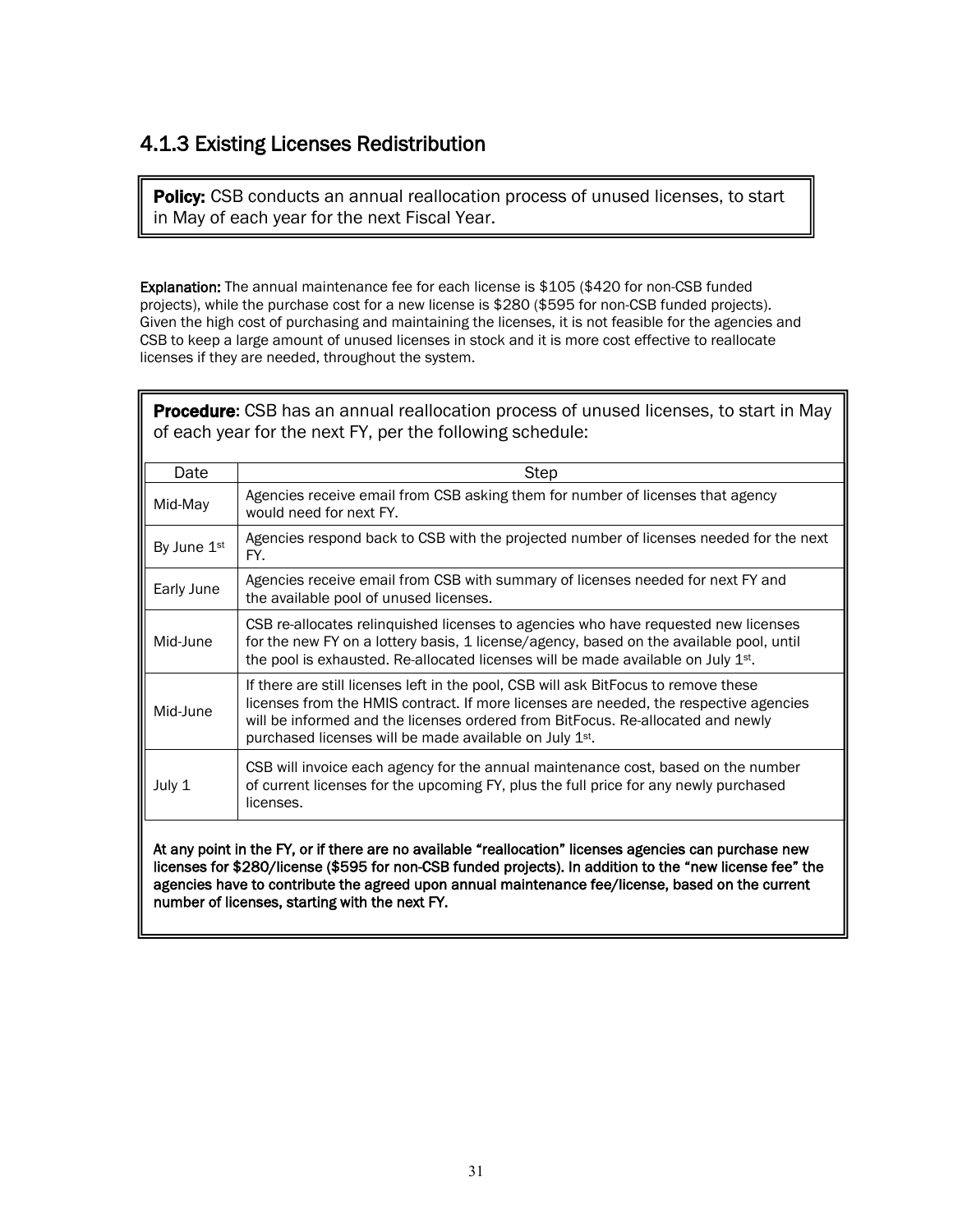### 4.1.3 Existing Licenses Redistribution

**Policy:** CSB conducts an annual reallocation process of unused licenses, to start in May of each year for the next Fiscal Year.

**Explanation:** The annual maintenance fee for each license is $105 ($420 for non-CSB funded projects), while the purchase cost for a new license is $280 ($595 for non-CSB funded projects). Given the high cost of purchasing and maintaining the licenses, it is not feasible for the agencies and CSB to keep a large amount of unused licenses in stock and it is more cost effective to reallocate licenses if they are needed, throughout the system.

**Procedure**: CSB has an annual reallocation process of unused licenses, to start in May of each year for the next FY, per the following schedule:

| Date | Step |
|---|---|
| Mid-May | Agencies receive email from CSB asking them for number of licenses that agency would need for next FY. |
| By June 1st | Agencies respond back to CSB with the projected number of licenses needed for the next FY. |
| Early June | Agencies receive email from CSB with summary of licenses needed for next FY and the available pool of unused licenses. |
| Mid-June | CSB re-allocates relinquished licenses to agencies who have requested new licenses for the new FY on a lottery basis, 1 license/agency, based on the available pool, until the pool is exhausted. Re-allocated licenses will be made available on July 1st. |
| Mid-June | If there are still licenses left in the pool, CSB will ask BitFocus to remove these licenses from the HMIS contract. If more licenses are needed, the respective agencies will be informed and the licenses ordered from BitFocus. Re-allocated and newly purchased licenses will be made available on July 1st. |
| July 1 | CSB will invoice each agency for the annual maintenance cost, based on the number of current licenses for the upcoming FY, plus the full price for any newly purchased licenses. |

**At any point in the FY, or if there are no available "reallocation" licenses agencies can purchase new licenses for $280/license ($595 for non-CSB funded projects). In addition to the "new license fee" the agencies have to contribute the agreed upon annual maintenance fee/license, based on the current number of licenses, starting with the next FY.**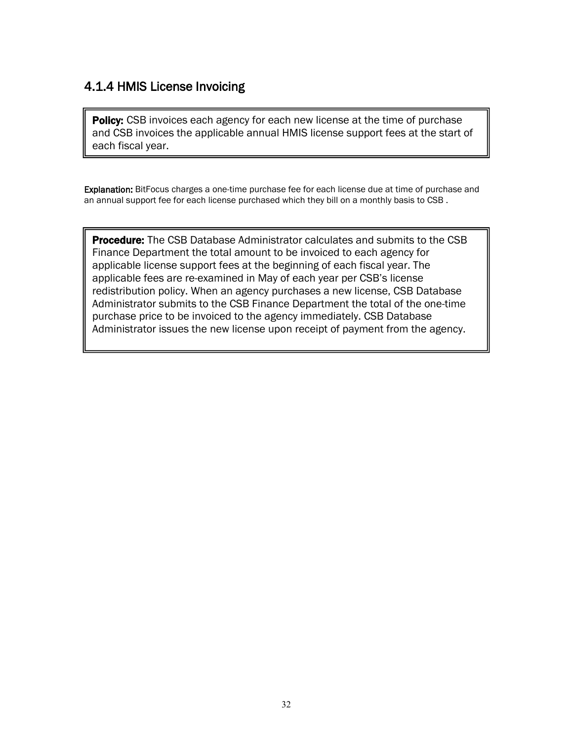### 4.1.4 HMIS License Invoicing

**Policy:** CSB invoices each agency for each new license at the time of purchase and CSB invoices the applicable annual HMIS license support fees at the start of each fiscal year.

**Explanation:** BitFocus charges a one-time purchase fee for each license due at time of purchase and an annual support fee for each license purchased which they bill on a monthly basis to CSB .

**Procedure:** The CSB Database Administrator calculates and submits to the CSB Finance Department the total amount to be invoiced to each agency for applicable license support fees at the beginning of each fiscal year. The applicable fees are re-examined in May of each year per CSB's license redistribution policy. When an agency purchases a new license, CSB Database Administrator submits to the CSB Finance Department the total of the one-time purchase price to be invoiced to the agency immediately. CSB Database Administrator issues the new license upon receipt of payment from the agency.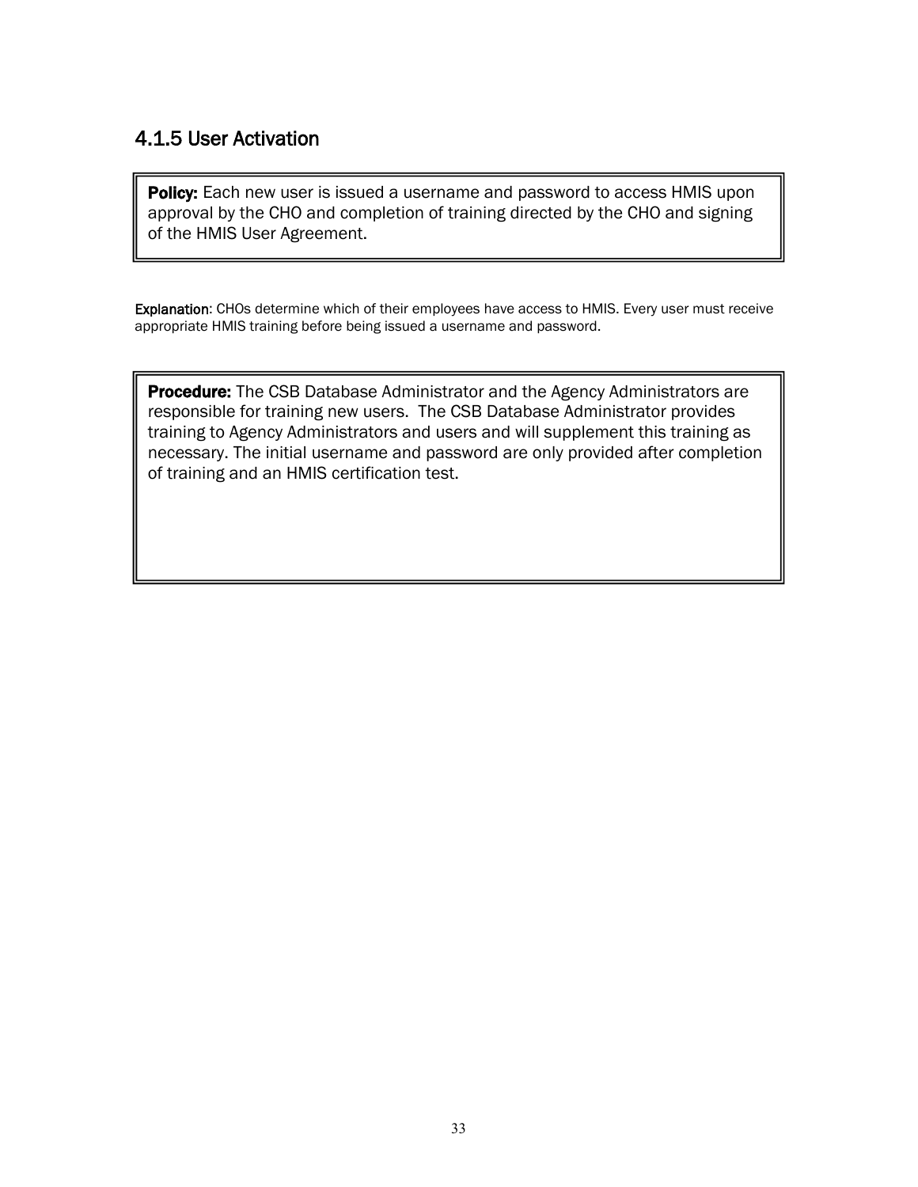### 4.1.5 User Activation

**Policy:** Each new user is issued a username and password to access HMIS upon approval by the CHO and completion of training directed by the CHO and signing of the HMIS User Agreement.

**Explanation**: CHOs determine which of their employees have access to HMIS. Every user must receive appropriate HMIS training before being issued a username and password.

**Procedure:** The CSB Database Administrator and the Agency Administrators are responsible for training new users. The CSB Database Administrator provides training to Agency Administrators and users and will supplement this training as necessary. The initial username and password are only provided after completion of training and an HMIS certification test.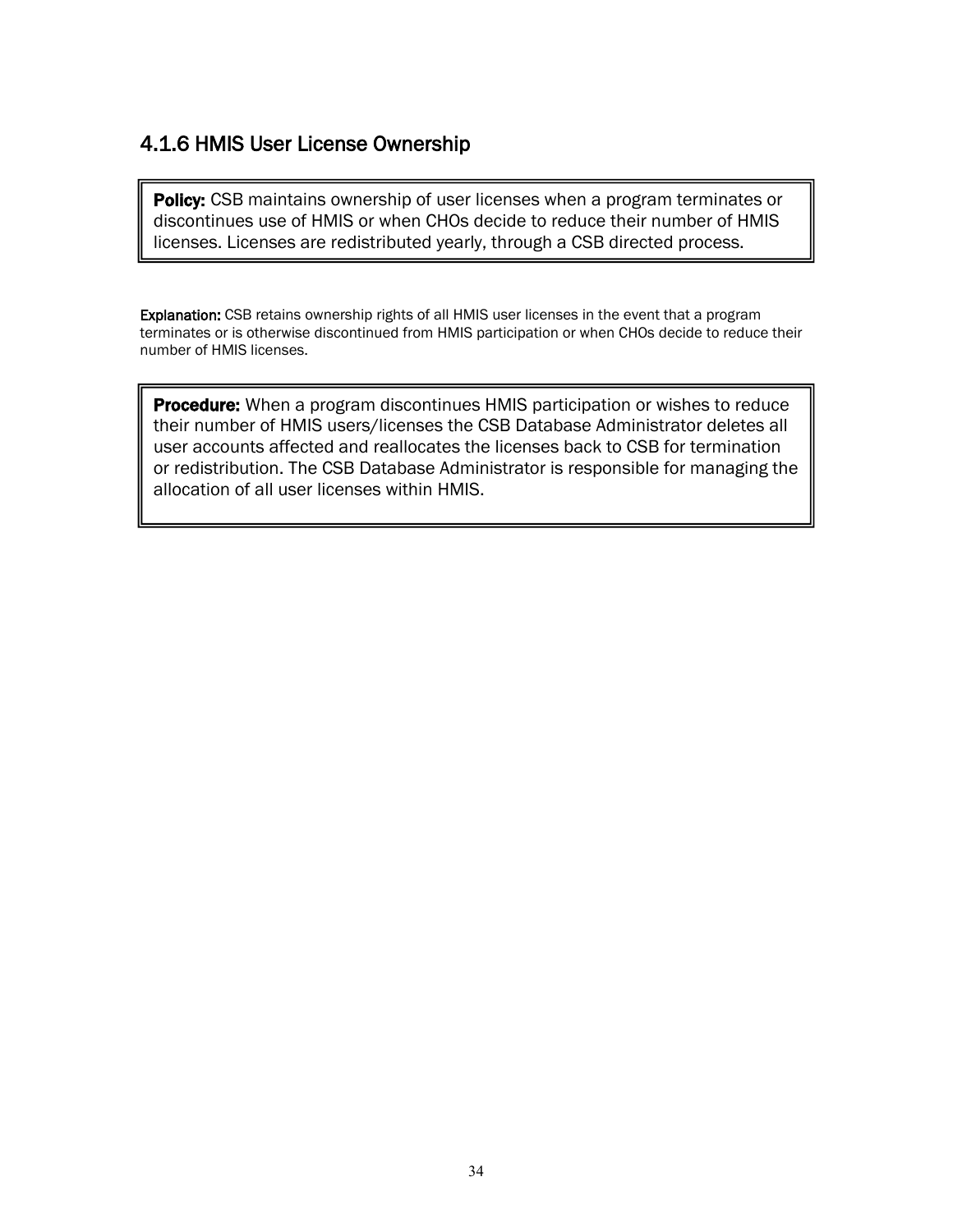### 4.1.6 HMIS User License Ownership

**Policy:** CSB maintains ownership of user licenses when a program terminates or discontinues use of HMIS or when CHOs decide to reduce their number of HMIS licenses. Licenses are redistributed yearly, through a CSB directed process.

**Explanation:** CSB retains ownership rights of all HMIS user licenses in the event that a program terminates or is otherwise discontinued from HMIS participation or when CHOs decide to reduce their number of HMIS licenses.

**Procedure:** When a program discontinues HMIS participation or wishes to reduce their number of HMIS users/licenses the CSB Database Administrator deletes all user accounts affected and reallocates the licenses back to CSB for termination or redistribution. The CSB Database Administrator is responsible for managing the allocation of all user licenses within HMIS.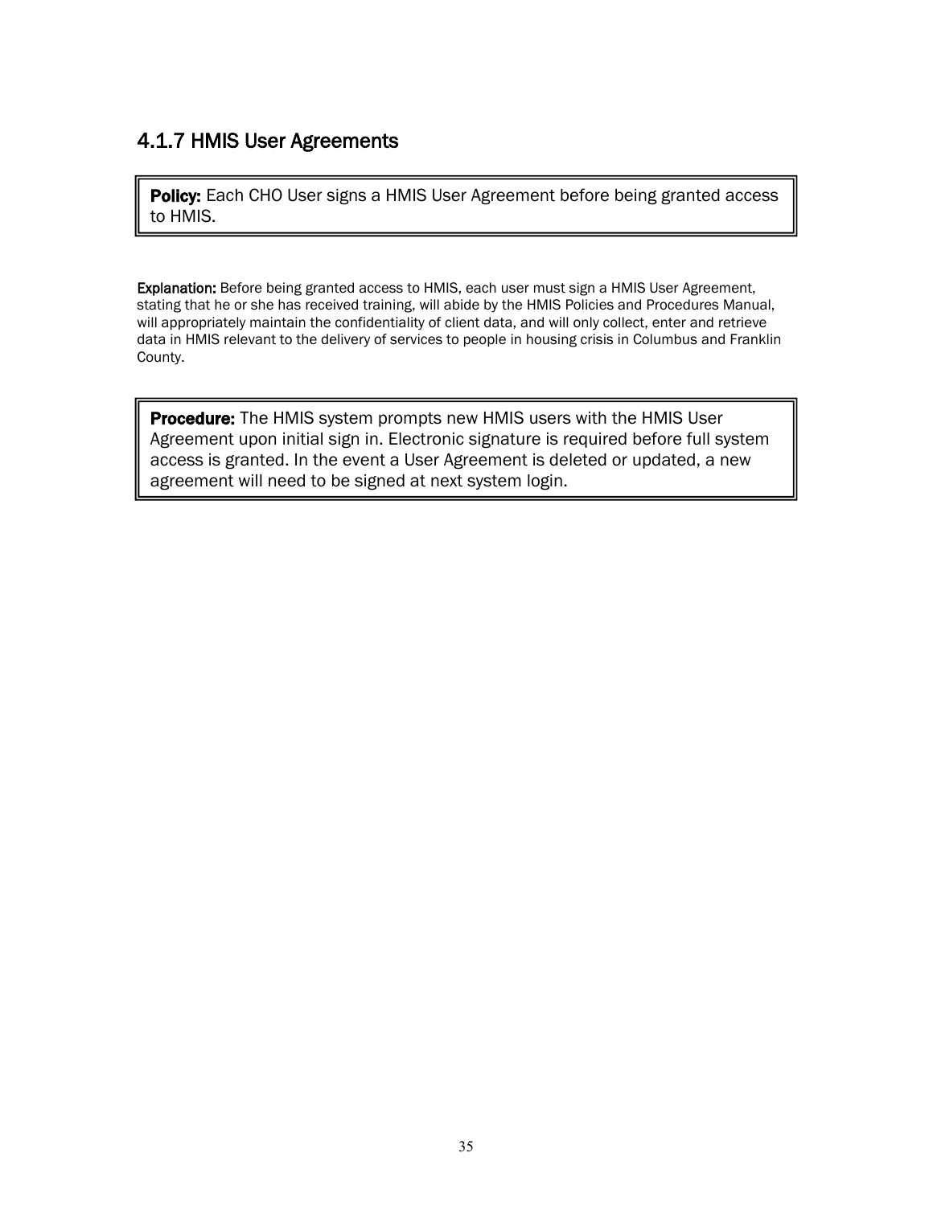### 4.1.7 HMIS User Agreements

**Policy:** Each CHO User signs a HMIS User Agreement before being granted access to HMIS.

**Explanation:** Before being granted access to HMIS, each user must sign a HMIS User Agreement, stating that he or she has received training, will abide by the HMIS Policies and Procedures Manual, will appropriately maintain the confidentiality of client data, and will only collect, enter and retrieve data in HMIS relevant to the delivery of services to people in housing crisis in Columbus and Franklin County.

**Procedure:** The HMIS system prompts new HMIS users with the HMIS User Agreement upon initial sign in. Electronic signature is required before full system access is granted. In the event a User Agreement is deleted or updated, a new agreement will need to be signed at next system login.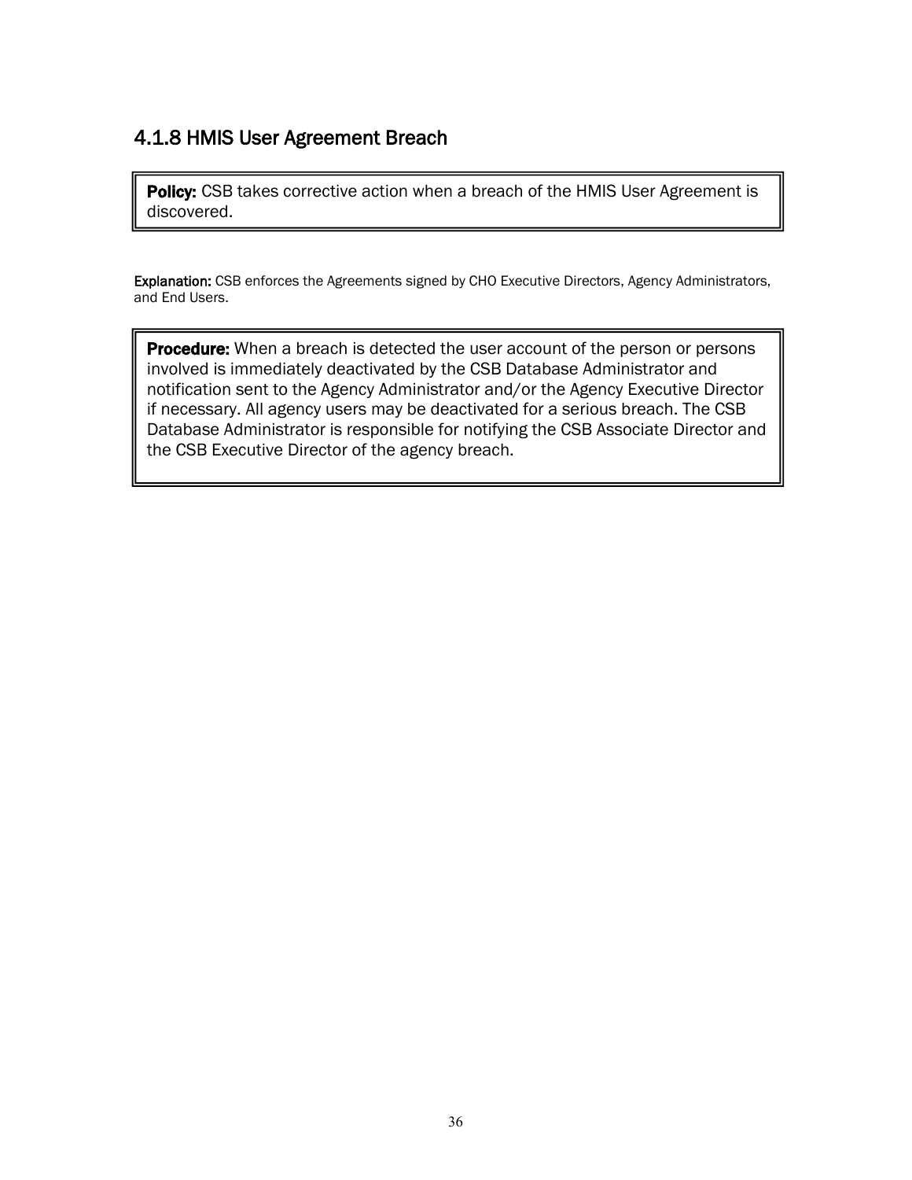### 4.1.8 HMIS User Agreement Breach

**Policy:** CSB takes corrective action when a breach of the HMIS User Agreement is discovered.

**Explanation:** CSB enforces the Agreements signed by CHO Executive Directors, Agency Administrators, and End Users.

**Procedure:** When a breach is detected the user account of the person or persons involved is immediately deactivated by the CSB Database Administrator and notification sent to the Agency Administrator and/or the Agency Executive Director if necessary. All agency users may be deactivated for a serious breach. The CSB Database Administrator is responsible for notifying the CSB Associate Director and the CSB Executive Director of the agency breach.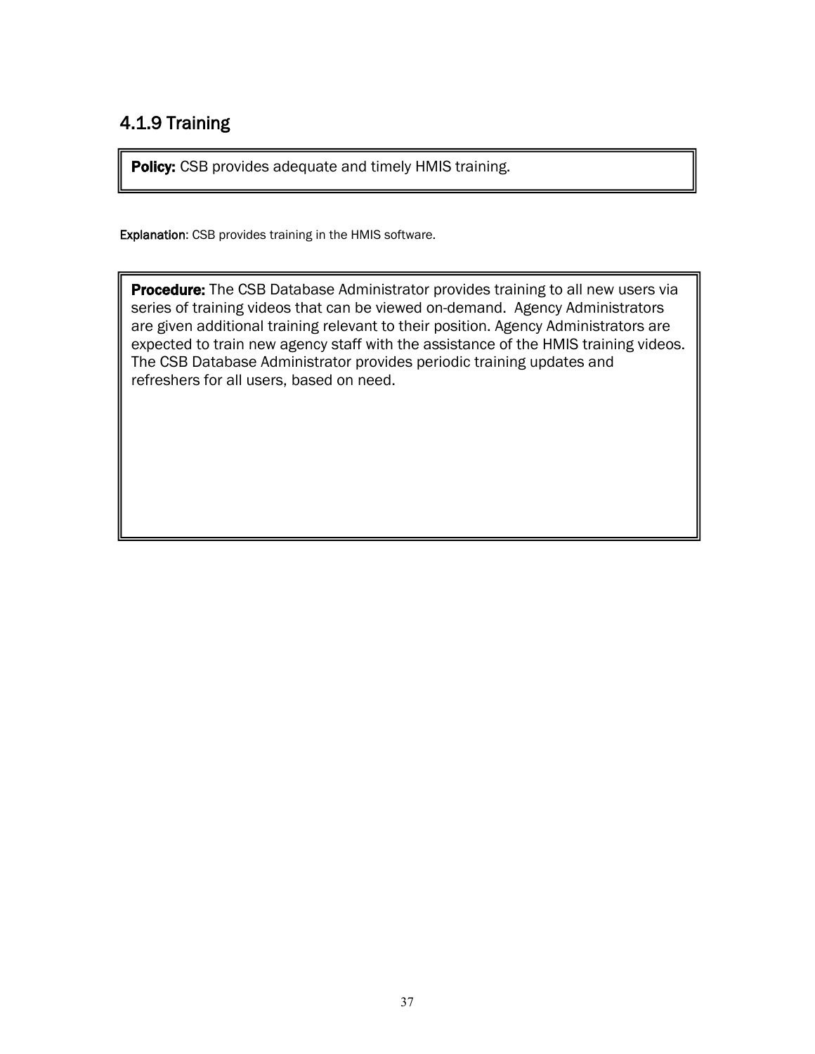### 4.1.9 Training

**Policy:** CSB provides adequate and timely HMIS training.

**Explanation**: CSB provides training in the HMIS software.

**Procedure:** The CSB Database Administrator provides training to all new users via series of training videos that can be viewed on-demand. Agency Administrators are given additional training relevant to their position. Agency Administrators are expected to train new agency staff with the assistance of the HMIS training videos. The CSB Database Administrator provides periodic training updates and refreshers for all users, based on need.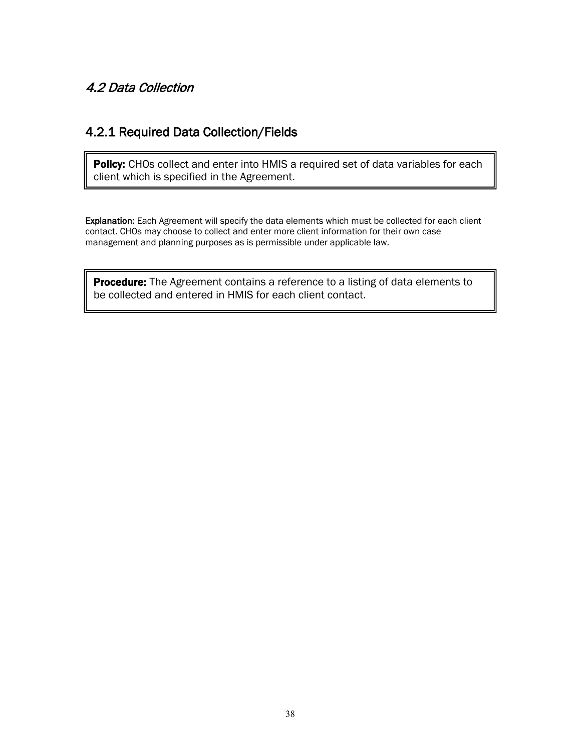## *4.2 Data Collection*

### 4.2.1 Required Data Collection/Fields

**Policy:** CHOs collect and enter into HMIS a required set of data variables for each client which is specified in the Agreement.

**Explanation:** Each Agreement will specify the data elements which must be collected for each client contact. CHOs may choose to collect and enter more client information for their own case management and planning purposes as is permissible under applicable law.

**Procedure:** The Agreement contains a reference to a listing of data elements to be collected and entered in HMIS for each client contact.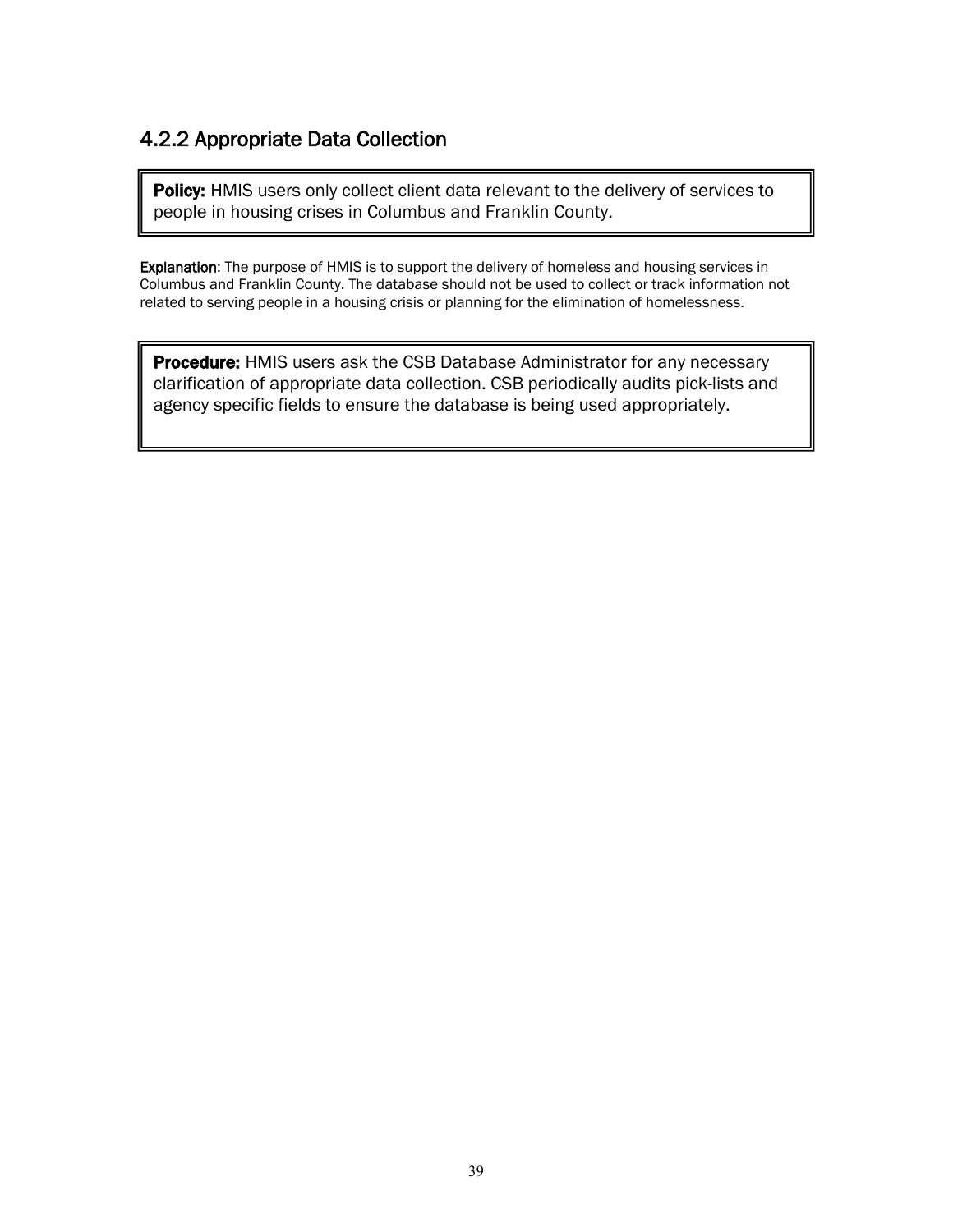### 4.2.2 Appropriate Data Collection

**Policy:** HMIS users only collect client data relevant to the delivery of services to people in housing crises in Columbus and Franklin County.

**Explanation**: The purpose of HMIS is to support the delivery of homeless and housing services in Columbus and Franklin County. The database should not be used to collect or track information not related to serving people in a housing crisis or planning for the elimination of homelessness.

**Procedure:** HMIS users ask the CSB Database Administrator for any necessary clarification of appropriate data collection. CSB periodically audits pick-lists and agency specific fields to ensure the database is being used appropriately.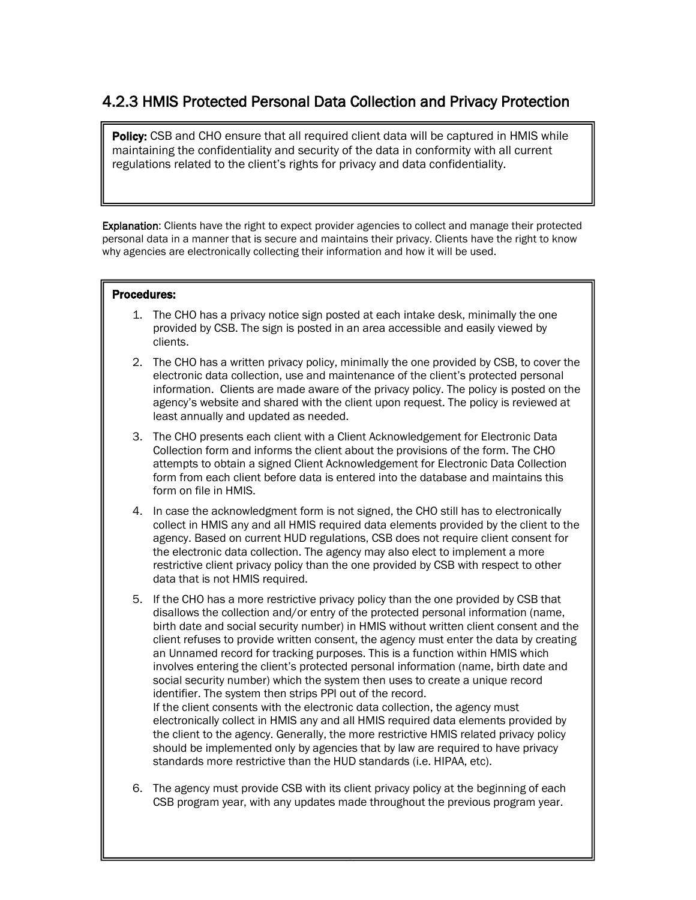### 4.2.3 HMIS Protected Personal Data Collection and Privacy Protection

**Policy:** CSB and CHO ensure that all required client data will be captured in HMIS while maintaining the confidentiality and security of the data in conformity with all current regulations related to the client's rights for privacy and data confidentiality.

**Explanation**: Clients have the right to expect provider agencies to collect and manage their protected personal data in a manner that is secure and maintains their privacy. Clients have the right to know why agencies are electronically collecting their information and how it will be used.

**Procedures:**

1. The CHO has a privacy notice sign posted at each intake desk, minimally the one provided by CSB. The sign is posted in an area accessible and easily viewed by clients.
2. The CHO has a written privacy policy, minimally the one provided by CSB, to cover the electronic data collection, use and maintenance of the client's protected personal information. Clients are made aware of the privacy policy. The policy is posted on the agency's website and shared with the client upon request. The policy is reviewed at least annually and updated as needed.
3. The CHO presents each client with a Client Acknowledgement for Electronic Data Collection form and informs the client about the provisions of the form. The CHO attempts to obtain a signed Client Acknowledgement for Electronic Data Collection form from each client before data is entered into the database and maintains this form on file in HMIS.
4. In case the acknowledgment form is not signed, the CHO still has to electronically collect in HMIS any and all HMIS required data elements provided by the client to the agency. Based on current HUD regulations, CSB does not require client consent for the electronic data collection. The agency may also elect to implement a more restrictive client privacy policy than the one provided by CSB with respect to other data that is not HMIS required.
5. If the CHO has a more restrictive privacy policy than the one provided by CSB that disallows the collection and/or entry of the protected personal information (name, birth date and social security number) in HMIS without written client consent and the client refuses to provide written consent, the agency must enter the data by creating an Unnamed record for tracking purposes. This is a function within HMIS which involves entering the client's protected personal information (name, birth date and social security number) which the system then uses to create a unique record identifier. The system then strips PPI out of the record.
   If the client consents with the electronic data collection, the agency must electronically collect in HMIS any and all HMIS required data elements provided by the client to the agency. Generally, the more restrictive HMIS related privacy policy should be implemented only by agencies that by law are required to have privacy standards more restrictive than the HUD standards (i.e. HIPAA, etc).
6. The agency must provide CSB with its client privacy policy at the beginning of each CSB program year, with any updates made throughout the previous program year.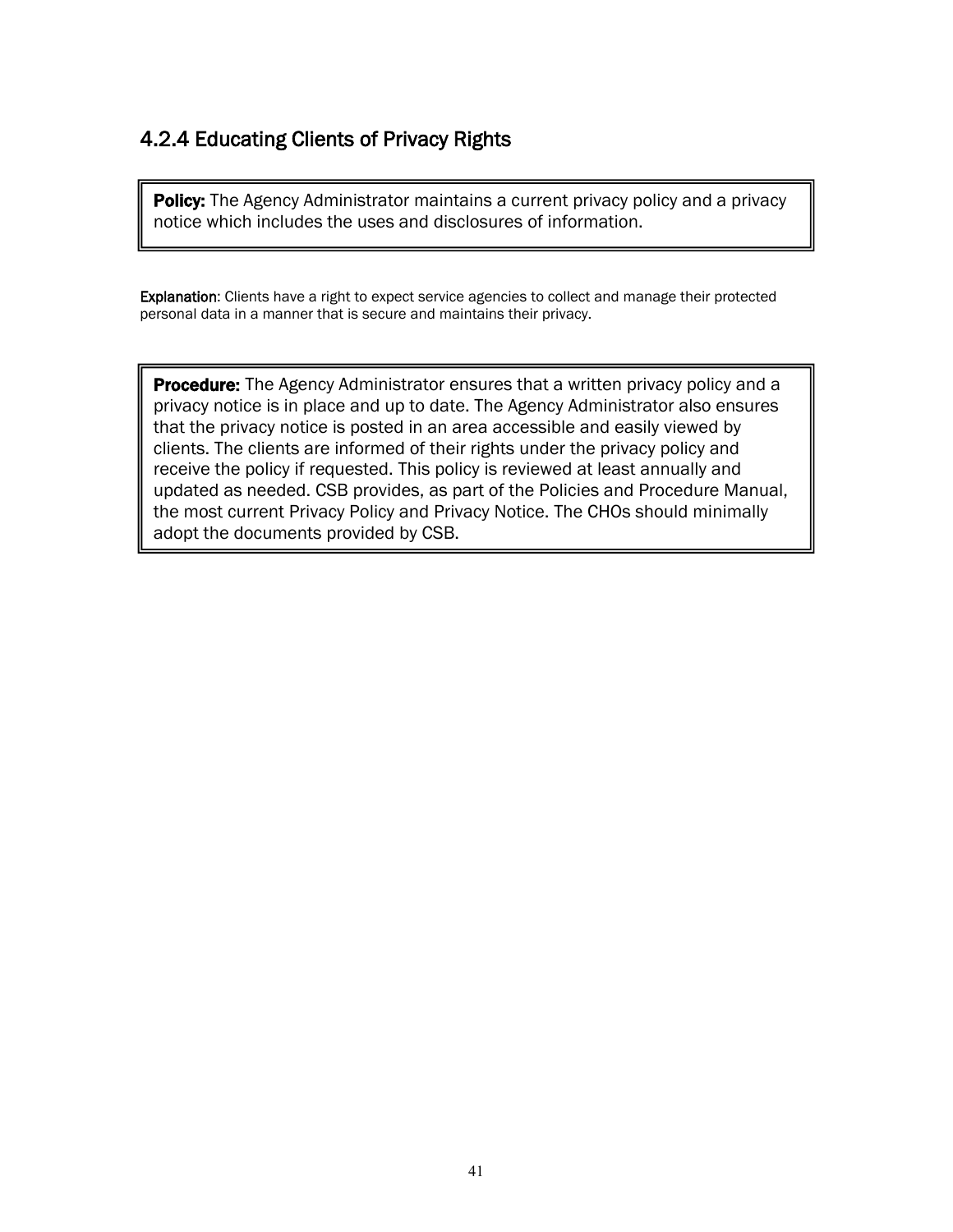### 4.2.4 Educating Clients of Privacy Rights

**Policy:** The Agency Administrator maintains a current privacy policy and a privacy notice which includes the uses and disclosures of information.

**Explanation**: Clients have a right to expect service agencies to collect and manage their protected personal data in a manner that is secure and maintains their privacy.

**Procedure:** The Agency Administrator ensures that a written privacy policy and a privacy notice is in place and up to date. The Agency Administrator also ensures that the privacy notice is posted in an area accessible and easily viewed by clients. The clients are informed of their rights under the privacy policy and receive the policy if requested. This policy is reviewed at least annually and updated as needed. CSB provides, as part of the Policies and Procedure Manual, the most current Privacy Policy and Privacy Notice. The CHOs should minimally adopt the documents provided by CSB.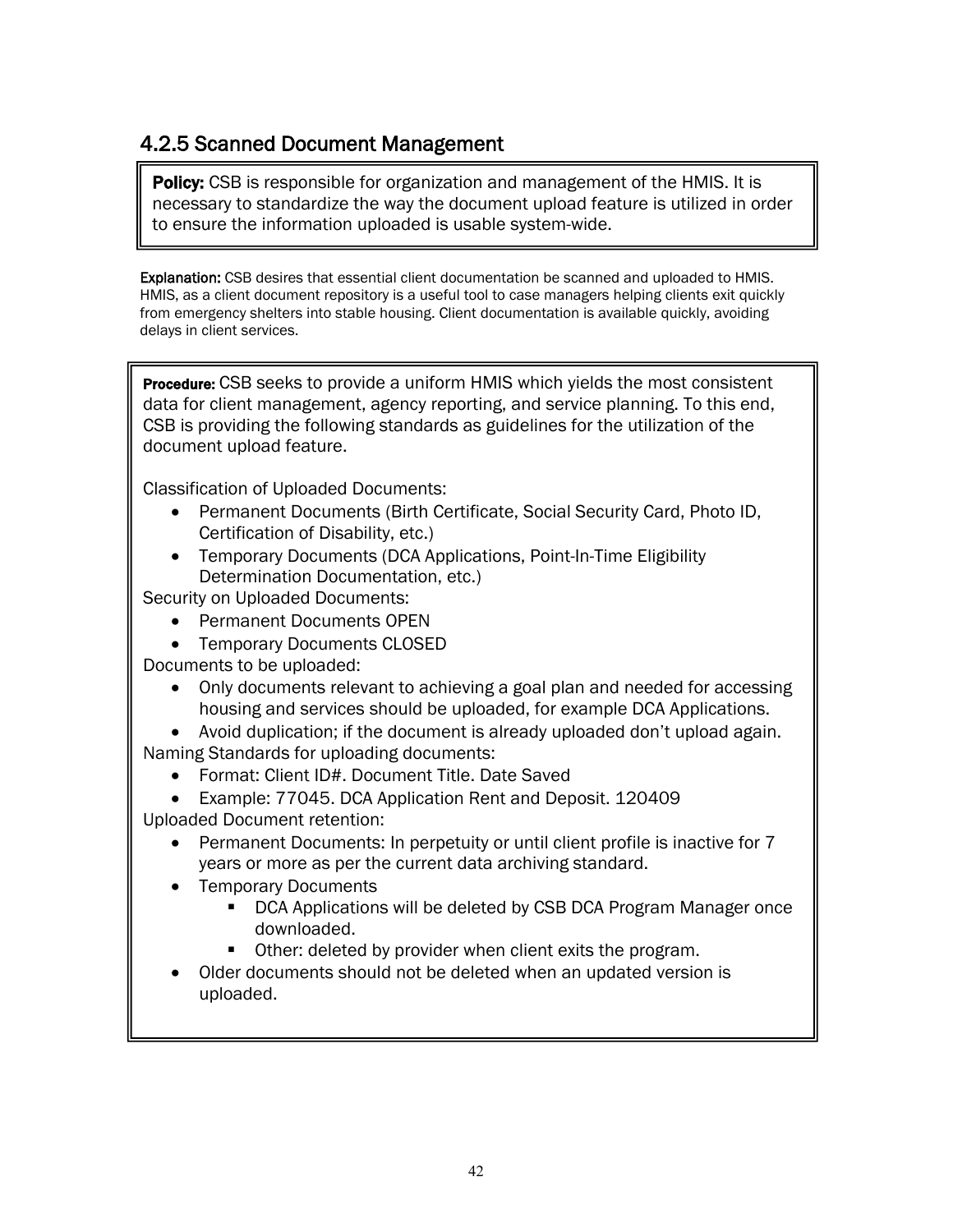### 4.2.5 Scanned Document Management

**Policy:** CSB is responsible for organization and management of the HMIS. It is necessary to standardize the way the document upload feature is utilized in order to ensure the information uploaded is usable system-wide.

**Explanation:** CSB desires that essential client documentation be scanned and uploaded to HMIS. HMIS, as a client document repository is a useful tool to case managers helping clients exit quickly from emergency shelters into stable housing. Client documentation is available quickly, avoiding delays in client services.

**Procedure:** CSB seeks to provide a uniform HMIS which yields the most consistent data for client management, agency reporting, and service planning. To this end, CSB is providing the following standards as guidelines for the utilization of the document upload feature.

Classification of Uploaded Documents:

- Permanent Documents (Birth Certificate, Social Security Card, Photo ID, Certification of Disability, etc.)
- Temporary Documents (DCA Applications, Point-In-Time Eligibility Determination Documentation, etc.)

Security on Uploaded Documents:

- Permanent Documents OPEN
- Temporary Documents CLOSED

Documents to be uploaded:

- Only documents relevant to achieving a goal plan and needed for accessing housing and services should be uploaded, for example DCA Applications.
- Avoid duplication; if the document is already uploaded don't upload again.

Naming Standards for uploading documents:

- Format: Client ID#. Document Title. Date Saved
- Example: 77045. DCA Application Rent and Deposit. 120409

Uploaded Document retention:

- Permanent Documents: In perpetuity or until client profile is inactive for 7 years or more as per the current data archiving standard.
- Temporary Documents
  - DCA Applications will be deleted by CSB DCA Program Manager once downloaded.
  - Other: deleted by provider when client exits the program.
- Older documents should not be deleted when an updated version is uploaded.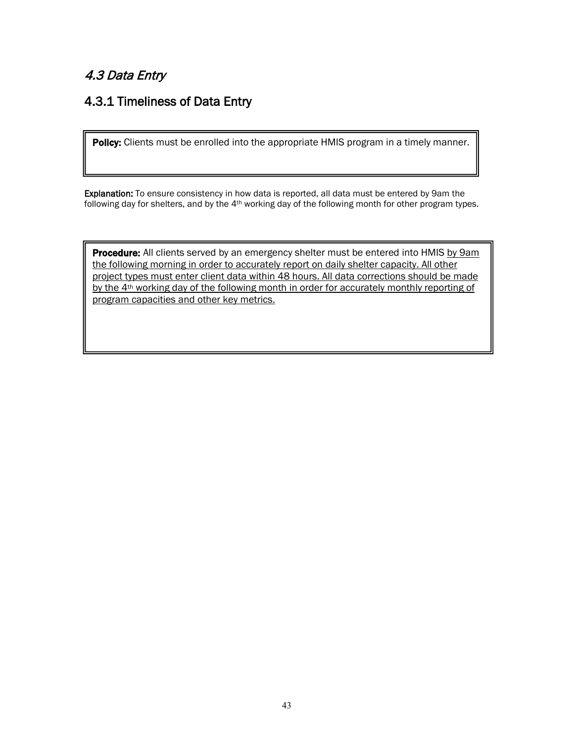## *4.3 Data Entry*

### 4.3.1 Timeliness of Data Entry

**Policy:** Clients must be enrolled into the appropriate HMIS program in a timely manner.

**Explanation:** To ensure consistency in how data is reported, all data must be entered by 9am the following day for shelters, and by the 4th working day of the following month for other program types.

**Procedure:** All clients served by an emergency shelter must be entered into HMIS by 9am the following morning in order to accurately report on daily shelter capacity. All other project types must enter client data within 48 hours. All data corrections should be made by the 4th working day of the following month in order for accurately monthly reporting of program capacities and other key metrics.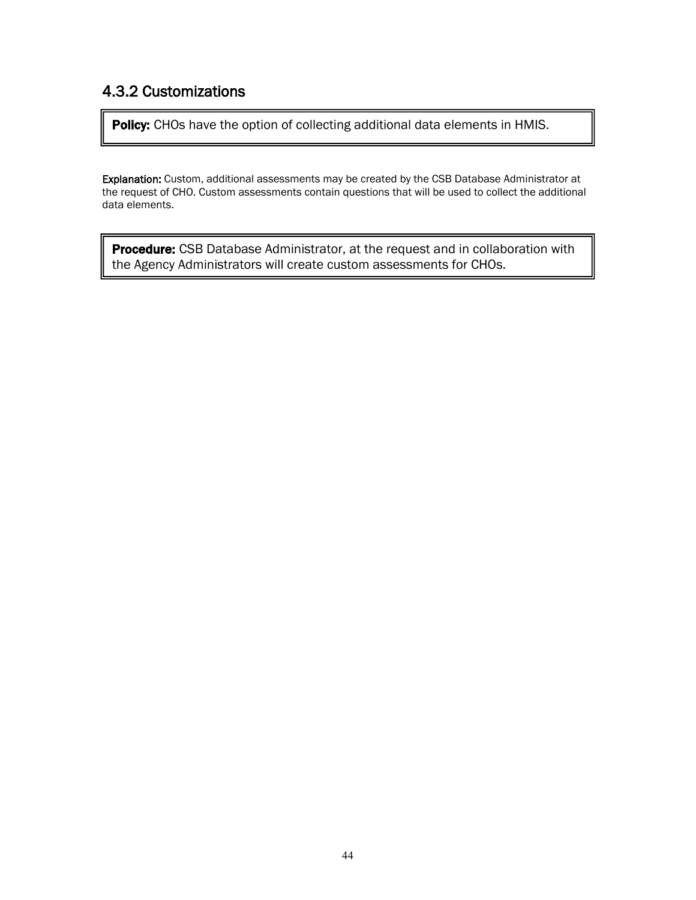### 4.3.2 Customizations

**Policy:** CHOs have the option of collecting additional data elements in HMIS.

**Explanation:** Custom, additional assessments may be created by the CSB Database Administrator at the request of CHO. Custom assessments contain questions that will be used to collect the additional data elements.

**Procedure:** CSB Database Administrator, at the request and in collaboration with the Agency Administrators will create custom assessments for CHOs.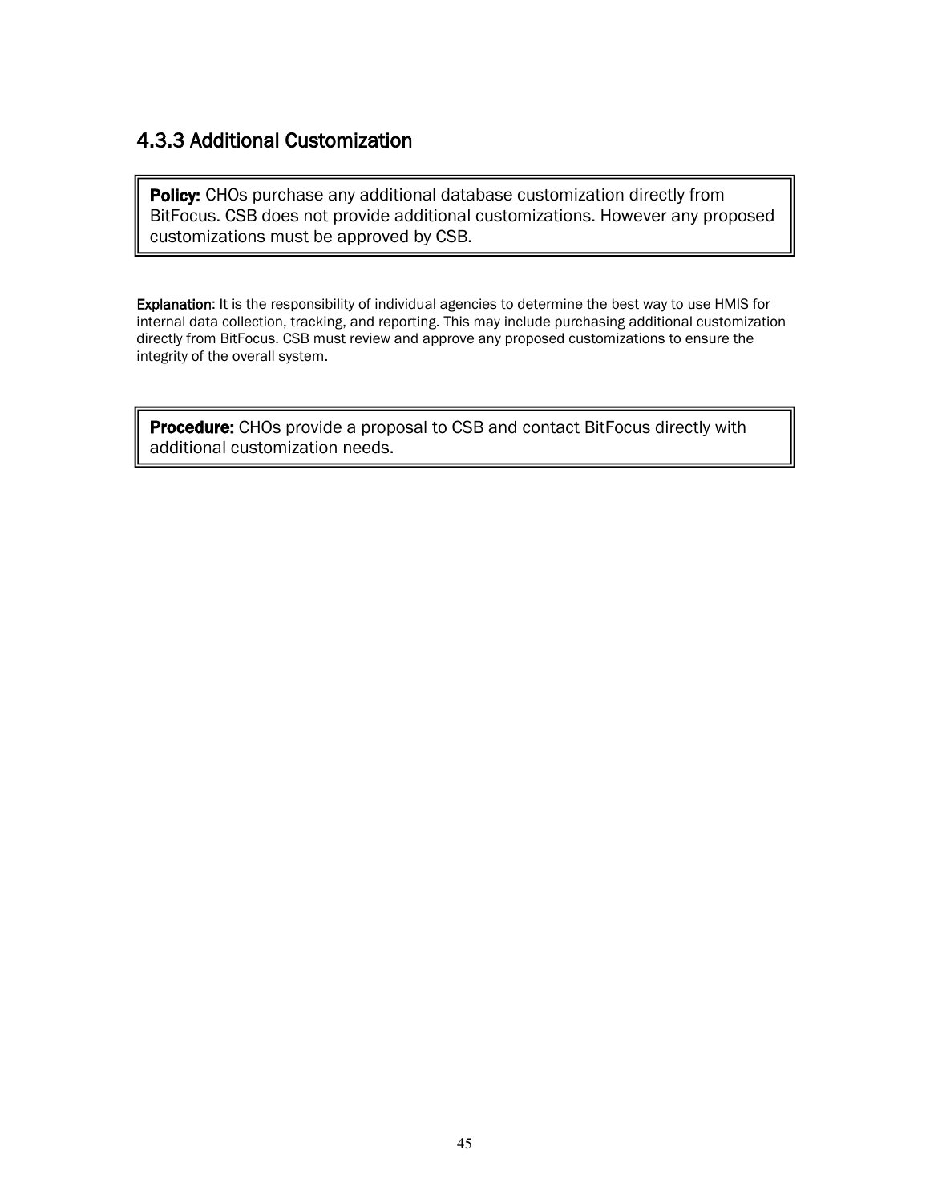### 4.3.3 Additional Customization

**Policy:** CHOs purchase any additional database customization directly from BitFocus. CSB does not provide additional customizations. However any proposed customizations must be approved by CSB.

**Explanation**: It is the responsibility of individual agencies to determine the best way to use HMIS for internal data collection, tracking, and reporting. This may include purchasing additional customization directly from BitFocus. CSB must review and approve any proposed customizations to ensure the integrity of the overall system.

**Procedure:** CHOs provide a proposal to CSB and contact BitFocus directly with additional customization needs.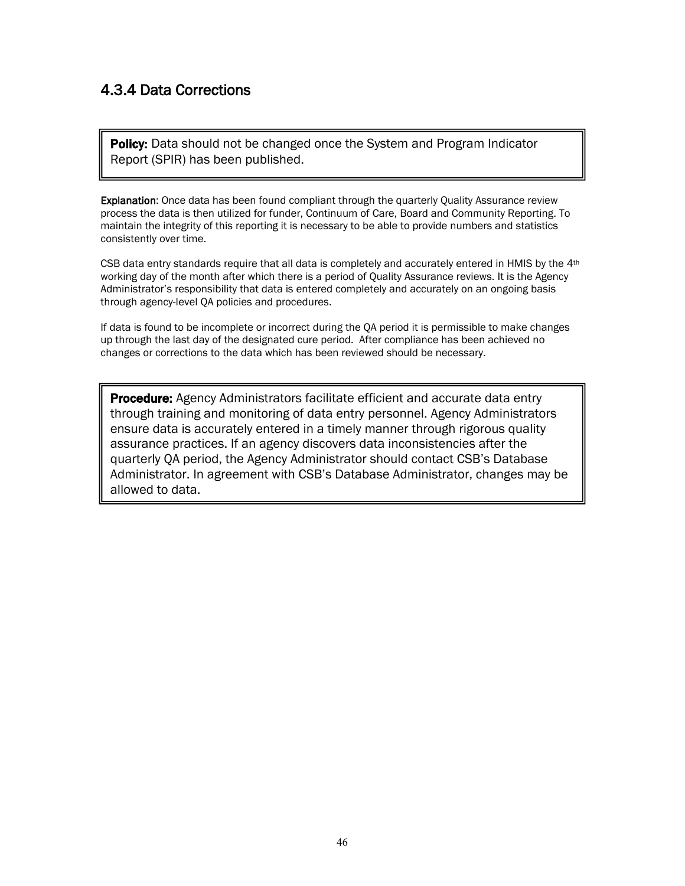### 4.3.4 Data Corrections

**Policy:** Data should not be changed once the System and Program Indicator Report (SPIR) has been published.

**Explanation**: Once data has been found compliant through the quarterly Quality Assurance review process the data is then utilized for funder, Continuum of Care, Board and Community Reporting. To maintain the integrity of this reporting it is necessary to be able to provide numbers and statistics consistently over time.

CSB data entry standards require that all data is completely and accurately entered in HMIS by the 4th working day of the month after which there is a period of Quality Assurance reviews. It is the Agency Administrator's responsibility that data is entered completely and accurately on an ongoing basis through agency-level QA policies and procedures.

If data is found to be incomplete or incorrect during the QA period it is permissible to make changes up through the last day of the designated cure period. After compliance has been achieved no changes or corrections to the data which has been reviewed should be necessary.

**Procedure:** Agency Administrators facilitate efficient and accurate data entry through training and monitoring of data entry personnel. Agency Administrators ensure data is accurately entered in a timely manner through rigorous quality assurance practices. If an agency discovers data inconsistencies after the quarterly QA period, the Agency Administrator should contact CSB's Database Administrator. In agreement with CSB's Database Administrator, changes may be allowed to data.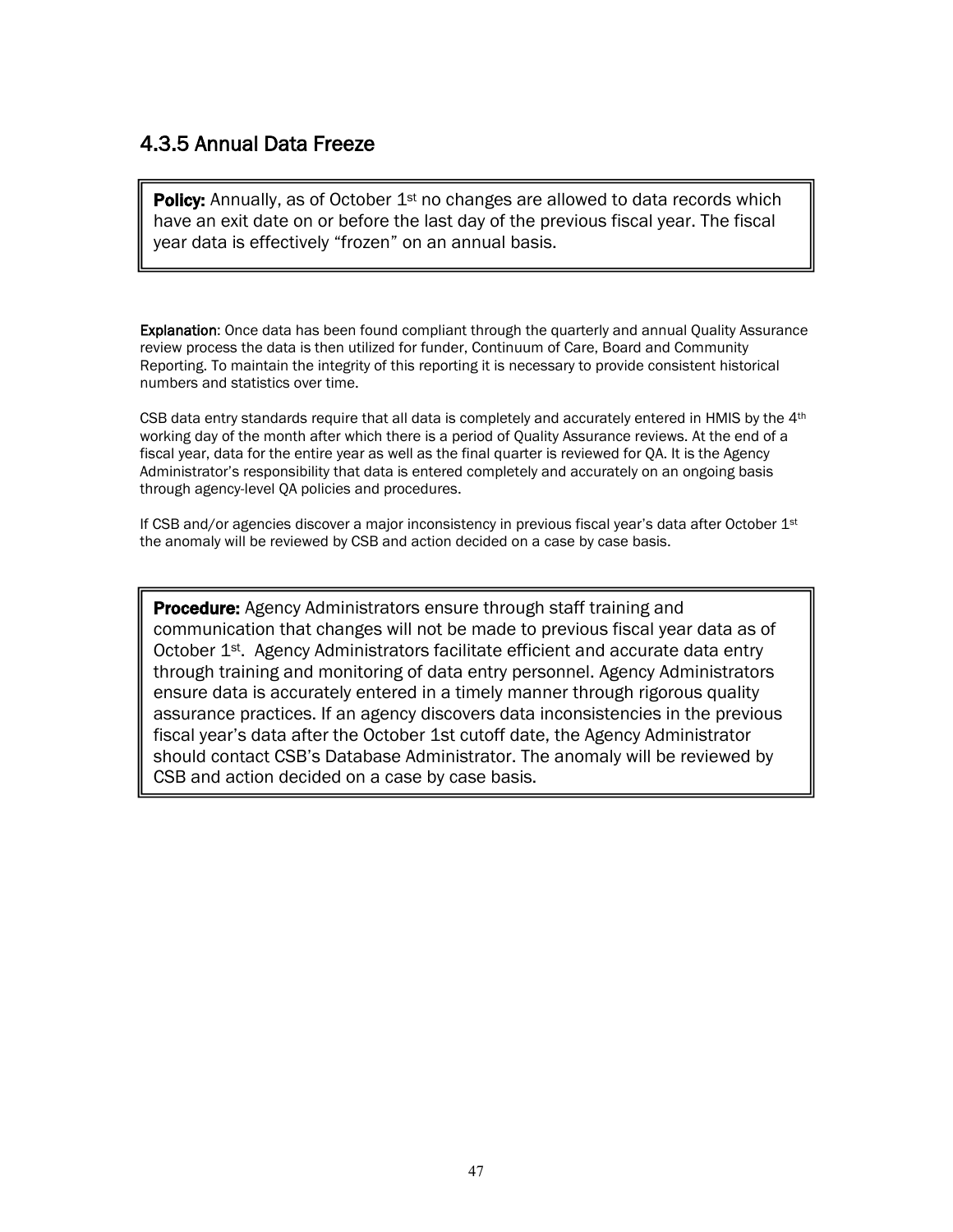### 4.3.5 Annual Data Freeze

**Policy:** Annually, as of October 1st no changes are allowed to data records which have an exit date on or before the last day of the previous fiscal year. The fiscal year data is effectively "frozen" on an annual basis.

**Explanation**: Once data has been found compliant through the quarterly and annual Quality Assurance review process the data is then utilized for funder, Continuum of Care, Board and Community Reporting. To maintain the integrity of this reporting it is necessary to provide consistent historical numbers and statistics over time.

CSB data entry standards require that all data is completely and accurately entered in HMIS by the 4th working day of the month after which there is a period of Quality Assurance reviews. At the end of a fiscal year, data for the entire year as well as the final quarter is reviewed for QA. It is the Agency Administrator's responsibility that data is entered completely and accurately on an ongoing basis through agency-level QA policies and procedures.

If CSB and/or agencies discover a major inconsistency in previous fiscal year's data after October 1st the anomaly will be reviewed by CSB and action decided on a case by case basis.

**Procedure:** Agency Administrators ensure through staff training and communication that changes will not be made to previous fiscal year data as of October 1st. Agency Administrators facilitate efficient and accurate data entry through training and monitoring of data entry personnel. Agency Administrators ensure data is accurately entered in a timely manner through rigorous quality assurance practices. If an agency discovers data inconsistencies in the previous fiscal year's data after the October 1st cutoff date, the Agency Administrator should contact CSB's Database Administrator. The anomaly will be reviewed by CSB and action decided on a case by case basis.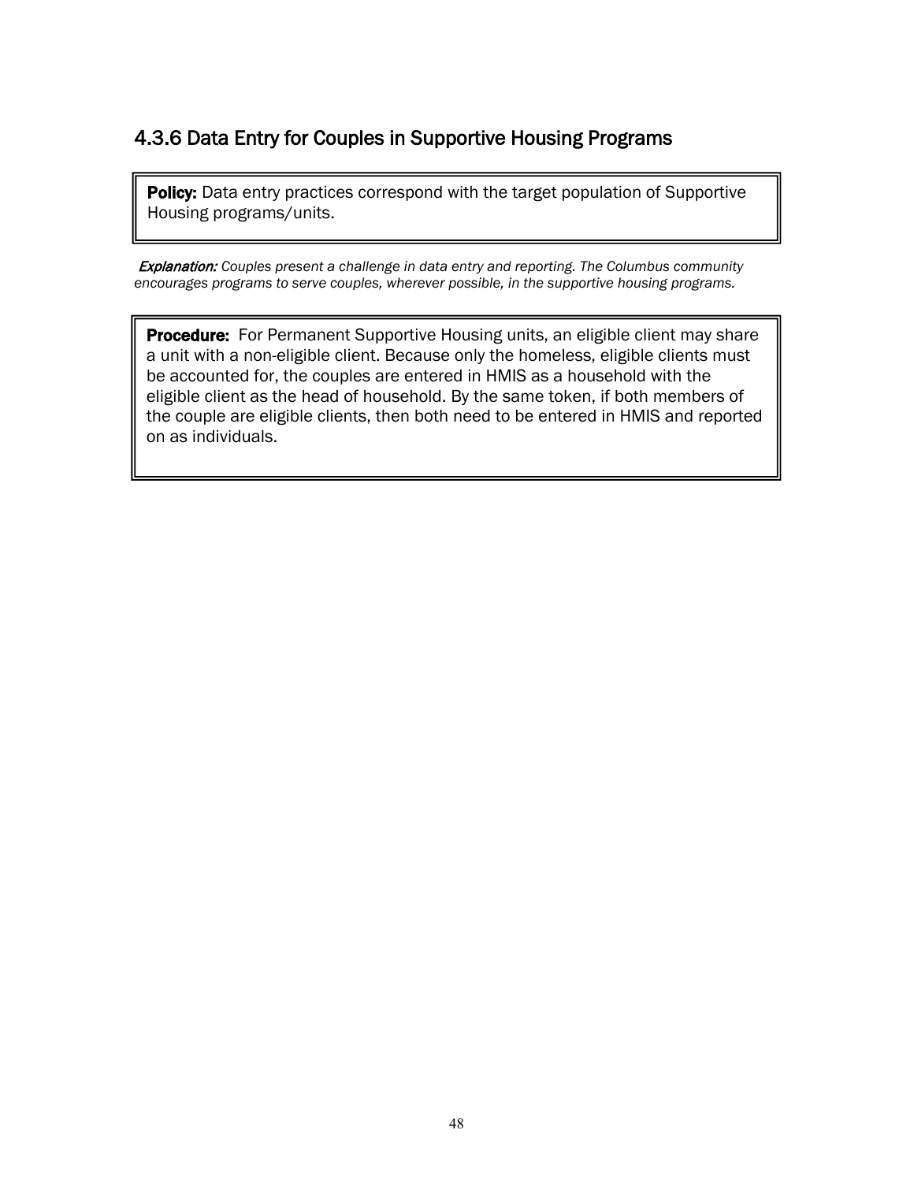### 4.3.6 Data Entry for Couples in Supportive Housing Programs

**Policy:** Data entry practices correspond with the target population of Supportive Housing programs/units.

***Explanation:*** *Couples present a challenge in data entry and reporting. The Columbus community encourages programs to serve couples, wherever possible, in the supportive housing programs.*

**Procedure:** For Permanent Supportive Housing units, an eligible client may share a unit with a non-eligible client. Because only the homeless, eligible clients must be accounted for, the couples are entered in HMIS as a household with the eligible client as the head of household. By the same token, if both members of the couple are eligible clients, then both need to be entered in HMIS and reported on as individuals.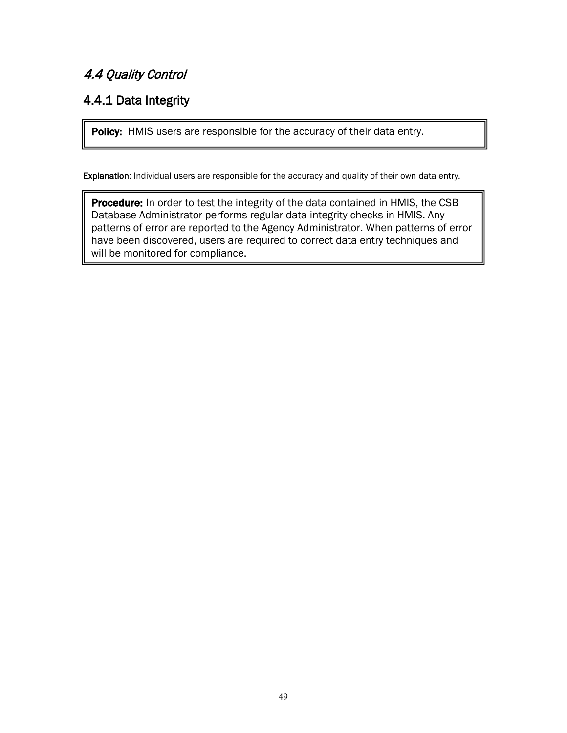## *4.4 Quality Control*

### 4.4.1 Data Integrity

**Policy:** HMIS users are responsible for the accuracy of their data entry.

**Explanation**: Individual users are responsible for the accuracy and quality of their own data entry.

**Procedure:** In order to test the integrity of the data contained in HMIS, the CSB Database Administrator performs regular data integrity checks in HMIS. Any patterns of error are reported to the Agency Administrator. When patterns of error have been discovered, users are required to correct data entry techniques and will be monitored for compliance.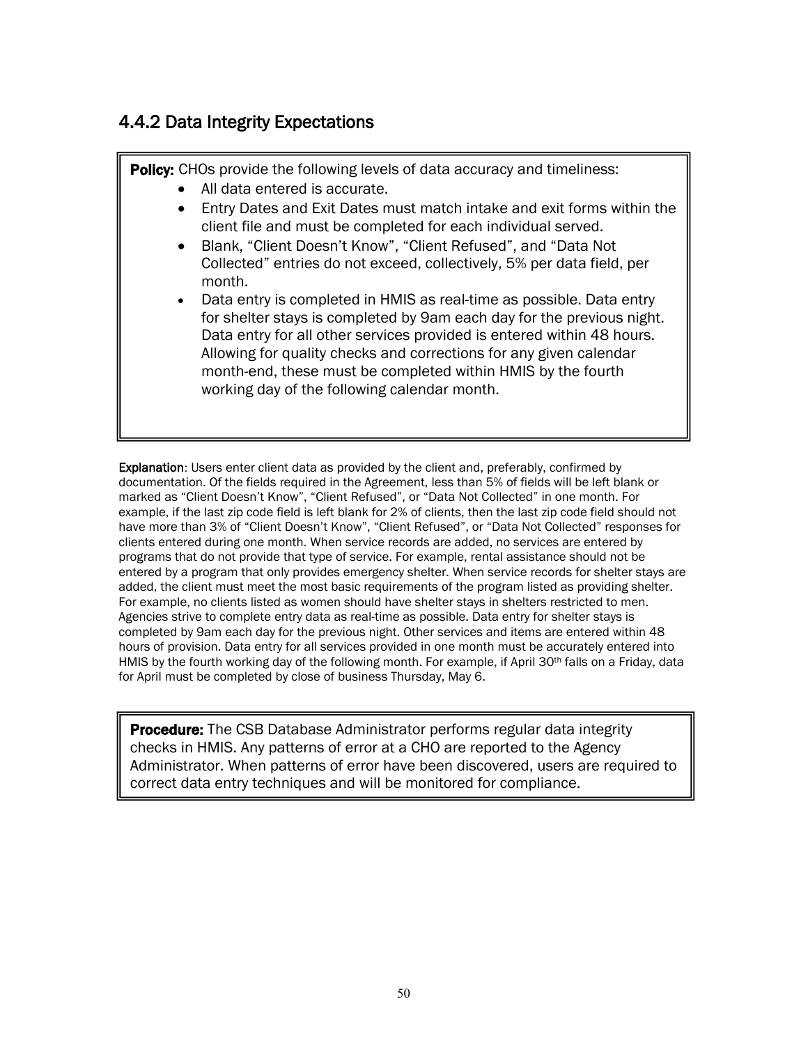### 4.4.2 Data Integrity Expectations

**Policy:** CHOs provide the following levels of data accuracy and timeliness:

- All data entered is accurate.
- Entry Dates and Exit Dates must match intake and exit forms within the client file and must be completed for each individual served.
- Blank, "Client Doesn't Know", "Client Refused", and "Data Not Collected" entries do not exceed, collectively, 5% per data field, per month.
- Data entry is completed in HMIS as real-time as possible. Data entry for shelter stays is completed by 9am each day for the previous night. Data entry for all other services provided is entered within 48 hours. Allowing for quality checks and corrections for any given calendar month-end, these must be completed within HMIS by the fourth working day of the following calendar month.

**Explanation**: Users enter client data as provided by the client and, preferably, confirmed by documentation. Of the fields required in the Agreement, less than 5% of fields will be left blank or marked as "Client Doesn't Know", "Client Refused", or "Data Not Collected" in one month. For example, if the last zip code field is left blank for 2% of clients, then the last zip code field should not have more than 3% of "Client Doesn't Know", "Client Refused", or "Data Not Collected" responses for clients entered during one month. When service records are added, no services are entered by programs that do not provide that type of service. For example, rental assistance should not be entered by a program that only provides emergency shelter. When service records for shelter stays are added, the client must meet the most basic requirements of the program listed as providing shelter. For example, no clients listed as women should have shelter stays in shelters restricted to men. Agencies strive to complete entry data as real-time as possible. Data entry for shelter stays is completed by 9am each day for the previous night. Other services and items are entered within 48 hours of provision. Data entry for all services provided in one month must be accurately entered into HMIS by the fourth working day of the following month. For example, if April 30th falls on a Friday, data for April must be completed by close of business Thursday, May 6.

**Procedure:** The CSB Database Administrator performs regular data integrity checks in HMIS. Any patterns of error at a CHO are reported to the Agency Administrator. When patterns of error have been discovered, users are required to correct data entry techniques and will be monitored for compliance.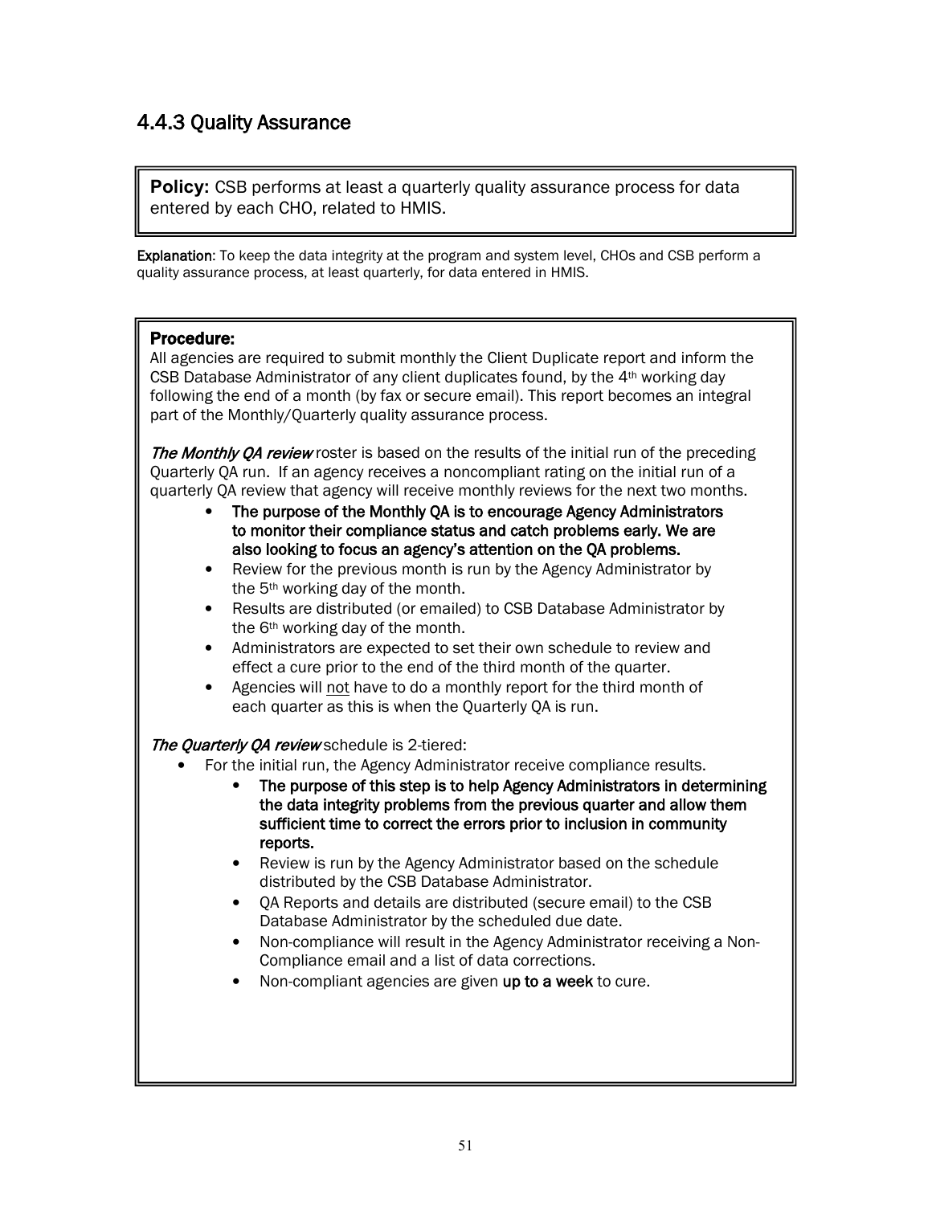### 4.4.3 Quality Assurance

**Policy:** CSB performs at least a quarterly quality assurance process for data entered by each CHO, related to HMIS.

**Explanation**: To keep the data integrity at the program and system level, CHOs and CSB perform a quality assurance process, at least quarterly, for data entered in HMIS.

**Procedure:**

All agencies are required to submit monthly the Client Duplicate report and inform the CSB Database Administrator of any client duplicates found, by the 4th working day following the end of a month (by fax or secure email). This report becomes an integral part of the Monthly/Quarterly quality assurance process.

***The Monthly QA review*** roster is based on the results of the initial run of the preceding Quarterly QA run. If an agency receives a noncompliant rating on the initial run of a quarterly QA review that agency will receive monthly reviews for the next two months.

- **The purpose of the Monthly QA is to encourage Agency Administrators to monitor their compliance status and catch problems early. We are also looking to focus an agency's attention on the QA problems.**
- Review for the previous month is run by the Agency Administrator by the 5th working day of the month.
- Results are distributed (or emailed) to CSB Database Administrator by the 6th working day of the month.
- Administrators are expected to set their own schedule to review and effect a cure prior to the end of the third month of the quarter.
- Agencies will <u>not</u> have to do a monthly report for the third month of each quarter as this is when the Quarterly QA is run.

***The Quarterly QA review*** schedule is 2-tiered:

- For the initial run, the Agency Administrator receive compliance results.
  - **The purpose of this step is to help Agency Administrators in determining the data integrity problems from the previous quarter and allow them sufficient time to correct the errors prior to inclusion in community reports.**
  - Review is run by the Agency Administrator based on the schedule distributed by the CSB Database Administrator.
  - QA Reports and details are distributed (secure email) to the CSB Database Administrator by the scheduled due date.
  - Non-compliance will result in the Agency Administrator receiving a Non-Compliance email and a list of data corrections.
  - Non-compliant agencies are given **up to a week** to cure.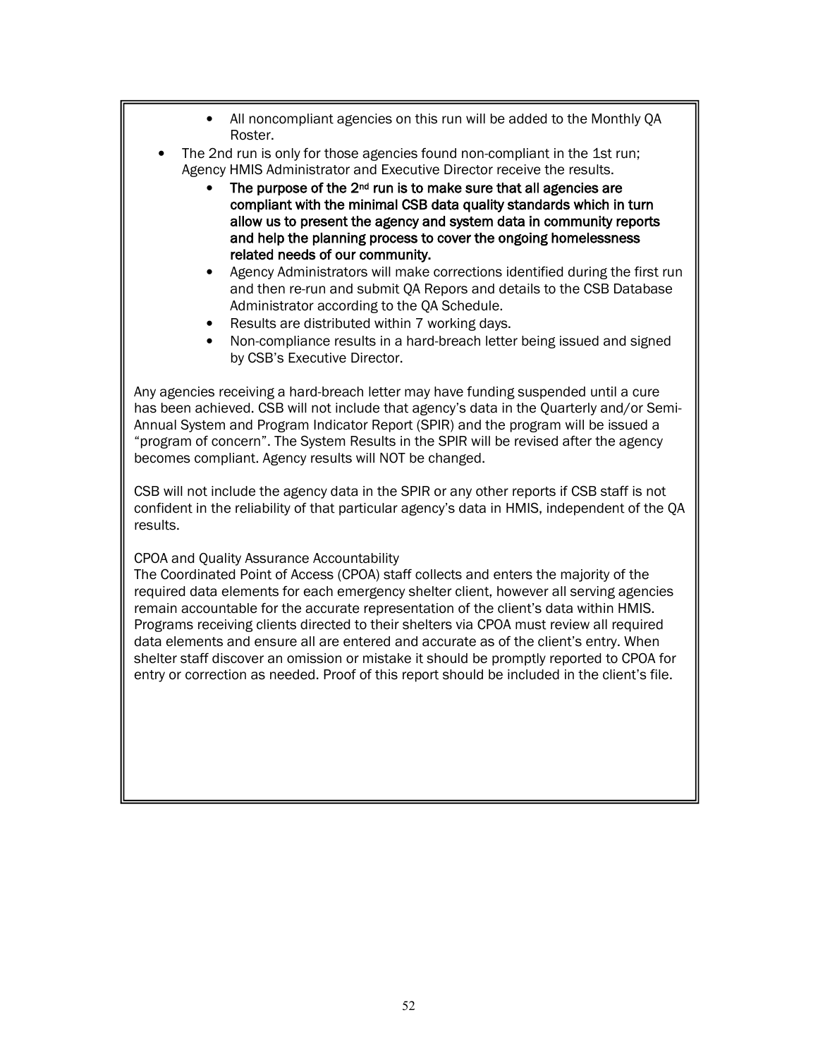- All noncompliant agencies on this run will be added to the Monthly QA Roster.

- The 2nd run is only for those agencies found non-compliant in the 1st run; Agency HMIS Administrator and Executive Director receive the results.
  - **The purpose of the 2nd run is to make sure that all agencies are compliant with the minimal CSB data quality standards which in turn allow us to present the agency and system data in community reports and help the planning process to cover the ongoing homelessness related needs of our community.**
  - Agency Administrators will make corrections identified during the first run and then re-run and submit QA Repors and details to the CSB Database Administrator according to the QA Schedule.
  - Results are distributed within 7 working days.
  - Non-compliance results in a hard-breach letter being issued and signed by CSB's Executive Director.

Any agencies receiving a hard-breach letter may have funding suspended until a cure has been achieved. CSB will not include that agency's data in the Quarterly and/or Semi-Annual System and Program Indicator Report (SPIR) and the program will be issued a "program of concern". The System Results in the SPIR will be revised after the agency becomes compliant. Agency results will NOT be changed.

CSB will not include the agency data in the SPIR or any other reports if CSB staff is not confident in the reliability of that particular agency's data in HMIS, independent of the QA results.

CPOA and Quality Assurance Accountability

The Coordinated Point of Access (CPOA) staff collects and enters the majority of the required data elements for each emergency shelter client, however all serving agencies remain accountable for the accurate representation of the client's data within HMIS. Programs receiving clients directed to their shelters via CPOA must review all required data elements and ensure all are entered and accurate as of the client's entry. When shelter staff discover an omission or mistake it should be promptly reported to CPOA for entry or correction as needed. Proof of this report should be included in the client's file.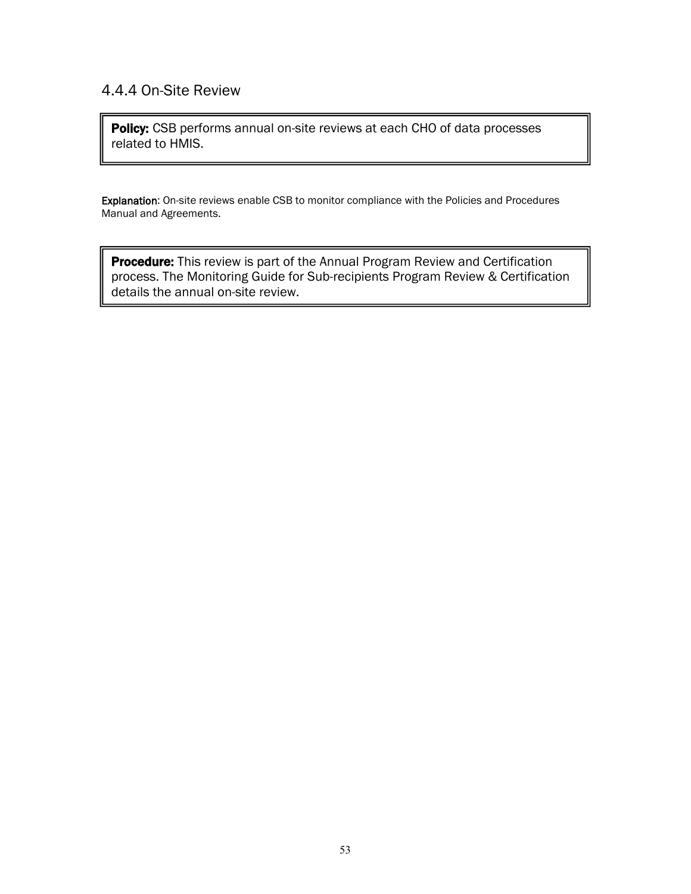### 4.4.4 On-Site Review

**Policy:** CSB performs annual on-site reviews at each CHO of data processes related to HMIS.

**Explanation**: On-site reviews enable CSB to monitor compliance with the Policies and Procedures Manual and Agreements.

**Procedure:** This review is part of the Annual Program Review and Certification process. The Monitoring Guide for Sub-recipients Program Review & Certification details the annual on-site review.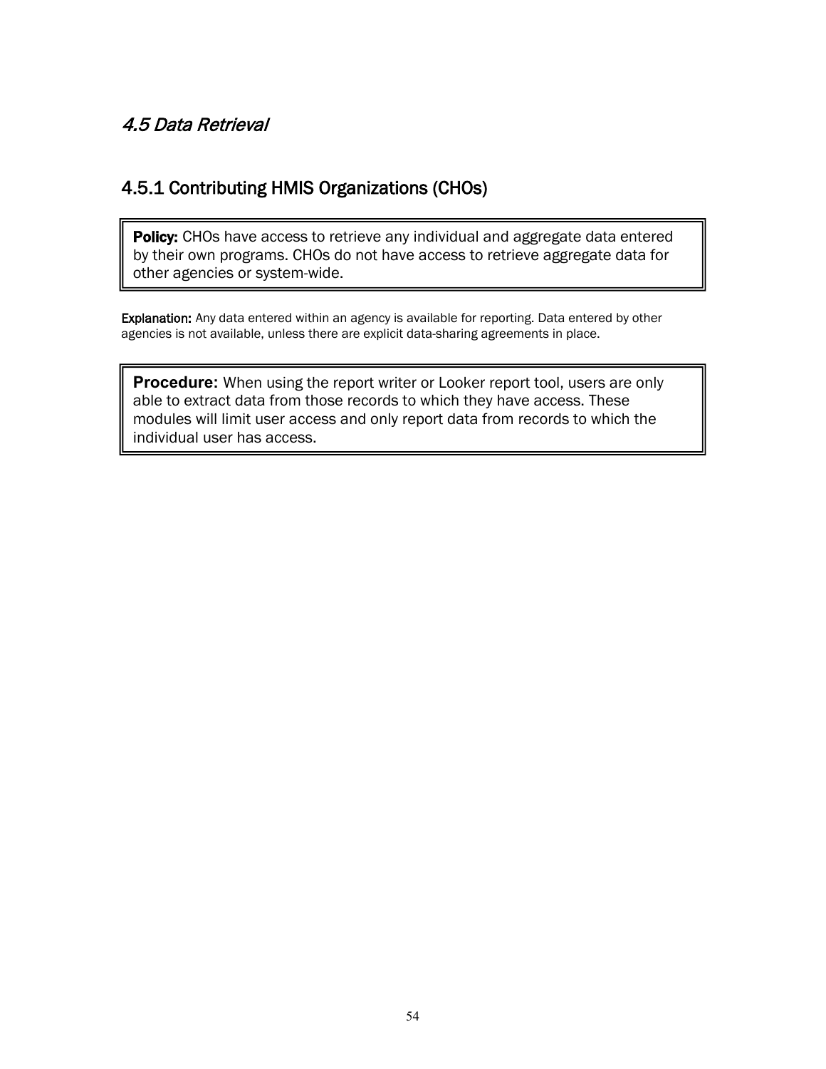## *4.5 Data Retrieval*

### 4.5.1 Contributing HMIS Organizations (CHOs)

**Policy:** CHOs have access to retrieve any individual and aggregate data entered by their own programs. CHOs do not have access to retrieve aggregate data for other agencies or system-wide.

**Explanation:** Any data entered within an agency is available for reporting. Data entered by other agencies is not available, unless there are explicit data-sharing agreements in place.

**Procedure:** When using the report writer or Looker report tool, users are only able to extract data from those records to which they have access. These modules will limit user access and only report data from records to which the individual user has access.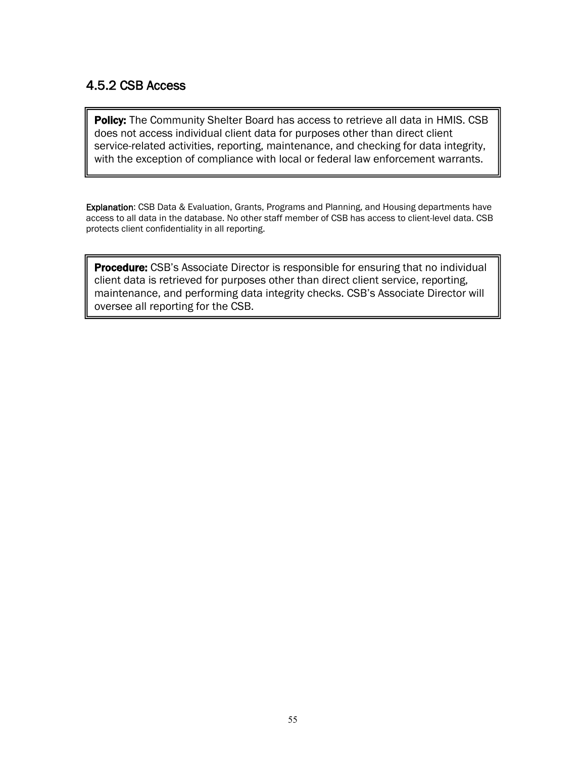### 4.5.2 CSB Access

**Policy:** The Community Shelter Board has access to retrieve all data in HMIS. CSB does not access individual client data for purposes other than direct client service-related activities, reporting, maintenance, and checking for data integrity, with the exception of compliance with local or federal law enforcement warrants.

**Explanation**: CSB Data & Evaluation, Grants, Programs and Planning, and Housing departments have access to all data in the database. No other staff member of CSB has access to client-level data. CSB protects client confidentiality in all reporting.

**Procedure:** CSB's Associate Director is responsible for ensuring that no individual client data is retrieved for purposes other than direct client service, reporting, maintenance, and performing data integrity checks. CSB's Associate Director will oversee all reporting for the CSB.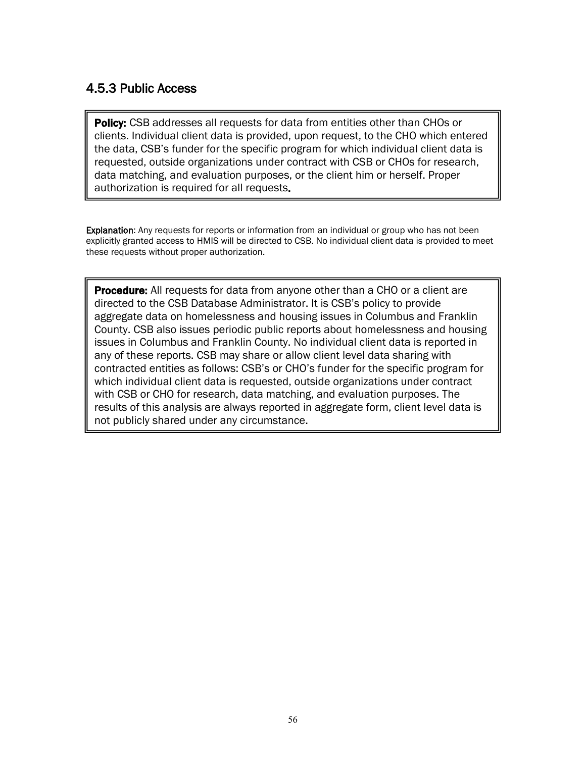### 4.5.3 Public Access

**Policy:** CSB addresses all requests for data from entities other than CHOs or clients. Individual client data is provided, upon request, to the CHO which entered the data, CSB's funder for the specific program for which individual client data is requested, outside organizations under contract with CSB or CHOs for research, data matching, and evaluation purposes, or the client him or herself. Proper authorization is required for all requests**.**

**Explanation**: Any requests for reports or information from an individual or group who has not been explicitly granted access to HMIS will be directed to CSB. No individual client data is provided to meet these requests without proper authorization.

**Procedure:** All requests for data from anyone other than a CHO or a client are directed to the CSB Database Administrator. It is CSB's policy to provide aggregate data on homelessness and housing issues in Columbus and Franklin County. CSB also issues periodic public reports about homelessness and housing issues in Columbus and Franklin County. No individual client data is reported in any of these reports. CSB may share or allow client level data sharing with contracted entities as follows: CSB's or CHO's funder for the specific program for which individual client data is requested, outside organizations under contract with CSB or CHO for research, data matching, and evaluation purposes. The results of this analysis are always reported in aggregate form, client level data is not publicly shared under any circumstance.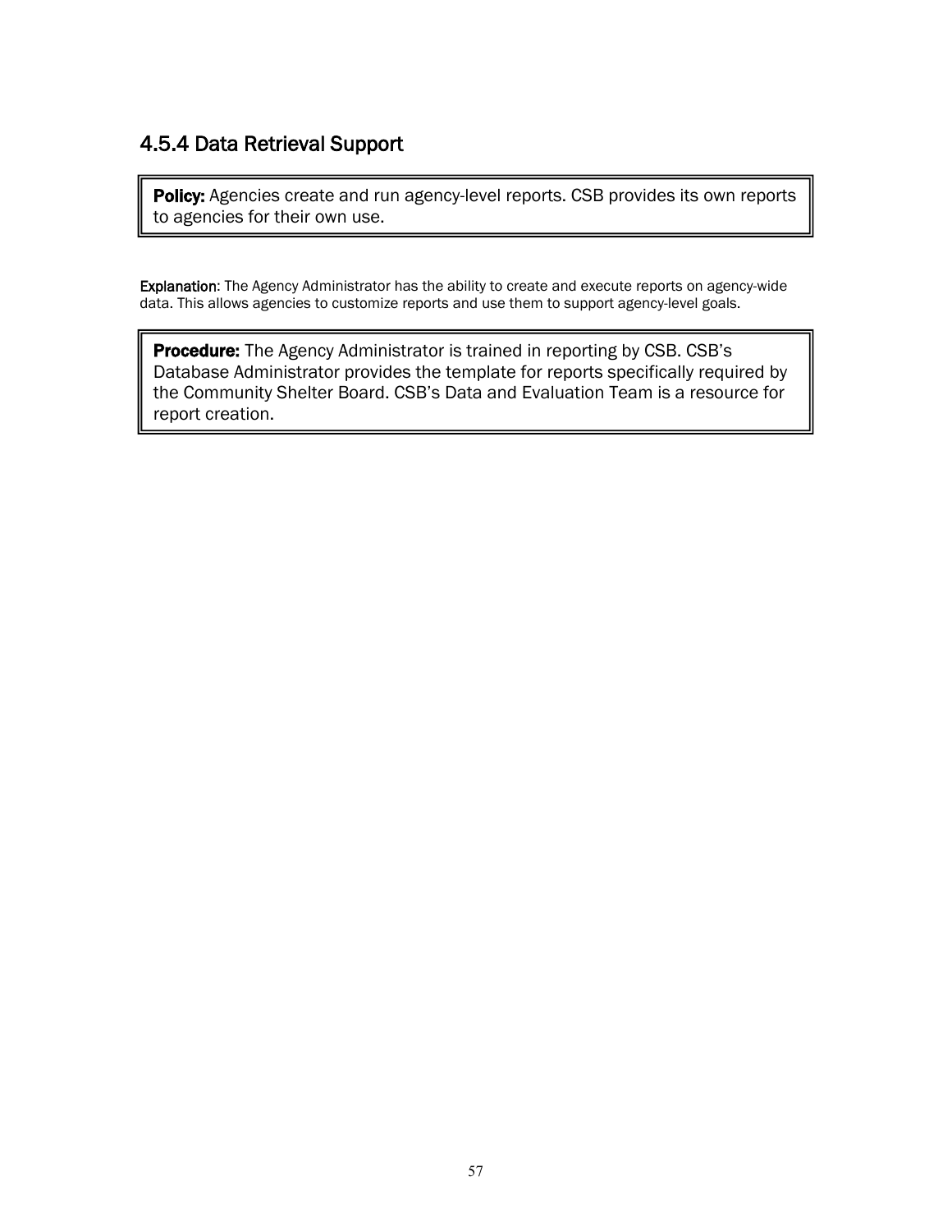### 4.5.4 Data Retrieval Support

**Policy:** Agencies create and run agency-level reports. CSB provides its own reports to agencies for their own use.

**Explanation**: The Agency Administrator has the ability to create and execute reports on agency-wide data. This allows agencies to customize reports and use them to support agency-level goals.

**Procedure:** The Agency Administrator is trained in reporting by CSB. CSB's Database Administrator provides the template for reports specifically required by the Community Shelter Board. CSB's Data and Evaluation Team is a resource for report creation.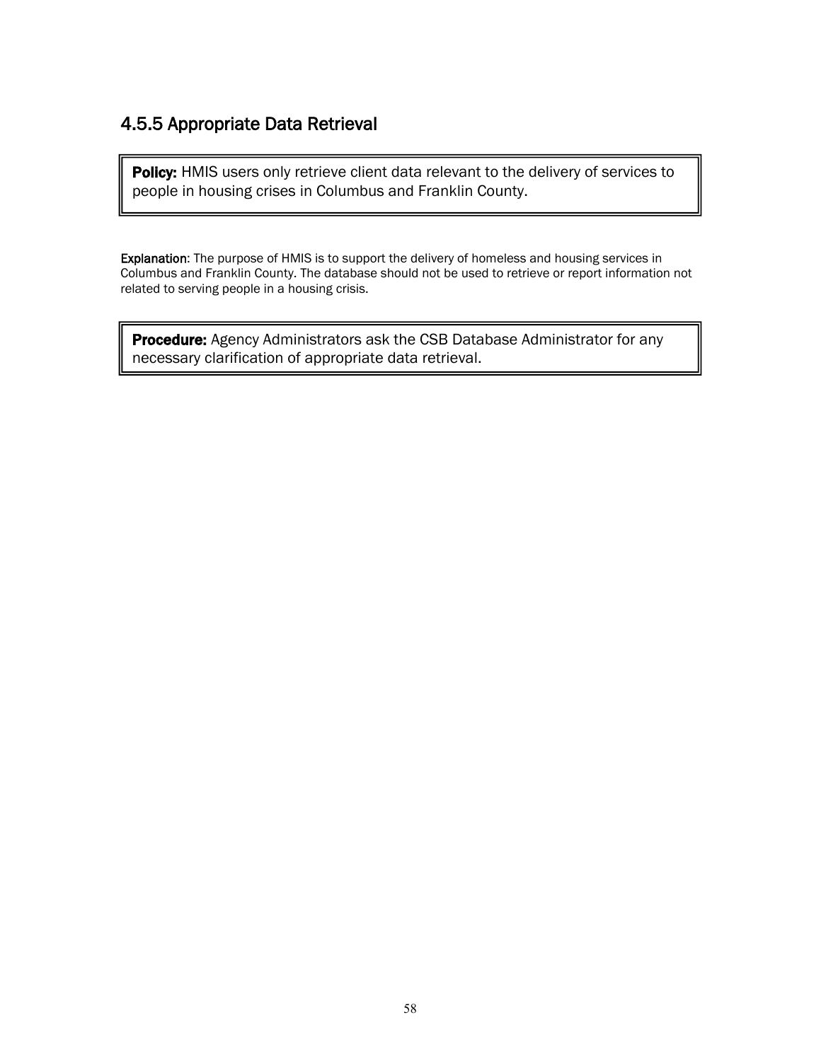### 4.5.5 Appropriate Data Retrieval

**Policy:** HMIS users only retrieve client data relevant to the delivery of services to people in housing crises in Columbus and Franklin County.

**Explanation:** The purpose of HMIS is to support the delivery of homeless and housing services in Columbus and Franklin County. The database should not be used to retrieve or report information not related to serving people in a housing crisis.

**Procedure:** Agency Administrators ask the CSB Database Administrator for any necessary clarification of appropriate data retrieval.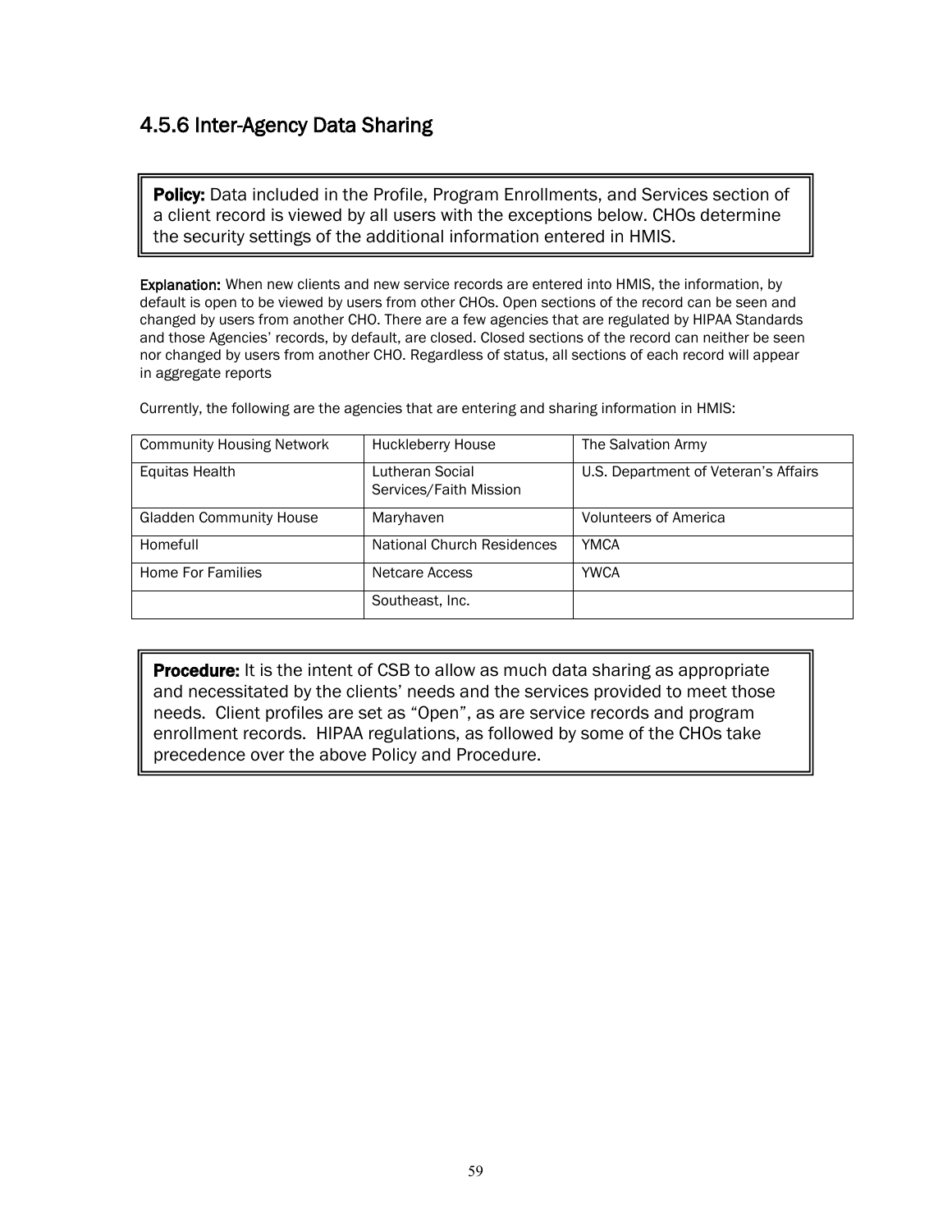## 4.5.6 Inter-Agency Data Sharing

**Policy:** Data included in the Profile, Program Enrollments, and Services section of a client record is viewed by all users with the exceptions below. CHOs determine the security settings of the additional information entered in HMIS.

**Explanation:** When new clients and new service records are entered into HMIS, the information, by default is open to be viewed by users from other CHOs. Open sections of the record can be seen and changed by users from another CHO. There are a few agencies that are regulated by HIPAA Standards and those Agencies' records, by default, are closed. Closed sections of the record can neither be seen nor changed by users from another CHO. Regardless of status, all sections of each record will appear in aggregate reports

Currently, the following are the agencies that are entering and sharing information in HMIS:

| | | |
|---|---|---|
| Community Housing Network | Huckleberry House | The Salvation Army |
| Equitas Health | Lutheran Social Services/Faith Mission | U.S. Department of Veteran's Affairs |
| Gladden Community House | Maryhaven | Volunteers of America |
| Homefull | National Church Residences | YMCA |
| Home For Families | Netcare Access | YWCA |
| | Southeast, Inc. | |

**Procedure:** It is the intent of CSB to allow as much data sharing as appropriate and necessitated by the clients' needs and the services provided to meet those needs. Client profiles are set as "Open", as are service records and program enrollment records. HIPAA regulations, as followed by some of the CHOs take precedence over the above Policy and Procedure.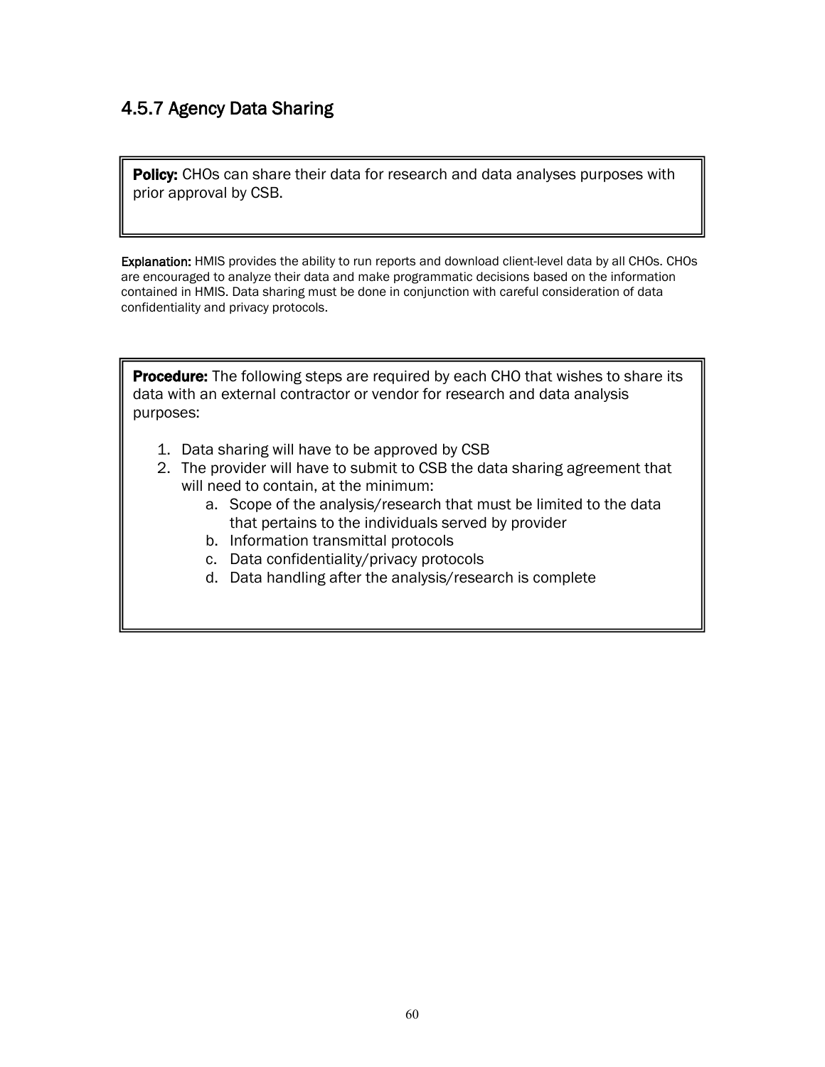## 4.5.7 Agency Data Sharing

**Policy:** CHOs can share their data for research and data analyses purposes with prior approval by CSB.

**Explanation:** HMIS provides the ability to run reports and download client-level data by all CHOs. CHOs are encouraged to analyze their data and make programmatic decisions based on the information contained in HMIS. Data sharing must be done in conjunction with careful consideration of data confidentiality and privacy protocols.

**Procedure:** The following steps are required by each CHO that wishes to share its data with an external contractor or vendor for research and data analysis purposes:

1. Data sharing will have to be approved by CSB
2. The provider will have to submit to CSB the data sharing agreement that will need to contain, at the minimum:
    a. Scope of the analysis/research that must be limited to the data that pertains to the individuals served by provider
    b. Information transmittal protocols
    c. Data confidentiality/privacy protocols
    d. Data handling after the analysis/research is complete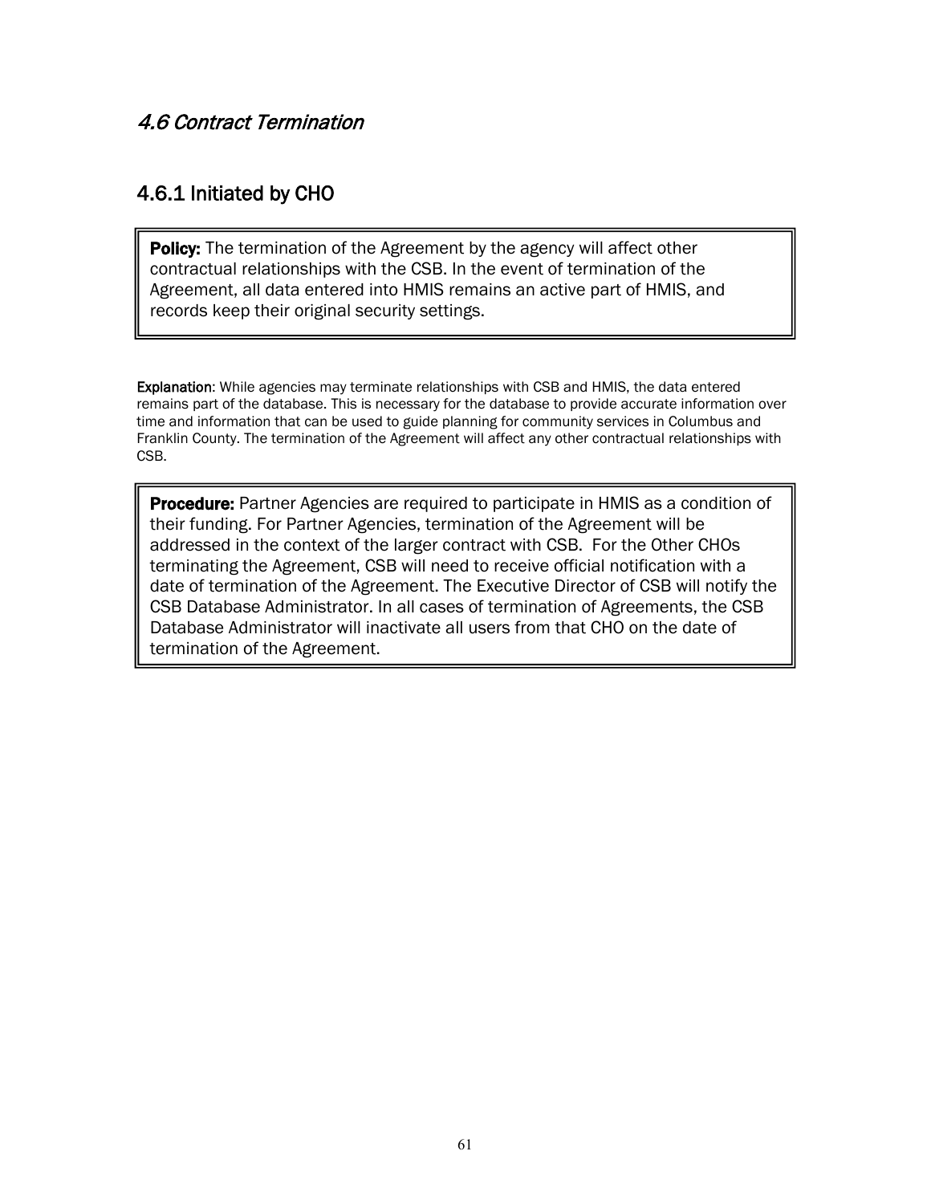## *4.6 Contract Termination*

### 4.6.1 Initiated by CHO

**Policy:** The termination of the Agreement by the agency will affect other contractual relationships with the CSB. In the event of termination of the Agreement, all data entered into HMIS remains an active part of HMIS, and records keep their original security settings.

**Explanation**: While agencies may terminate relationships with CSB and HMIS, the data entered remains part of the database. This is necessary for the database to provide accurate information over time and information that can be used to guide planning for community services in Columbus and Franklin County. The termination of the Agreement will affect any other contractual relationships with CSB.

**Procedure:** Partner Agencies are required to participate in HMIS as a condition of their funding. For Partner Agencies, termination of the Agreement will be addressed in the context of the larger contract with CSB. For the Other CHOs terminating the Agreement, CSB will need to receive official notification with a date of termination of the Agreement. The Executive Director of CSB will notify the CSB Database Administrator. In all cases of termination of Agreements, the CSB Database Administrator will inactivate all users from that CHO on the date of termination of the Agreement.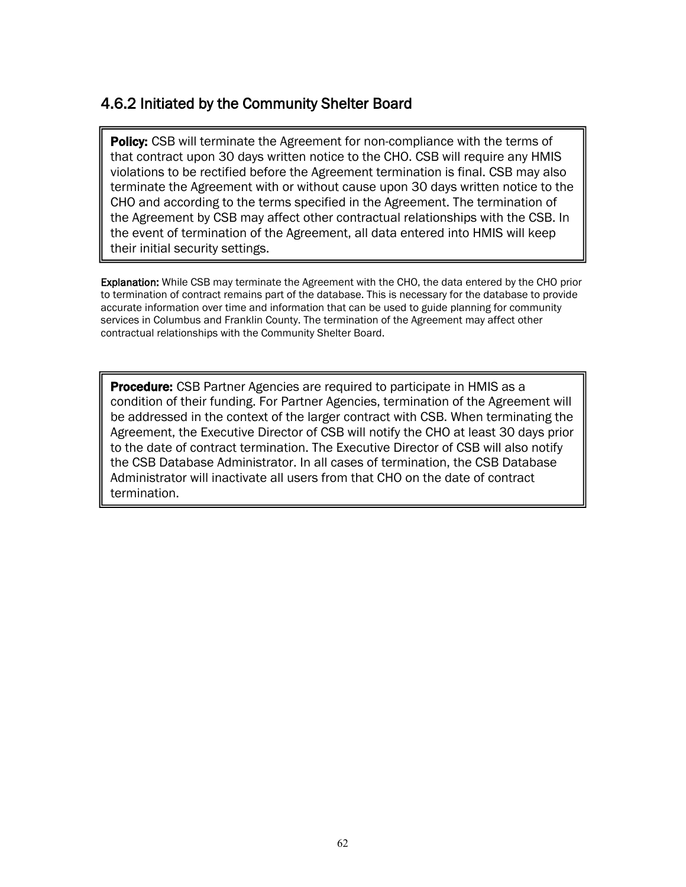### 4.6.2 Initiated by the Community Shelter Board

**Policy:** CSB will terminate the Agreement for non-compliance with the terms of that contract upon 30 days written notice to the CHO. CSB will require any HMIS violations to be rectified before the Agreement termination is final. CSB may also terminate the Agreement with or without cause upon 30 days written notice to the CHO and according to the terms specified in the Agreement. The termination of the Agreement by CSB may affect other contractual relationships with the CSB. In the event of termination of the Agreement, all data entered into HMIS will keep their initial security settings.

**Explanation:** While CSB may terminate the Agreement with the CHO, the data entered by the CHO prior to termination of contract remains part of the database. This is necessary for the database to provide accurate information over time and information that can be used to guide planning for community services in Columbus and Franklin County. The termination of the Agreement may affect other contractual relationships with the Community Shelter Board.

**Procedure:** CSB Partner Agencies are required to participate in HMIS as a condition of their funding. For Partner Agencies, termination of the Agreement will be addressed in the context of the larger contract with CSB. When terminating the Agreement, the Executive Director of CSB will notify the CHO at least 30 days prior to the date of contract termination. The Executive Director of CSB will also notify the CSB Database Administrator. In all cases of termination, the CSB Database Administrator will inactivate all users from that CHO on the date of contract termination.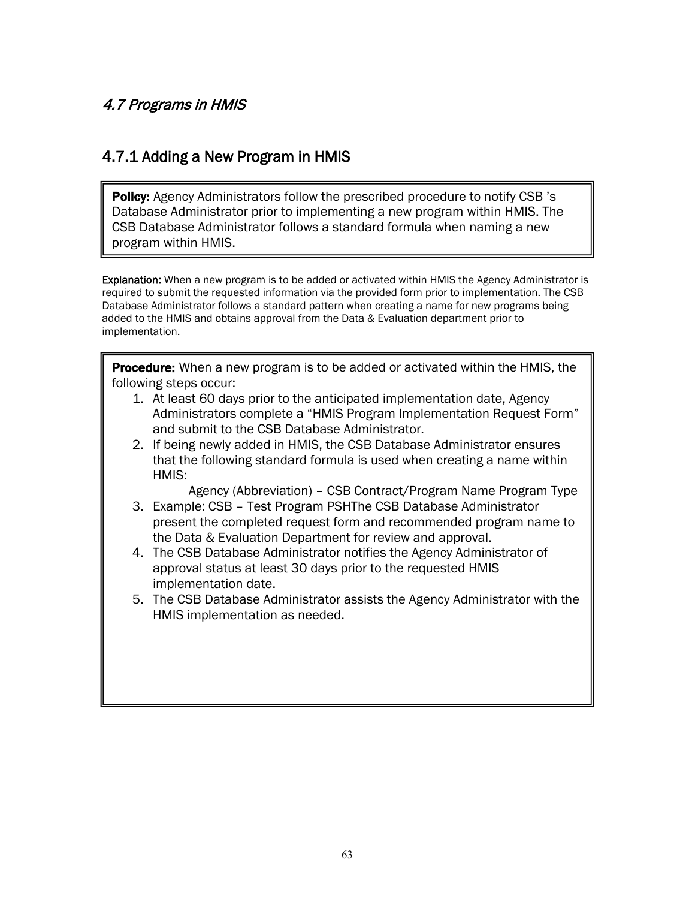## *4.7 Programs in HMIS*

### 4.7.1 Adding a New Program in HMIS

**Policy:** Agency Administrators follow the prescribed procedure to notify CSB 's Database Administrator prior to implementing a new program within HMIS. The CSB Database Administrator follows a standard formula when naming a new program within HMIS.

**Explanation:** When a new program is to be added or activated within HMIS the Agency Administrator is required to submit the requested information via the provided form prior to implementation. The CSB Database Administrator follows a standard pattern when creating a name for new programs being added to the HMIS and obtains approval from the Data & Evaluation department prior to implementation.

**Procedure:** When a new program is to be added or activated within the HMIS, the following steps occur:

1. At least 60 days prior to the anticipated implementation date, Agency Administrators complete a "HMIS Program Implementation Request Form" and submit to the CSB Database Administrator.
2. If being newly added in HMIS, the CSB Database Administrator ensures that the following standard formula is used when creating a name within HMIS:
   
   Agency (Abbreviation) – CSB Contract/Program Name Program Type
3. Example: CSB – Test Program PSHThe CSB Database Administrator present the completed request form and recommended program name to the Data & Evaluation Department for review and approval.
4. The CSB Database Administrator notifies the Agency Administrator of approval status at least 30 days prior to the requested HMIS implementation date.
5. The CSB Database Administrator assists the Agency Administrator with the HMIS implementation as needed.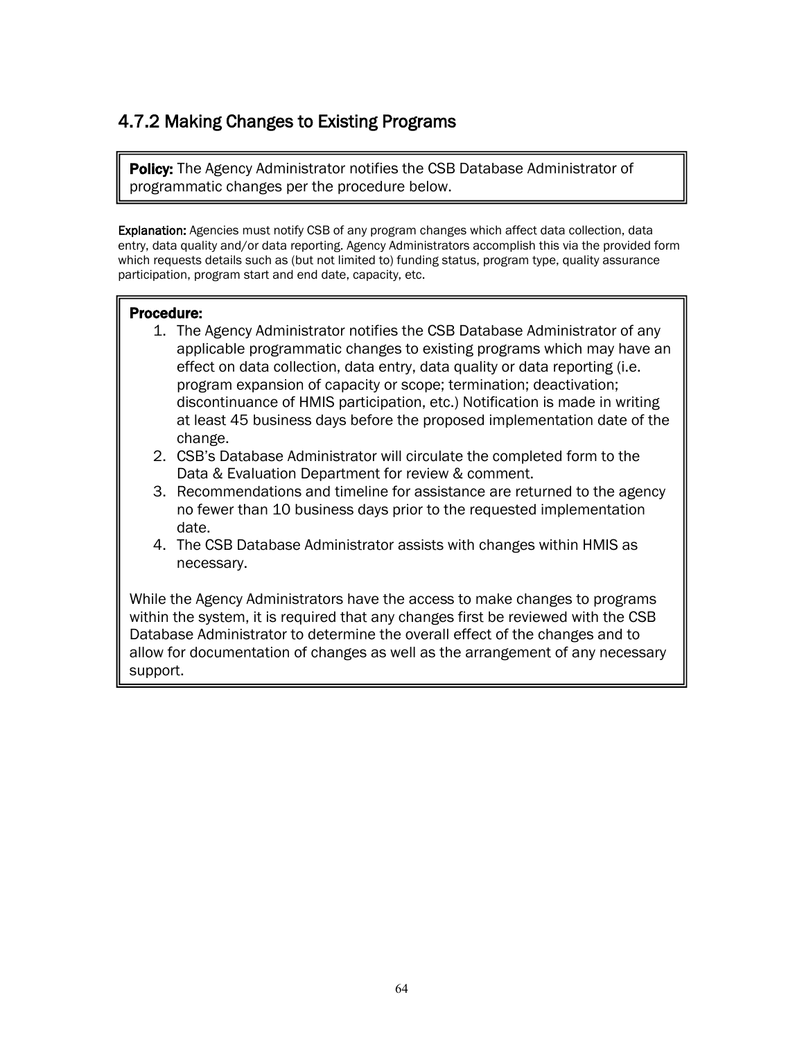### 4.7.2 Making Changes to Existing Programs

**Policy:** The Agency Administrator notifies the CSB Database Administrator of programmatic changes per the procedure below.

**Explanation:** Agencies must notify CSB of any program changes which affect data collection, data entry, data quality and/or data reporting. Agency Administrators accomplish this via the provided form which requests details such as (but not limited to) funding status, program type, quality assurance participation, program start and end date, capacity, etc.

**Procedure:**

1. The Agency Administrator notifies the CSB Database Administrator of any applicable programmatic changes to existing programs which may have an effect on data collection, data entry, data quality or data reporting (i.e. program expansion of capacity or scope; termination; deactivation; discontinuance of HMIS participation, etc.) Notification is made in writing at least 45 business days before the proposed implementation date of the change.
2. CSB's Database Administrator will circulate the completed form to the Data & Evaluation Department for review & comment.
3. Recommendations and timeline for assistance are returned to the agency no fewer than 10 business days prior to the requested implementation date.
4. The CSB Database Administrator assists with changes within HMIS as necessary.

While the Agency Administrators have the access to make changes to programs within the system, it is required that any changes first be reviewed with the CSB Database Administrator to determine the overall effect of the changes and to allow for documentation of changes as well as the arrangement of any necessary support.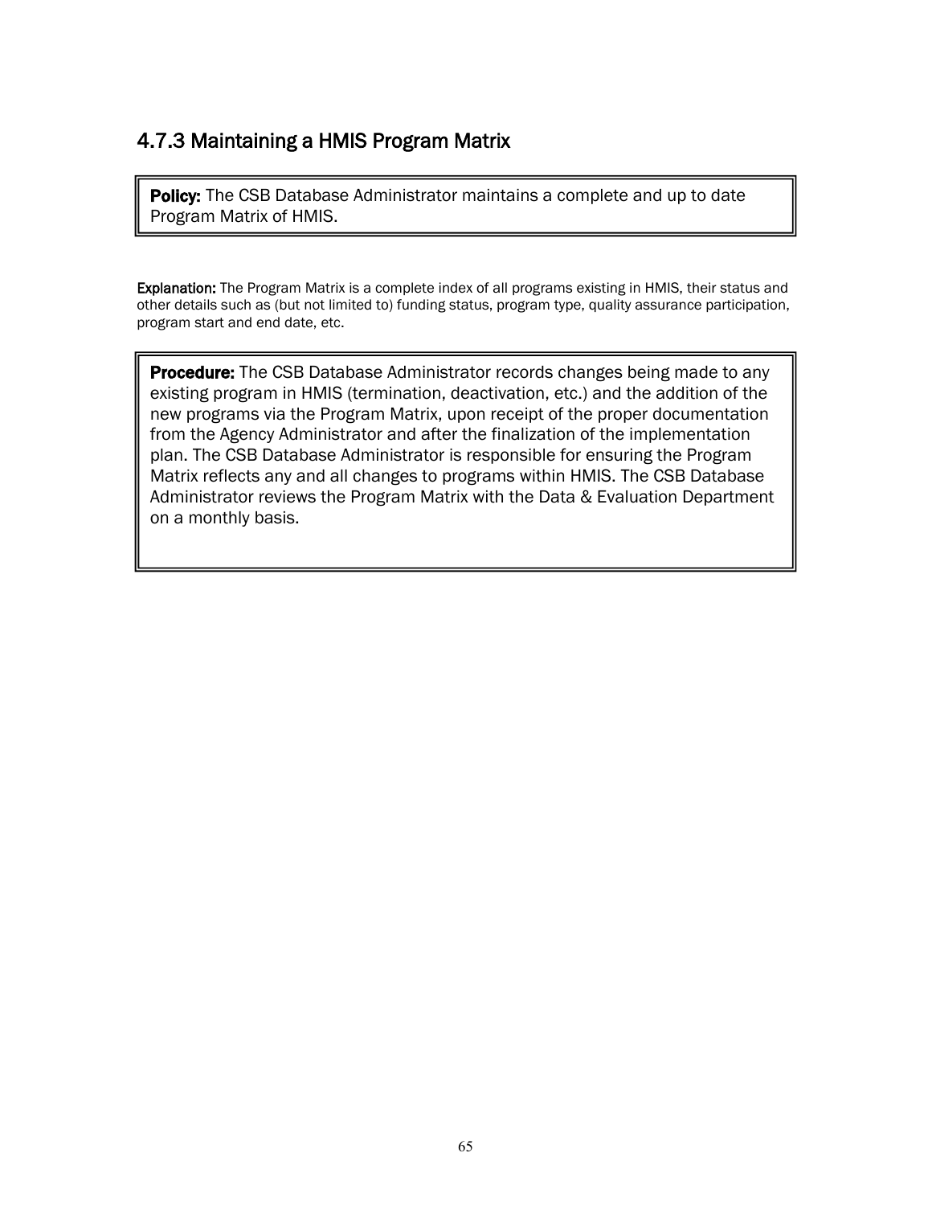### 4.7.3 Maintaining a HMIS Program Matrix

**Policy:** The CSB Database Administrator maintains a complete and up to date Program Matrix of HMIS.

**Explanation:** The Program Matrix is a complete index of all programs existing in HMIS, their status and other details such as (but not limited to) funding status, program type, quality assurance participation, program start and end date, etc.

**Procedure:** The CSB Database Administrator records changes being made to any existing program in HMIS (termination, deactivation, etc.) and the addition of the new programs via the Program Matrix, upon receipt of the proper documentation from the Agency Administrator and after the finalization of the implementation plan. The CSB Database Administrator is responsible for ensuring the Program Matrix reflects any and all changes to programs within HMIS. The CSB Database Administrator reviews the Program Matrix with the Data & Evaluation Department on a monthly basis.